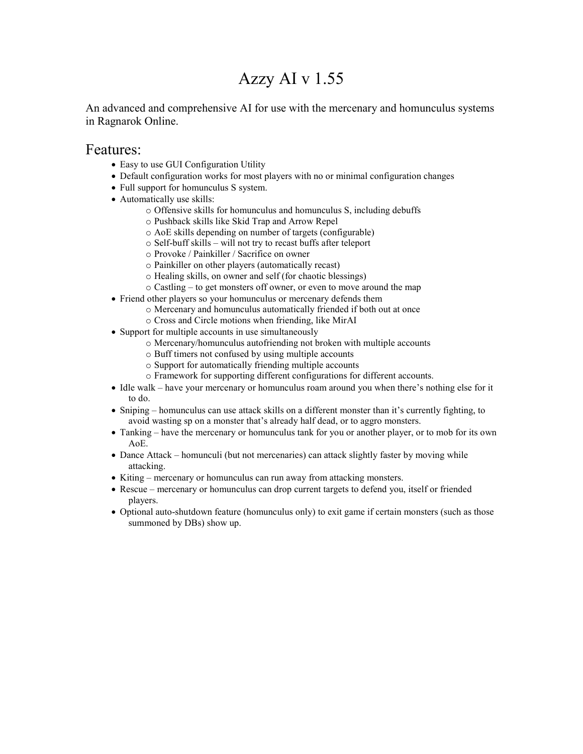# Azzy AI v 1.55

An advanced and comprehensive AI for use with the mercenary and homunculus systems in Ragnarok Online.

## Features:

- Easy to use GUI Configuration Utility
- Default configuration works for most players with no or minimal configuration changes
- Full support for homunculus S system.
- Automatically use skills:
    - Offensive skills for homunculus and homunculus S, including debuffs
    - Pushback skills like Skid Trap and Arrow Repel
    - AoE skills depending on number of targets (configurable)
    - Self-buff skills – will not try to recast buffs after teleport
    - Provoke / Painkiller / Sacrifice on owner
    - Painkiller on other players (automatically recast)
    - Healing skills, on owner and self (for chaotic blessings)
    - Castling – to get monsters off owner, or even to move around the map
- Friend other players so your homunculus or mercenary defends them
    - Mercenary and homunculus automatically friended if both out at once
    - Cross and Circle motions when friending, like MirAI
- Support for multiple accounts in use simultaneously
    - Mercenary/homunculus autofriending not broken with multiple accounts
    - Buff timers not confused by using multiple accounts
    - Support for automatically friending multiple accounts
    - Framework for supporting different configurations for different accounts.
- Idle walk – have your mercenary or homunculus roam around you when there's nothing else for it to do.
- Sniping – homunculus can use attack skills on a different monster than it's currently fighting, to avoid wasting sp on a monster that's already half dead, or to aggro monsters.
- Tanking – have the mercenary or homunculus tank for you or another player, or to mob for its own AoE.
- Dance Attack – homunculi (but not mercenaries) can attack slightly faster by moving while attacking.
- Kiting – mercenary or homunculus can run away from attacking monsters.
- Rescue – mercenary or homunculus can drop current targets to defend you, itself or friended players.
- Optional auto-shutdown feature (homunculus only) to exit game if certain monsters (such as those summoned by DBs) show up.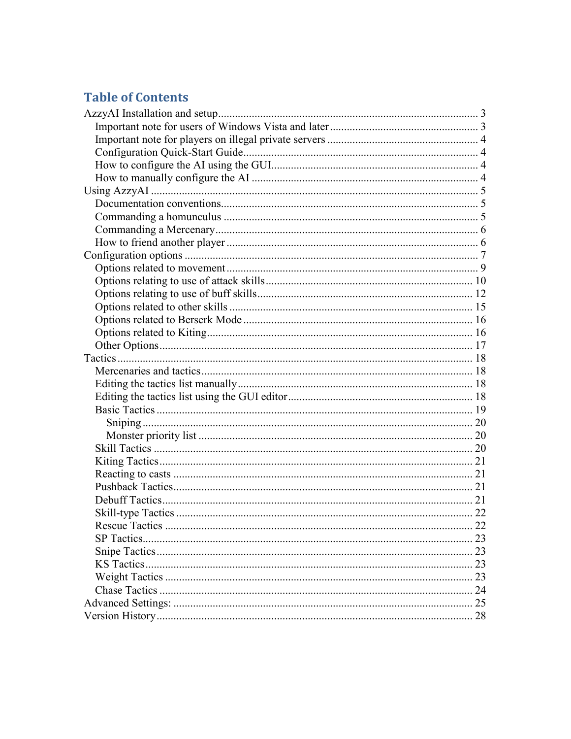## Table of Contents

- AzzyAI Installation and setup .......... 3
  - Important note for users of Windows Vista and later .......... 3
  - Important note for players on illegal private servers .......... 4
  - Configuration Quick-Start Guide .......... 4
  - How to configure the AI using the GUI .......... 4
  - How to manually configure the AI .......... 4
- Using AzzyAI .......... 5
  - Documentation conventions .......... 5
  - Commanding a homunculus .......... 5
  - Commanding a Mercenary .......... 6
  - How to friend another player .......... 6
- Configuration options .......... 7
  - Options related to movement .......... 9
  - Options relating to use of attack skills .......... 10
  - Options relating to use of buff skills .......... 12
  - Options related to other skills .......... 15
  - Options related to Berserk Mode .......... 16
  - Options related to Kiting .......... 16
  - Other Options .......... 17
- Tactics .......... 18
  - Mercenaries and tactics .......... 18
  - Editing the tactics list manually .......... 18
  - Editing the tactics list using the GUI editor .......... 18
  - Basic Tactics .......... 19
    - Sniping .......... 20
    - Monster priority list .......... 20
  - Skill Tactics .......... 20
  - Kiting Tactics .......... 21
  - Reacting to casts .......... 21
  - Pushback Tactics .......... 21
  - Debuff Tactics .......... 21
  - Skill-type Tactics .......... 22
  - Rescue Tactics .......... 22
  - SP Tactics .......... 23
  - Snipe Tactics .......... 23
  - KS Tactics .......... 23
  - Weight Tactics .......... 23
  - Chase Tactics .......... 24
- Advanced Settings: .......... 25
- Version History .......... 28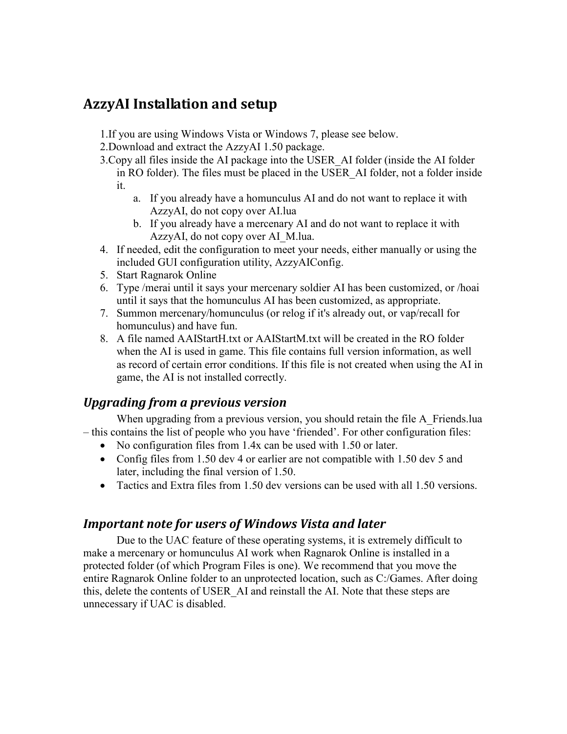## AzzyAI Installation and setup

1. If you are using Windows Vista or Windows 7, please see below.
2. Download and extract the AzzyAI 1.50 package.
3. Copy all files inside the AI package into the USER_AI folder (inside the AI folder in RO folder). The files must be placed in the USER_AI folder, not a folder inside it.
    a. If you already have a homunculus AI and do not want to replace it with AzzyAI, do not copy over AI.lua
    b. If you already have a mercenary AI and do not want to replace it with AzzyAI, do not copy over AI_M.lua.
4. If needed, edit the configuration to meet your needs, either manually or using the included GUI configuration utility, AzzyAIConfig.
5. Start Ragnarok Online
6. Type /merai until it says your mercenary soldier AI has been customized, or /hoai until it says that the homunculus AI has been customized, as appropriate.
7. Summon mercenary/homunculus (or relog if it's already out, or vap/recall for homunculus) and have fun.
8. A file named AAIStartH.txt or AAIStartM.txt will be created in the RO folder when the AI is used in game. This file contains full version information, as well as record of certain error conditions. If this file is not created when using the AI in game, the AI is not installed correctly.

### *Upgrading from a previous version*

When upgrading from a previous version, you should retain the file A_Friends.lua – this contains the list of people who you have 'friended'. For other configuration files:

- No configuration files from 1.4x can be used with 1.50 or later.
- Config files from 1.50 dev 4 or earlier are not compatible with 1.50 dev 5 and later, including the final version of 1.50.
- Tactics and Extra files from 1.50 dev versions can be used with all 1.50 versions.

### *Important note for users of Windows Vista and later*

Due to the UAC feature of these operating systems, it is extremely difficult to make a mercenary or homunculus AI work when Ragnarok Online is installed in a protected folder (of which Program Files is one). We recommend that you move the entire Ragnarok Online folder to an unprotected location, such as C:/Games. After doing this, delete the contents of USER_AI and reinstall the AI. Note that these steps are unnecessary if UAC is disabled.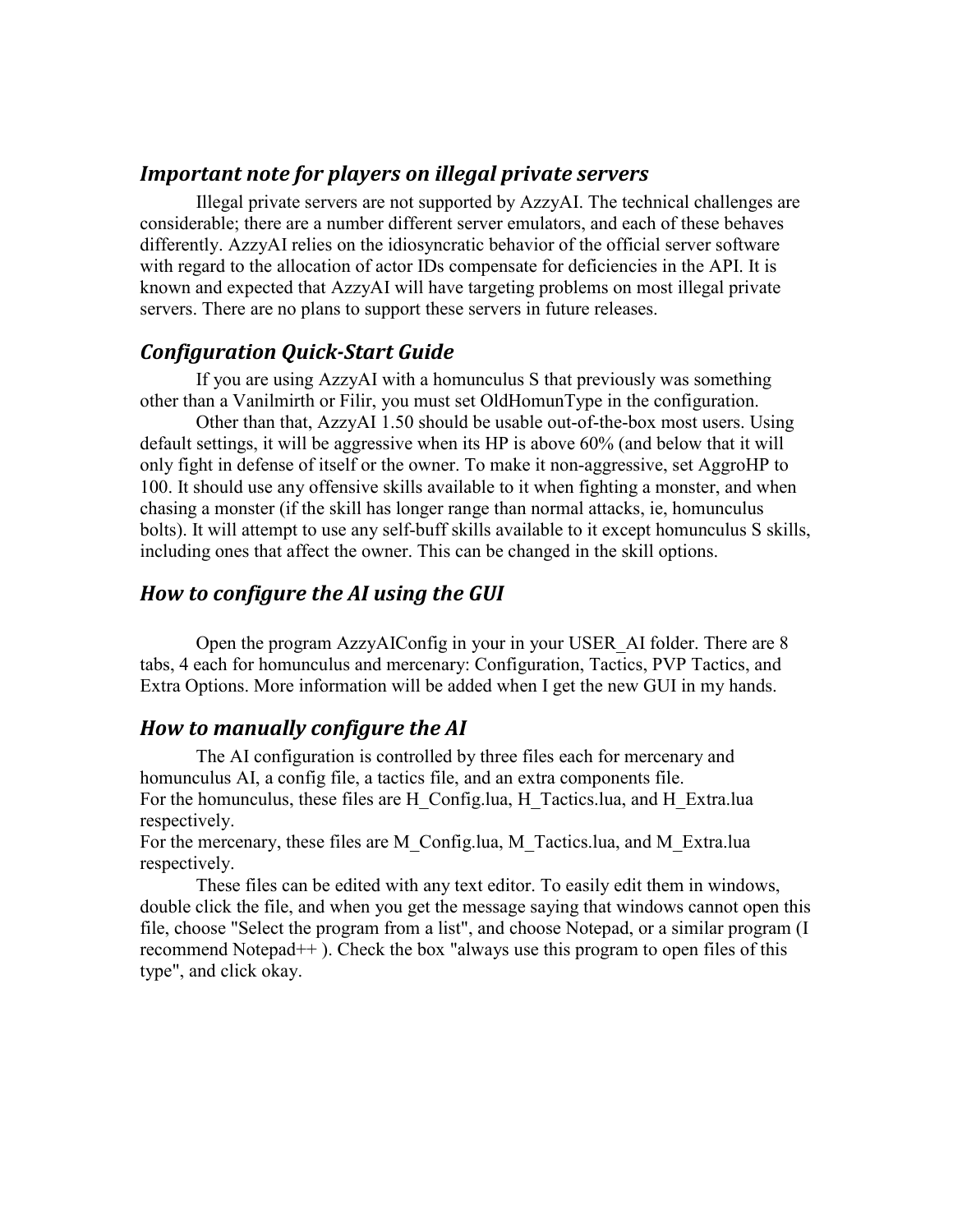## *Important note for players on illegal private servers*

Illegal private servers are not supported by AzzyAI. The technical challenges are considerable; there are a number different server emulators, and each of these behaves differently. AzzyAI relies on the idiosyncratic behavior of the official server software with regard to the allocation of actor IDs compensate for deficiencies in the API. It is known and expected that AzzyAI will have targeting problems on most illegal private servers. There are no plans to support these servers in future releases.

## *Configuration Quick-Start Guide*

If you are using AzzyAI with a homunculus S that previously was something other than a Vanilmirth or Filir, you must set OldHomunType in the configuration.

Other than that, AzzyAI 1.50 should be usable out-of-the-box most users. Using default settings, it will be aggressive when its HP is above 60% (and below that it will only fight in defense of itself or the owner. To make it non-aggressive, set AggroHP to 100. It should use any offensive skills available to it when fighting a monster, and when chasing a monster (if the skill has longer range than normal attacks, ie, homunculus bolts). It will attempt to use any self-buff skills available to it except homunculus S skills, including ones that affect the owner. This can be changed in the skill options.

## *How to configure the AI using the GUI*

Open the program AzzyAIConfig in your in your USER_AI folder. There are 8 tabs, 4 each for homunculus and mercenary: Configuration, Tactics, PVP Tactics, and Extra Options. More information will be added when I get the new GUI in my hands.

## *How to manually configure the AI*

The AI configuration is controlled by three files each for mercenary and homunculus AI, a config file, a tactics file, and an extra components file.
For the homunculus, these files are H_Config.lua, H_Tactics.lua, and H_Extra.lua respectively.
For the mercenary, these files are M_Config.lua, M_Tactics.lua, and M_Extra.lua respectively.

These files can be edited with any text editor. To easily edit them in windows, double click the file, and when you get the message saying that windows cannot open this file, choose "Select the program from a list", and choose Notepad, or a similar program (I recommend Notepad++ ). Check the box "always use this program to open files of this type", and click okay.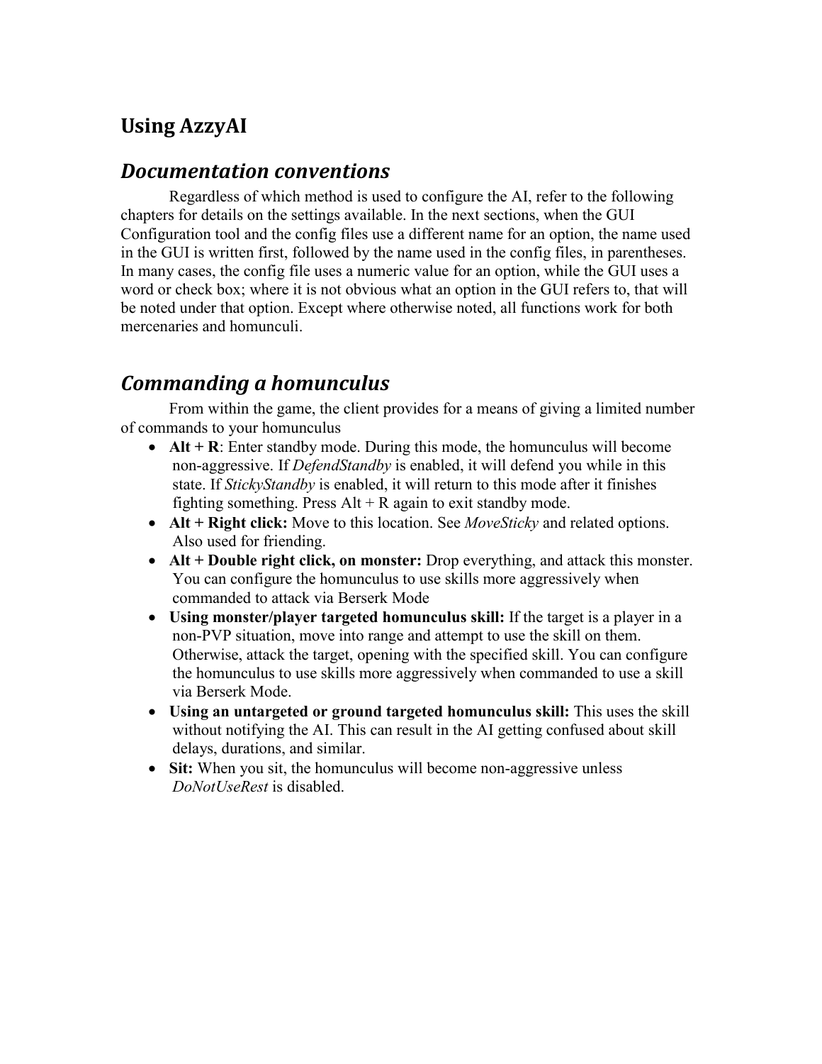# Using AzzyAI

## *Documentation conventions*

Regardless of which method is used to configure the AI, refer to the following chapters for details on the settings available. In the next sections, when the GUI Configuration tool and the config files use a different name for an option, the name used in the GUI is written first, followed by the name used in the config files, in parentheses. In many cases, the config file uses a numeric value for an option, while the GUI uses a word or check box; where it is not obvious what an option in the GUI refers to, that will be noted under that option. Except where otherwise noted, all functions work for both mercenaries and homunculi.

## *Commanding a homunculus*

From within the game, the client provides for a means of giving a limited number of commands to your homunculus

- **Alt + R**: Enter standby mode. During this mode, the homunculus will become non-aggressive. If *DefendStandby* is enabled, it will defend you while in this state. If *StickyStandby* is enabled, it will return to this mode after it finishes fighting something. Press Alt + R again to exit standby mode.
- **Alt + Right click:** Move to this location. See *MoveSticky* and related options. Also used for friending.
- **Alt + Double right click, on monster:** Drop everything, and attack this monster. You can configure the homunculus to use skills more aggressively when commanded to attack via Berserk Mode
- **Using monster/player targeted homunculus skill:** If the target is a player in a non-PVP situation, move into range and attempt to use the skill on them. Otherwise, attack the target, opening with the specified skill. You can configure the homunculus to use skills more aggressively when commanded to use a skill via Berserk Mode.
- **Using an untargeted or ground targeted homunculus skill:** This uses the skill without notifying the AI. This can result in the AI getting confused about skill delays, durations, and similar.
- **Sit:** When you sit, the homunculus will become non-aggressive unless *DoNotUseRest* is disabled.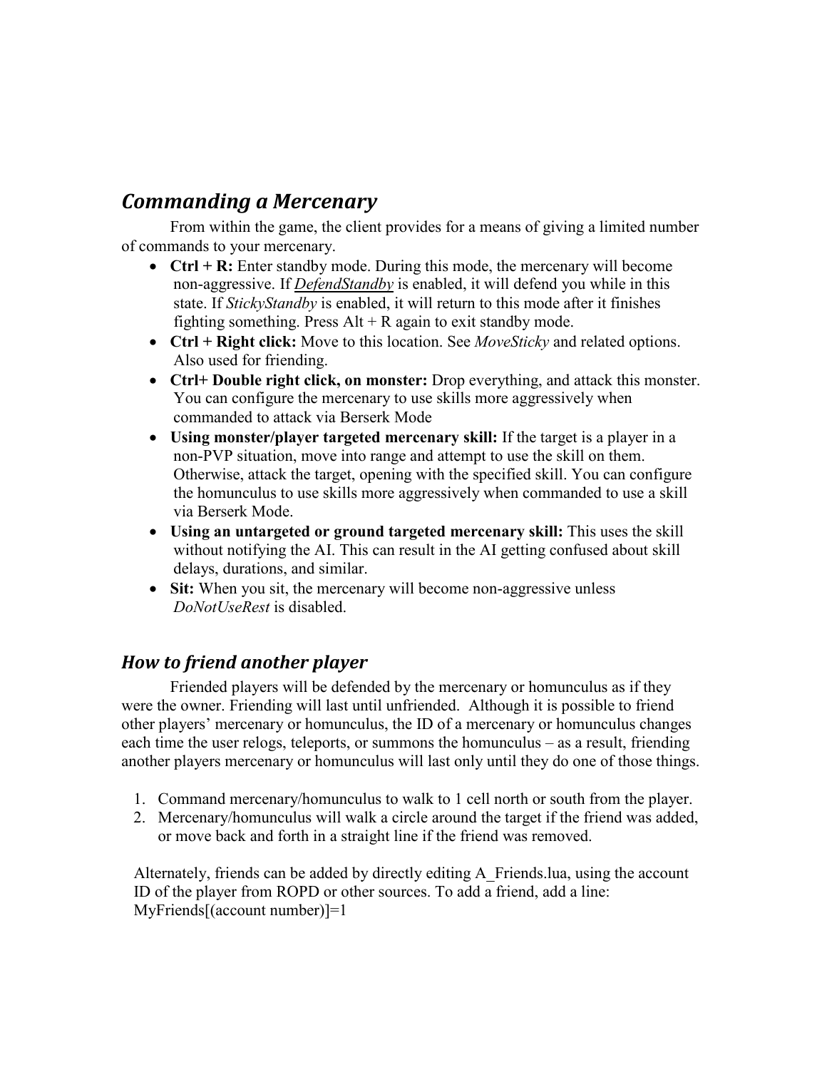## *Commanding a Mercenary*

From within the game, the client provides for a means of giving a limited number of commands to your mercenary.

- **Ctrl + R:** Enter standby mode. During this mode, the mercenary will become non-aggressive. If *DefendStandby* is enabled, it will defend you while in this state. If *StickyStandby* is enabled, it will return to this mode after it finishes fighting something. Press Alt + R again to exit standby mode.
- **Ctrl + Right click:** Move to this location. See *MoveSticky* and related options. Also used for friending.
- **Ctrl+ Double right click, on monster:** Drop everything, and attack this monster. You can configure the mercenary to use skills more aggressively when commanded to attack via Berserk Mode
- **Using monster/player targeted mercenary skill:** If the target is a player in a non-PVP situation, move into range and attempt to use the skill on them. Otherwise, attack the target, opening with the specified skill. You can configure the homunculus to use skills more aggressively when commanded to use a skill via Berserk Mode.
- **Using an untargeted or ground targeted mercenary skill:** This uses the skill without notifying the AI. This can result in the AI getting confused about skill delays, durations, and similar.
- **Sit:** When you sit, the mercenary will become non-aggressive unless *DoNotUseRest* is disabled.

## *How to friend another player*

Friended players will be defended by the mercenary or homunculus as if they were the owner. Friending will last until unfriended. Although it is possible to friend other players' mercenary or homunculus, the ID of a mercenary or homunculus changes each time the user relogs, teleports, or summons the homunculus – as a result, friending another players mercenary or homunculus will last only until they do one of those things.

1. Command mercenary/homunculus to walk to 1 cell north or south from the player.
2. Mercenary/homunculus will walk a circle around the target if the friend was added, or move back and forth in a straight line if the friend was removed.

Alternately, friends can be added by directly editing A_Friends.lua, using the account ID of the player from ROPD or other sources. To add a friend, add a line: MyFriends[(account number)]=1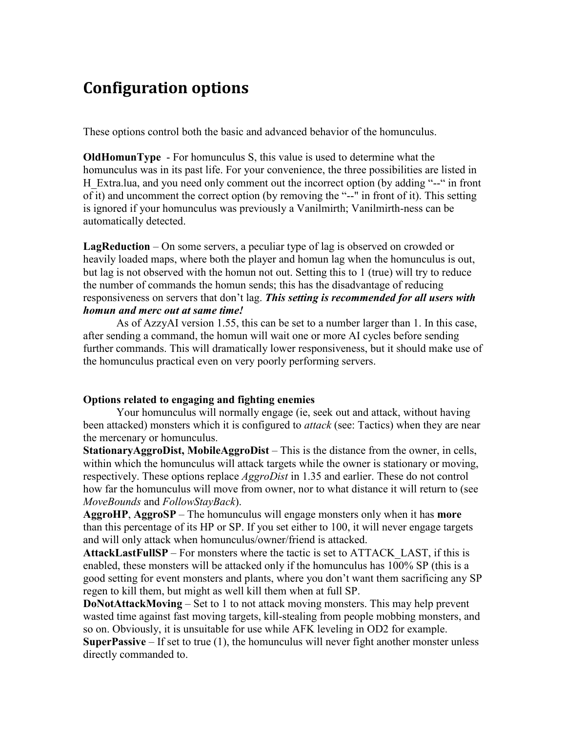# Configuration options

These options control both the basic and advanced behavior of the homunculus.

**OldHomunType** - For homunculus S, this value is used to determine what the homunculus was in its past life. For your convenience, the three possibilities are listed in H_Extra.lua, and you need only comment out the incorrect option (by adding "--" in front of it) and uncomment the correct option (by removing the "--" in front of it). This setting is ignored if your homunculus was previously a Vanilmirth; Vanilmirth-ness can be automatically detected.

**LagReduction** – On some servers, a peculiar type of lag is observed on crowded or heavily loaded maps, where both the player and homun lag when the homunculus is out, but lag is not observed with the homun not out. Setting this to 1 (true) will try to reduce the number of commands the homun sends; this has the disadvantage of reducing responsiveness on servers that don't lag. ***This setting is recommended for all users with homun and merc out at same time!***

As of AzzyAI version 1.55, this can be set to a number larger than 1. In this case, after sending a command, the homun will wait one or more AI cycles before sending further commands. This will dramatically lower responsiveness, but it should make use of the homunculus practical even on very poorly performing servers.

**Options related to engaging and fighting enemies**

Your homunculus will normally engage (ie, seek out and attack, without having been attacked) monsters which it is configured to *attack* (see: Tactics) when they are near the mercenary or homunculus.

**StationaryAggroDist, MobileAggroDist** – This is the distance from the owner, in cells, within which the homunculus will attack targets while the owner is stationary or moving, respectively. These options replace *AggroDist* in 1.35 and earlier. These do not control how far the homunculus will move from owner, nor to what distance it will return to (see *MoveBounds* and *FollowStayBack*).

**AggroHP**, **AggroSP** – The homunculus will engage monsters only when it has **more** than this percentage of its HP or SP. If you set either to 100, it will never engage targets and will only attack when homunculus/owner/friend is attacked.

**AttackLastFullSP** – For monsters where the tactic is set to ATTACK_LAST, if this is enabled, these monsters will be attacked only if the homunculus has 100% SP (this is a good setting for event monsters and plants, where you don't want them sacrificing any SP regen to kill them, but might as well kill them when at full SP.

**DoNotAttackMoving** – Set to 1 to not attack moving monsters. This may help prevent wasted time against fast moving targets, kill-stealing from people mobbing monsters, and so on. Obviously, it is unsuitable for use while AFK leveling in OD2 for example.

**SuperPassive** – If set to true (1), the homunculus will never fight another monster unless directly commanded to.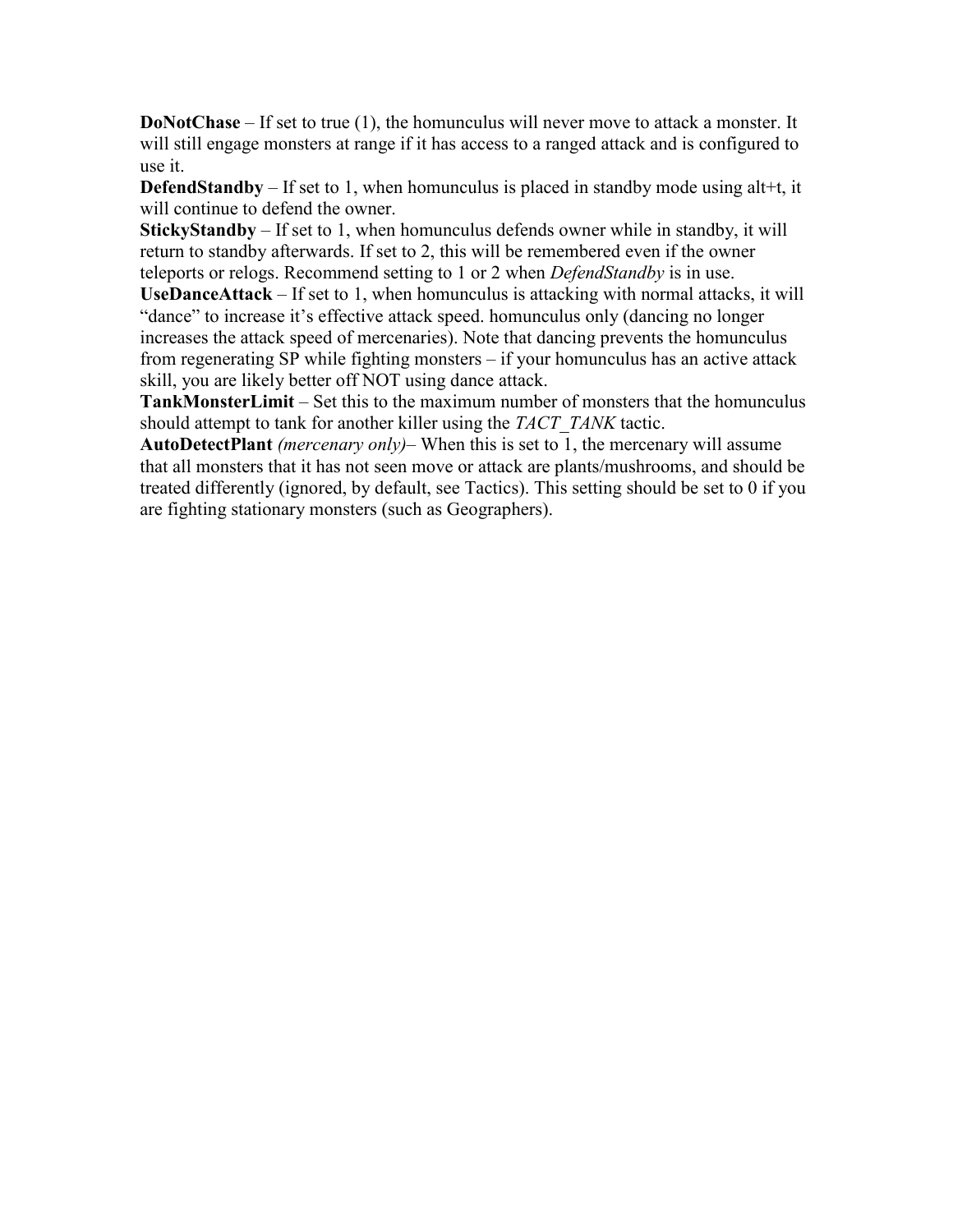**DoNotChase** – If set to true (1), the homunculus will never move to attack a monster. It will still engage monsters at range if it has access to a ranged attack and is configured to use it.

**DefendStandby** – If set to 1, when homunculus is placed in standby mode using alt+t, it will continue to defend the owner.

**StickyStandby** – If set to 1, when homunculus defends owner while in standby, it will return to standby afterwards. If set to 2, this will be remembered even if the owner teleports or relogs. Recommend setting to 1 or 2 when *DefendStandby* is in use.

**UseDanceAttack** – If set to 1, when homunculus is attacking with normal attacks, it will "dance" to increase it's effective attack speed. homunculus only (dancing no longer increases the attack speed of mercenaries). Note that dancing prevents the homunculus from regenerating SP while fighting monsters – if your homunculus has an active attack skill, you are likely better off NOT using dance attack.

**TankMonsterLimit** – Set this to the maximum number of monsters that the homunculus should attempt to tank for another killer using the *TACT_TANK* tactic.

**AutoDetectPlant** *(mercenary only)*– When this is set to 1, the mercenary will assume that all monsters that it has not seen move or attack are plants/mushrooms, and should be treated differently (ignored, by default, see Tactics). This setting should be set to 0 if you are fighting stationary monsters (such as Geographers).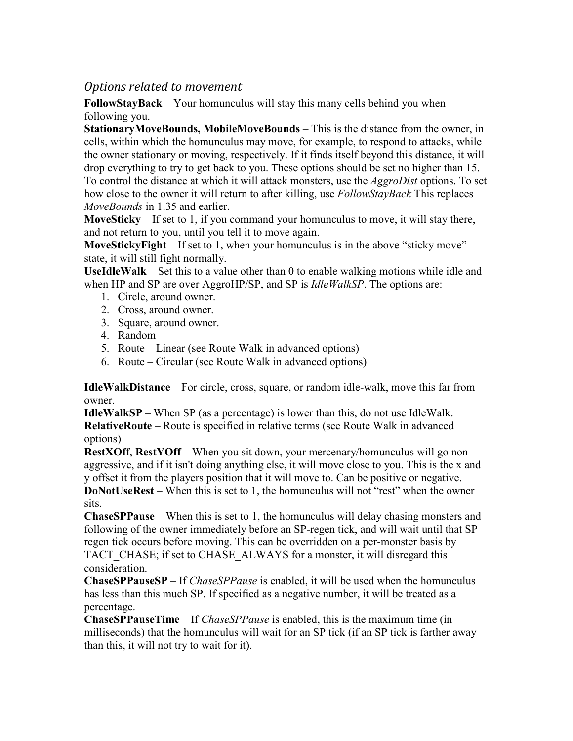## *Options related to movement*

**FollowStayBack** – Your homunculus will stay this many cells behind you when following you.

**StationaryMoveBounds, MobileMoveBounds** – This is the distance from the owner, in cells, within which the homunculus may move, for example, to respond to attacks, while the owner stationary or moving, respectively. If it finds itself beyond this distance, it will drop everything to try to get back to you. These options should be set no higher than 15. To control the distance at which it will attack monsters, use the *AggroDist* options. To set how close to the owner it will return to after killing, use *FollowStayBack* This replaces *MoveBounds* in 1.35 and earlier.

**MoveSticky** – If set to 1, if you command your homunculus to move, it will stay there, and not return to you, until you tell it to move again.

**MoveStickyFight** – If set to 1, when your homunculus is in the above "sticky move" state, it will still fight normally.

**UseIdleWalk** – Set this to a value other than 0 to enable walking motions while idle and when HP and SP are over AggroHP/SP, and SP is *IdleWalkSP*. The options are:

1. Circle, around owner.
2. Cross, around owner.
3. Square, around owner.
4. Random
5. Route – Linear (see Route Walk in advanced options)
6. Route – Circular (see Route Walk in advanced options)

**IdleWalkDistance** – For circle, cross, square, or random idle-walk, move this far from owner.

**IdleWalkSP** – When SP (as a percentage) is lower than this, do not use IdleWalk.

**RelativeRoute** – Route is specified in relative terms (see Route Walk in advanced options)

**RestXOff**, **RestYOff** – When you sit down, your mercenary/homunculus will go non-aggressive, and if it isn't doing anything else, it will move close to you. This is the x and y offset it from the players position that it will move to. Can be positive or negative.

**DoNotUseRest** – When this is set to 1, the homunculus will not "rest" when the owner sits.

**ChaseSPPause** – When this is set to 1, the homunculus will delay chasing monsters and following of the owner immediately before an SP-regen tick, and will wait until that SP regen tick occurs before moving. This can be overridden on a per-monster basis by TACT_CHASE; if set to CHASE_ALWAYS for a monster, it will disregard this consideration.

**ChaseSPPauseSP** – If *ChaseSPPause* is enabled, it will be used when the homunculus has less than this much SP. If specified as a negative number, it will be treated as a percentage.

**ChaseSPPauseTime** – If *ChaseSPPause* is enabled, this is the maximum time (in milliseconds) that the homunculus will wait for an SP tick (if an SP tick is farther away than this, it will not try to wait for it).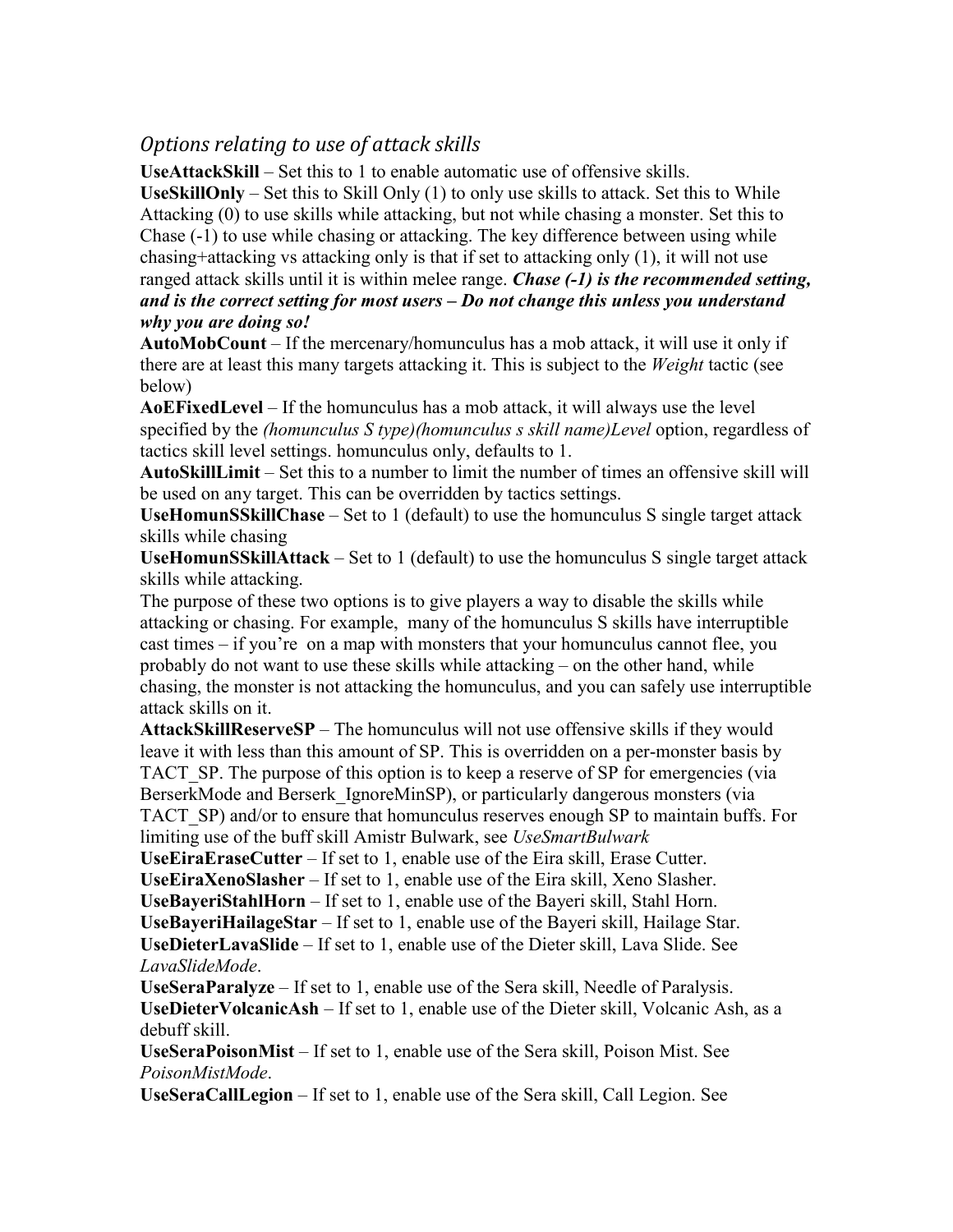## *Options relating to use of attack skills*

**UseAttackSkill** – Set this to 1 to enable automatic use of offensive skills.

**UseSkillOnly** – Set this to Skill Only (1) to only use skills to attack. Set this to While Attacking (0) to use skills while attacking, but not while chasing a monster. Set this to Chase (-1) to use while chasing or attacking. The key difference between using while chasing+attacking vs attacking only is that if set to attacking only (1), it will not use ranged attack skills until it is within melee range. ***Chase (-1) is the recommended setting, and is the correct setting for most users – Do not change this unless you understand why you are doing so!***

**AutoMobCount** – If the mercenary/homunculus has a mob attack, it will use it only if there are at least this many targets attacking it. This is subject to the *Weight* tactic (see below)

**AoEFixedLevel** – If the homunculus has a mob attack, it will always use the level specified by the *(homunculus S type)(homunculus s skill name)Level* option, regardless of tactics skill level settings. homunculus only, defaults to 1.

**AutoSkillLimit** – Set this to a number to limit the number of times an offensive skill will be used on any target. This can be overridden by tactics settings.

**UseHomunSSkillChase** – Set to 1 (default) to use the homunculus S single target attack skills while chasing

**UseHomunSSkillAttack** – Set to 1 (default) to use the homunculus S single target attack skills while attacking.

The purpose of these two options is to give players a way to disable the skills while attacking or chasing. For example, many of the homunculus S skills have interruptible cast times – if you're on a map with monsters that your homunculus cannot flee, you probably do not want to use these skills while attacking – on the other hand, while chasing, the monster is not attacking the homunculus, and you can safely use interruptible attack skills on it.

**AttackSkillReserveSP** – The homunculus will not use offensive skills if they would leave it with less than this amount of SP. This is overridden on a per-monster basis by TACT_SP. The purpose of this option is to keep a reserve of SP for emergencies (via BerserkMode and Berserk_IgnoreMinSP), or particularly dangerous monsters (via TACT_SP) and/or to ensure that homunculus reserves enough SP to maintain buffs. For limiting use of the buff skill Amistr Bulwark, see *UseSmartBulwark*

**UseEiraEraseCutter** – If set to 1, enable use of the Eira skill, Erase Cutter.

**UseEiraXenoSlasher** – If set to 1, enable use of the Eira skill, Xeno Slasher.

**UseBayeriStahlHorn** – If set to 1, enable use of the Bayeri skill, Stahl Horn.

**UseBayeriHailageStar** – If set to 1, enable use of the Bayeri skill, Hailage Star.

**UseDieterLavaSlide** – If set to 1, enable use of the Dieter skill, Lava Slide. See *LavaSlideMode*.

**UseSeraParalyze** – If set to 1, enable use of the Sera skill, Needle of Paralysis.

**UseDieterVolcanicAsh** – If set to 1, enable use of the Dieter skill, Volcanic Ash, as a debuff skill.

**UseSeraPoisonMist** – If set to 1, enable use of the Sera skill, Poison Mist. See *PoisonMistMode*.

**UseSeraCallLegion** – If set to 1, enable use of the Sera skill, Call Legion. See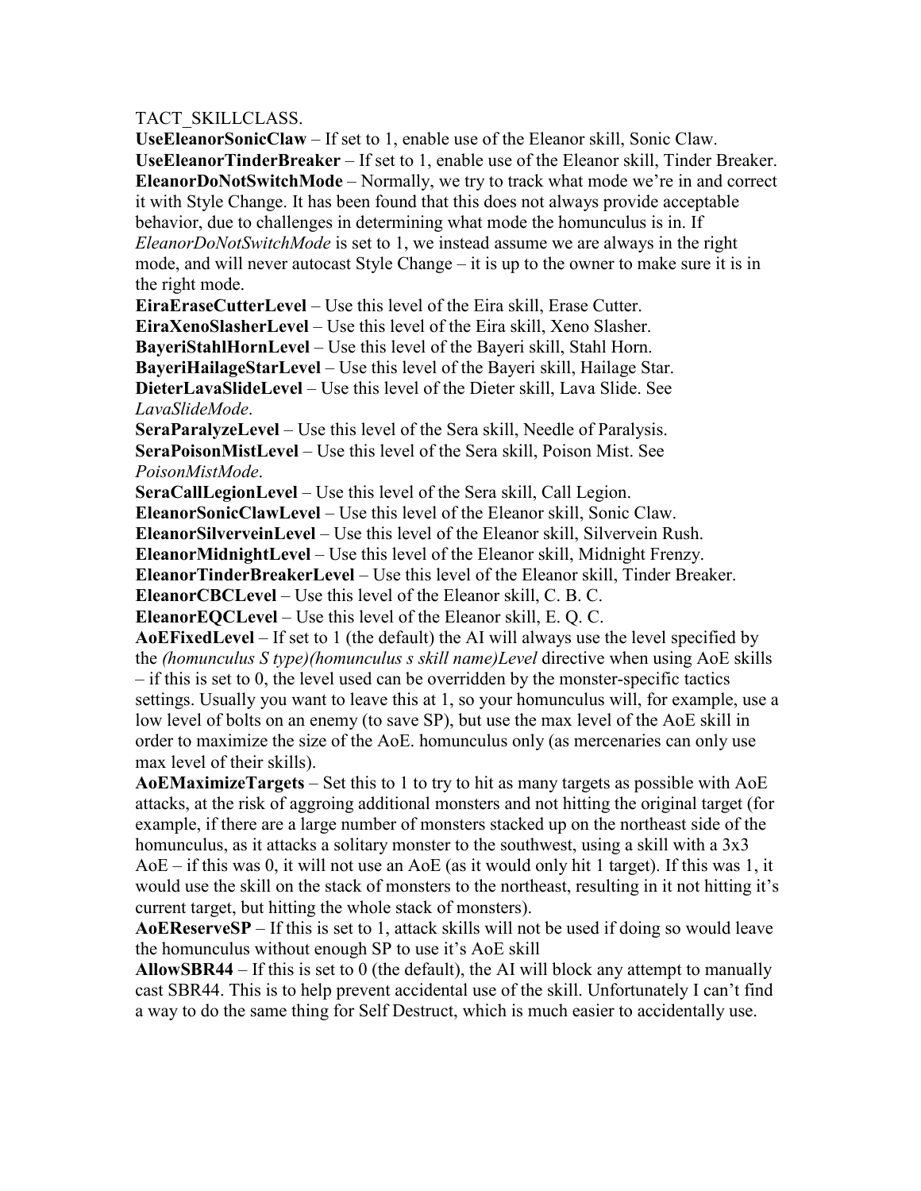TACT_SKILLCLASS.

**UseEleanorSonicClaw** – If set to 1, enable use of the Eleanor skill, Sonic Claw.

**UseEleanorTinderBreaker** – If set to 1, enable use of the Eleanor skill, Tinder Breaker.

**EleanorDoNotSwitchMode** – Normally, we try to track what mode we're in and correct it with Style Change. It has been found that this does not always provide acceptable behavior, due to challenges in determining what mode the homunculus is in. If *EleanorDoNotSwitchMode* is set to 1, we instead assume we are always in the right mode, and will never autocast Style Change – it is up to the owner to make sure it is in the right mode.

**EiraEraseCutterLevel** – Use this level of the Eira skill, Erase Cutter.

**EiraXenoSlasherLevel** – Use this level of the Eira skill, Xeno Slasher.

**BayeriStahlHornLevel** – Use this level of the Bayeri skill, Stahl Horn.

**BayeriHailageStarLevel** – Use this level of the Bayeri skill, Hailage Star.

**DieterLavaSlideLevel** – Use this level of the Dieter skill, Lava Slide. See *LavaSlideMode*.

**SeraParalyzeLevel** – Use this level of the Sera skill, Needle of Paralysis.

**SeraPoisonMistLevel** – Use this level of the Sera skill, Poison Mist. See *PoisonMistMode*.

**SeraCallLegionLevel** – Use this level of the Sera skill, Call Legion.

**EleanorSonicClawLevel** – Use this level of the Eleanor skill, Sonic Claw.

**EleanorSilverveinLevel** – Use this level of the Eleanor skill, Silvervein Rush.

**EleanorMidnightLevel** – Use this level of the Eleanor skill, Midnight Frenzy.

**EleanorTinderBreakerLevel** – Use this level of the Eleanor skill, Tinder Breaker.

**EleanorCBCLevel** – Use this level of the Eleanor skill, C. B. C.

**EleanorEQCLevel** – Use this level of the Eleanor skill, E. Q. C.

**AoEFixedLevel** – If set to 1 (the default) the AI will always use the level specified by the *(homunculus S type)(homunculus s skill name)Level* directive when using AoE skills – if this is set to 0, the level used can be overridden by the monster-specific tactics settings. Usually you want to leave this at 1, so your homunculus will, for example, use a low level of bolts on an enemy (to save SP), but use the max level of the AoE skill in order to maximize the size of the AoE. homunculus only (as mercenaries can only use max level of their skills).

**AoEMaximizeTargets** – Set this to 1 to try to hit as many targets as possible with AoE attacks, at the risk of aggroing additional monsters and not hitting the original target (for example, if there are a large number of monsters stacked up on the northeast side of the homunculus, as it attacks a solitary monster to the southwest, using a skill with a 3x3 AoE – if this was 0, it will not use an AoE (as it would only hit 1 target). If this was 1, it would use the skill on the stack of monsters to the northeast, resulting in it not hitting it's current target, but hitting the whole stack of monsters).

**AoEReserveSP** – If this is set to 1, attack skills will not be used if doing so would leave the homunculus without enough SP to use it's AoE skill

**AllowSBR44** – If this is set to 0 (the default), the AI will block any attempt to manually cast SBR44. This is to help prevent accidental use of the skill. Unfortunately I can't find a way to do the same thing for Self Destruct, which is much easier to accidentally use.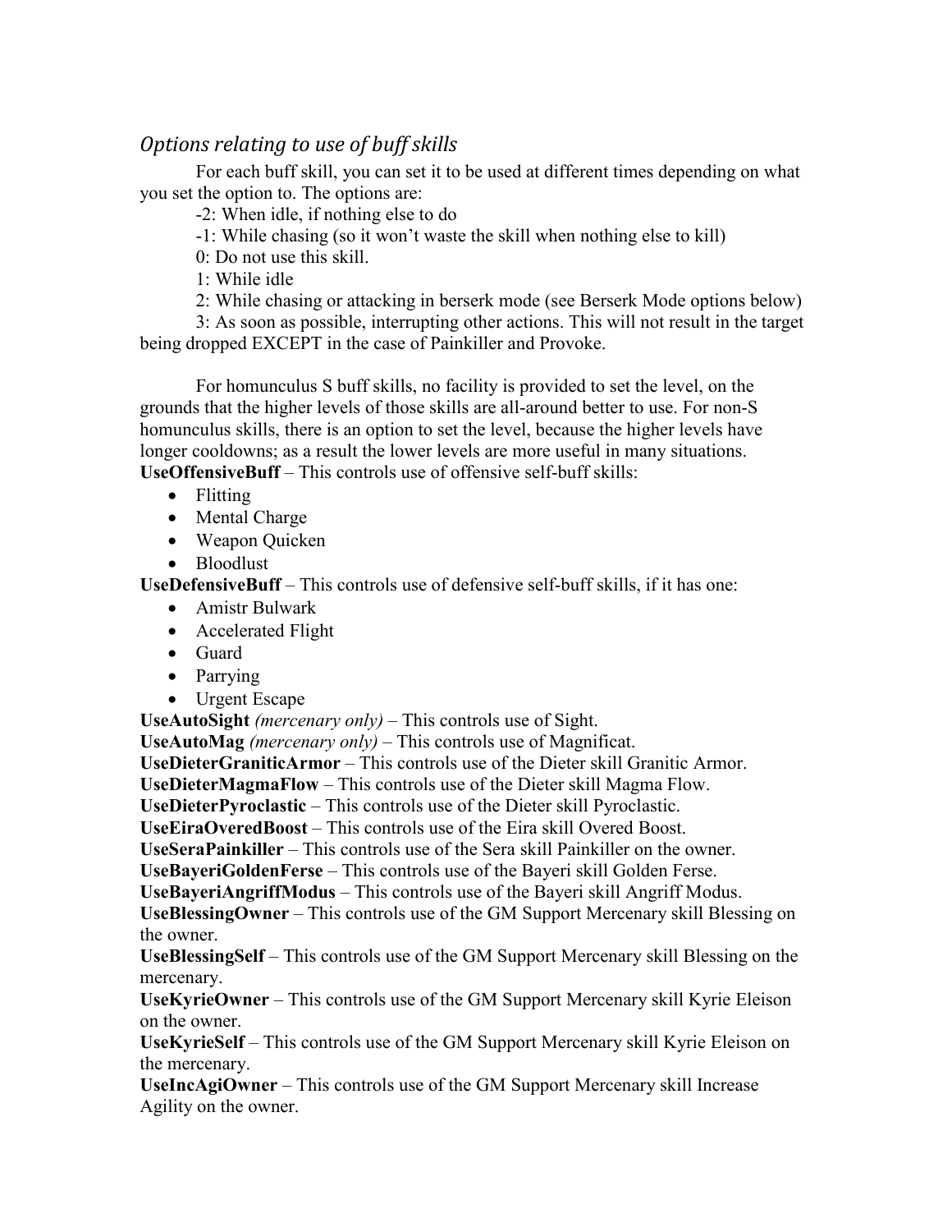### *Options relating to use of buff skills*

For each buff skill, you can set it to be used at different times depending on what you set the option to. The options are:

-2: When idle, if nothing else to do

-1: While chasing (so it won't waste the skill when nothing else to kill)

0: Do not use this skill.

1: While idle

2: While chasing or attacking in berserk mode (see Berserk Mode options below)

3: As soon as possible, interrupting other actions. This will not result in the target being dropped EXCEPT in the case of Painkiller and Provoke.

For homunculus S buff skills, no facility is provided to set the level, on the grounds that the higher levels of those skills are all-around better to use. For non-S homunculus skills, there is an option to set the level, because the higher levels have longer cooldowns; as a result the lower levels are more useful in many situations.

**UseOffensiveBuff** – This controls use of offensive self-buff skills:

- Flitting
- Mental Charge
- Weapon Quicken
- Bloodlust

**UseDefensiveBuff** – This controls use of defensive self-buff skills, if it has one:

- Amistr Bulwark
- Accelerated Flight
- Guard
- Parrying
- Urgent Escape

**UseAutoSight** *(mercenary only)* – This controls use of Sight.

**UseAutoMag** *(mercenary only)* – This controls use of Magnificat.

**UseDieterGraniticArmor** – This controls use of the Dieter skill Granitic Armor.

**UseDieterMagmaFlow** – This controls use of the Dieter skill Magma Flow.

**UseDieterPyroclastic** – This controls use of the Dieter skill Pyroclastic.

**UseEiraOveredBoost** – This controls use of the Eira skill Overed Boost.

**UseSeraPainkiller** – This controls use of the Sera skill Painkiller on the owner.

**UseBayeriGoldenFerse** – This controls use of the Bayeri skill Golden Ferse.

**UseBayeriAngriffModus** – This controls use of the Bayeri skill Angriff Modus.

**UseBlessingOwner** – This controls use of the GM Support Mercenary skill Blessing on the owner.

**UseBlessingSelf** – This controls use of the GM Support Mercenary skill Blessing on the mercenary.

**UseKyrieOwner** – This controls use of the GM Support Mercenary skill Kyrie Eleison on the owner.

**UseKyrieSelf** – This controls use of the GM Support Mercenary skill Kyrie Eleison on the mercenary.

**UseIncAgiOwner** – This controls use of the GM Support Mercenary skill Increase Agility on the owner.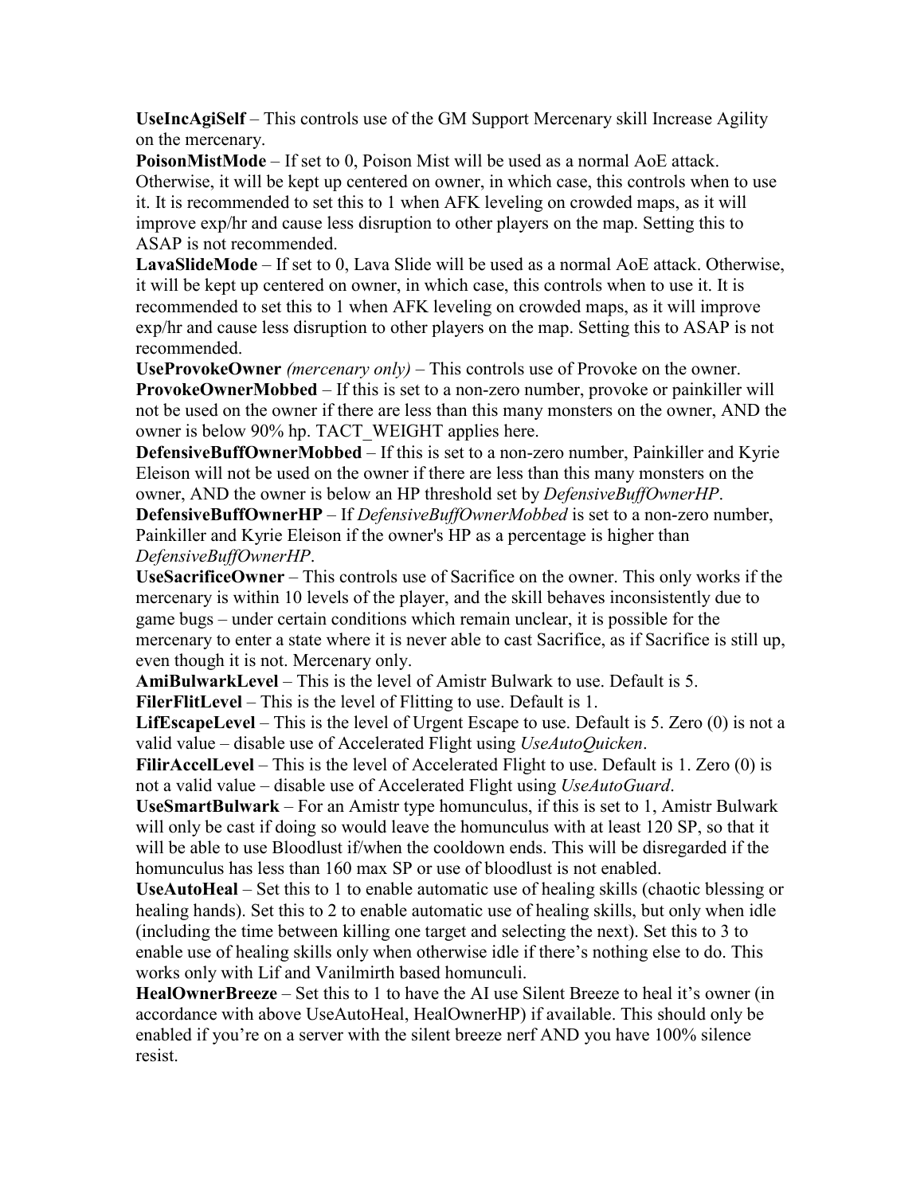**UseIncAgiSelf** – This controls use of the GM Support Mercenary skill Increase Agility on the mercenary.
**PoisonMistMode** – If set to 0, Poison Mist will be used as a normal AoE attack. Otherwise, it will be kept up centered on owner, in which case, this controls when to use it. It is recommended to set this to 1 when AFK leveling on crowded maps, as it will improve exp/hr and cause less disruption to other players on the map. Setting this to ASAP is not recommended.
**LavaSlideMode** – If set to 0, Lava Slide will be used as a normal AoE attack. Otherwise, it will be kept up centered on owner, in which case, this controls when to use it. It is recommended to set this to 1 when AFK leveling on crowded maps, as it will improve exp/hr and cause less disruption to other players on the map. Setting this to ASAP is not recommended.
**UseProvokeOwner** *(mercenary only)* – This controls use of Provoke on the owner.
**ProvokeOwnerMobbed** – If this is set to a non-zero number, provoke or painkiller will not be used on the owner if there are less than this many monsters on the owner, AND the owner is below 90% hp. TACT_WEIGHT applies here.
**DefensiveBuffOwnerMobbed** – If this is set to a non-zero number, Painkiller and Kyrie Eleison will not be used on the owner if there are less than this many monsters on the owner, AND the owner is below an HP threshold set by *DefensiveBuffOwnerHP*.
**DefensiveBuffOwnerHP** – If *DefensiveBuffOwnerMobbed* is set to a non-zero number, Painkiller and Kyrie Eleison if the owner's HP as a percentage is higher than *DefensiveBuffOwnerHP*.
**UseSacrificeOwner** – This controls use of Sacrifice on the owner. This only works if the mercenary is within 10 levels of the player, and the skill behaves inconsistently due to game bugs – under certain conditions which remain unclear, it is possible for the mercenary to enter a state where it is never able to cast Sacrifice, as if Sacrifice is still up, even though it is not. Mercenary only.
**AmiBulwarkLevel** – This is the level of Amistr Bulwark to use. Default is 5.
**FilerFlitLevel** – This is the level of Flitting to use. Default is 1.
**LifEscapeLevel** – This is the level of Urgent Escape to use. Default is 5. Zero (0) is not a valid value – disable use of Accelerated Flight using *UseAutoQuicken*.
**FilirAccelLevel** – This is the level of Accelerated Flight to use. Default is 1. Zero (0) is not a valid value – disable use of Accelerated Flight using *UseAutoGuard*.
**UseSmartBulwark** – For an Amistr type homunculus, if this is set to 1, Amistr Bulwark will only be cast if doing so would leave the homunculus with at least 120 SP, so that it will be able to use Bloodlust if/when the cooldown ends. This will be disregarded if the homunculus has less than 160 max SP or use of bloodlust is not enabled.
**UseAutoHeal** – Set this to 1 to enable automatic use of healing skills (chaotic blessing or healing hands). Set this to 2 to enable automatic use of healing skills, but only when idle (including the time between killing one target and selecting the next). Set this to 3 to enable use of healing skills only when otherwise idle if there's nothing else to do. This works only with Lif and Vanilmirth based homunculi.
**HealOwnerBreeze** – Set this to 1 to have the AI use Silent Breeze to heal it's owner (in accordance with above UseAutoHeal, HealOwnerHP) if available. This should only be enabled if you're on a server with the silent breeze nerf AND you have 100% silence resist.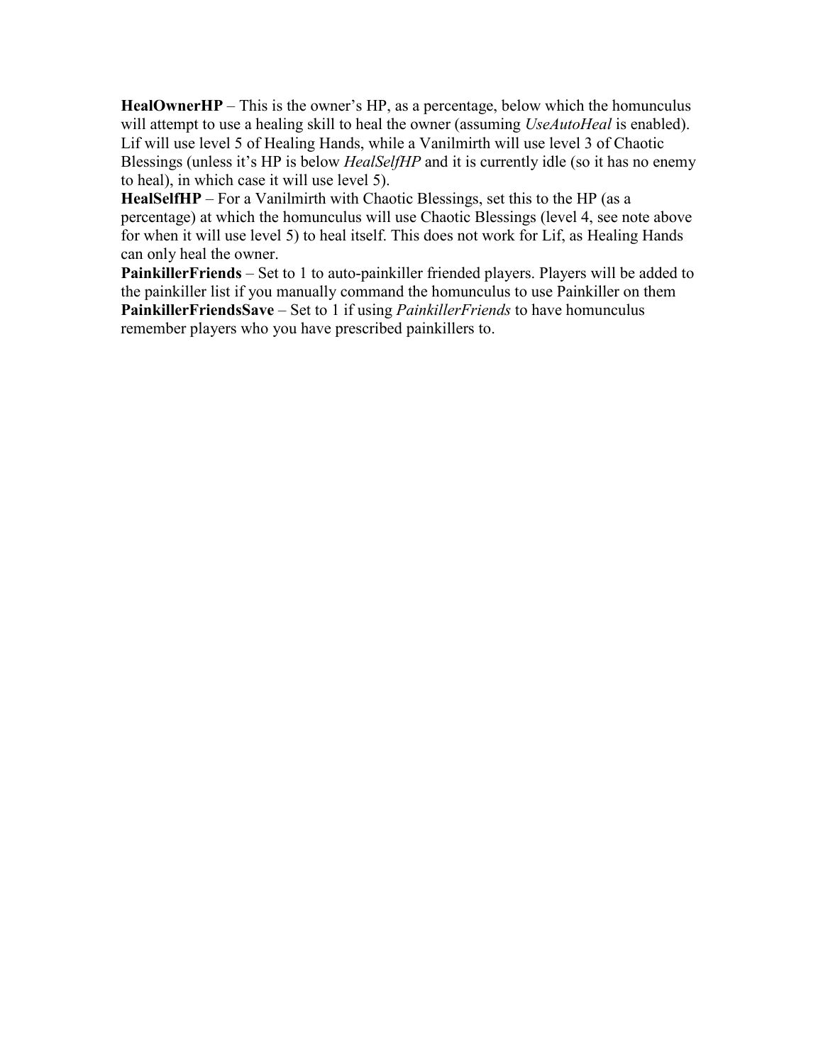**HealOwnerHP** – This is the owner's HP, as a percentage, below which the homunculus will attempt to use a healing skill to heal the owner (assuming *UseAutoHeal* is enabled). Lif will use level 5 of Healing Hands, while a Vanilmirth will use level 3 of Chaotic Blessings (unless it's HP is below *HealSelfHP* and it is currently idle (so it has no enemy to heal), in which case it will use level 5).

**HealSelfHP** – For a Vanilmirth with Chaotic Blessings, set this to the HP (as a percentage) at which the homunculus will use Chaotic Blessings (level 4, see note above for when it will use level 5) to heal itself. This does not work for Lif, as Healing Hands can only heal the owner.

**PainkillerFriends** – Set to 1 to auto-painkiller friended players. Players will be added to the painkiller list if you manually command the homunculus to use Painkiller on them

**PainkillerFriendsSave** – Set to 1 if using *PainkillerFriends* to have homunculus remember players who you have prescribed painkillers to.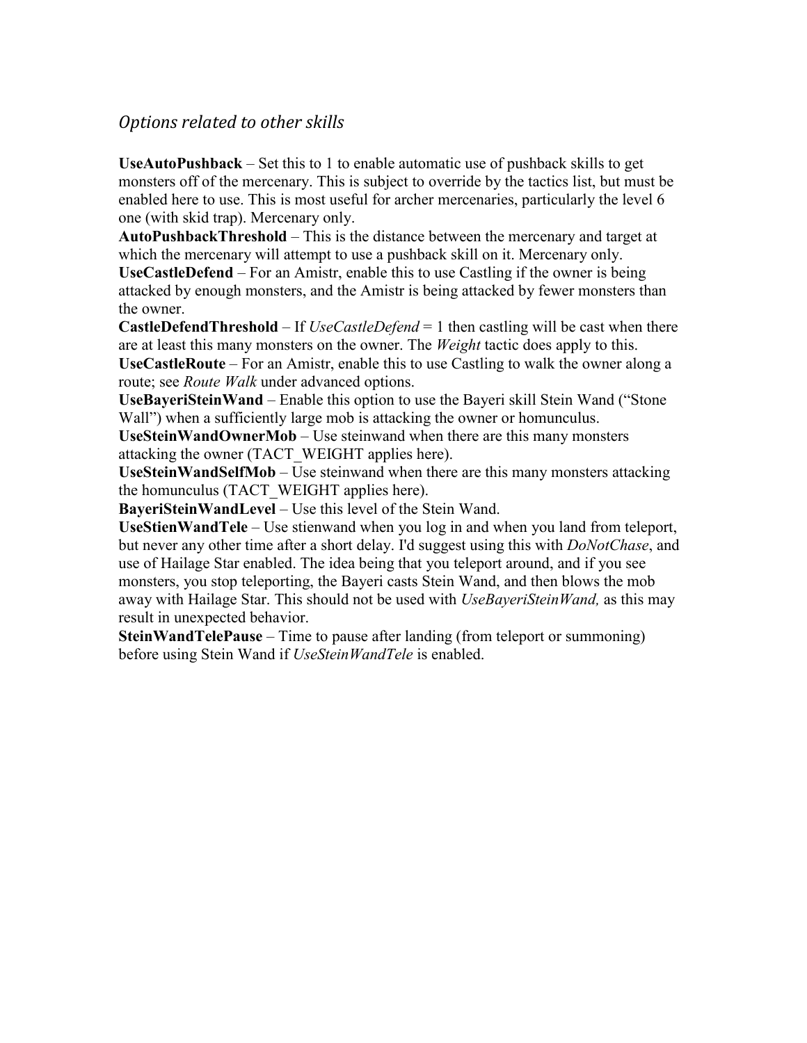## *Options related to other skills*

**UseAutoPushback** – Set this to 1 to enable automatic use of pushback skills to get monsters off of the mercenary. This is subject to override by the tactics list, but must be enabled here to use. This is most useful for archer mercenaries, particularly the level 6 one (with skid trap). Mercenary only.

**AutoPushbackThreshold** – This is the distance between the mercenary and target at which the mercenary will attempt to use a pushback skill on it. Mercenary only.

**UseCastleDefend** – For an Amistr, enable this to use Castling if the owner is being attacked by enough monsters, and the Amistr is being attacked by fewer monsters than the owner.

**CastleDefendThreshold** – If *UseCastleDefend* = 1 then castling will be cast when there are at least this many monsters on the owner. The *Weight* tactic does apply to this.

**UseCastleRoute** – For an Amistr, enable this to use Castling to walk the owner along a route; see *Route Walk* under advanced options.

**UseBayeriSteinWand** – Enable this option to use the Bayeri skill Stein Wand ("Stone Wall") when a sufficiently large mob is attacking the owner or homunculus.

**UseSteinWandOwnerMob** – Use steinwand when there are this many monsters attacking the owner (TACT_WEIGHT applies here).

**UseSteinWandSelfMob** – Use steinwand when there are this many monsters attacking the homunculus (TACT_WEIGHT applies here).

**BayeriSteinWandLevel** – Use this level of the Stein Wand.

**UseStienWandTele** – Use stienwand when you log in and when you land from teleport, but never any other time after a short delay. I'd suggest using this with *DoNotChase*, and use of Hailage Star enabled. The idea being that you teleport around, and if you see monsters, you stop teleporting, the Bayeri casts Stein Wand, and then blows the mob away with Hailage Star. This should not be used with *UseBayeriSteinWand,* as this may result in unexpected behavior.

**SteinWandTelePause** – Time to pause after landing (from teleport or summoning) before using Stein Wand if *UseSteinWandTele* is enabled.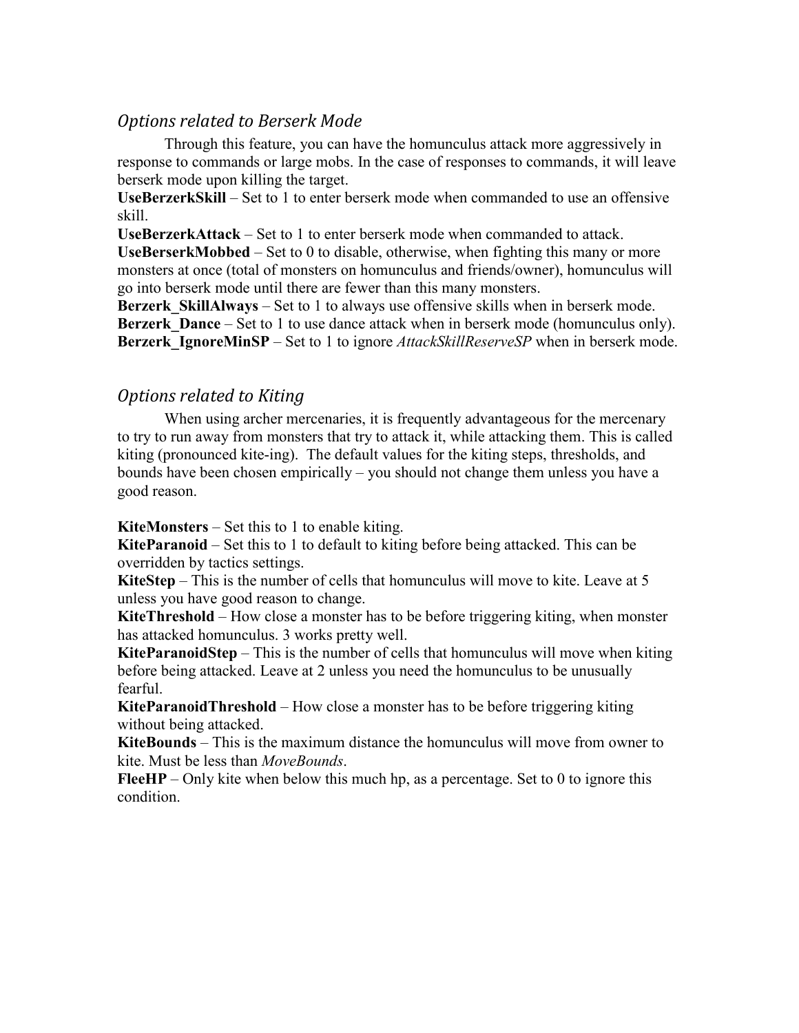### *Options related to Berserk Mode*

Through this feature, you can have the homunculus attack more aggressively in response to commands or large mobs. In the case of responses to commands, it will leave berserk mode upon killing the target.

**UseBerzerkSkill** – Set to 1 to enter berserk mode when commanded to use an offensive skill.
**UseBerzerkAttack** – Set to 1 to enter berserk mode when commanded to attack.
**UseBerserkMobbed** – Set to 0 to disable, otherwise, when fighting this many or more monsters at once (total of monsters on homunculus and friends/owner), homunculus will go into berserk mode until there are fewer than this many monsters.
**Berzerk_SkillAlways** – Set to 1 to always use offensive skills when in berserk mode.
**Berzerk_Dance** – Set to 1 to use dance attack when in berserk mode (homunculus only).
**Berzerk_IgnoreMinSP** – Set to 1 to ignore *AttackSkillReserveSP* when in berserk mode.

### *Options related to Kiting*

When using archer mercenaries, it is frequently advantageous for the mercenary to try to run away from monsters that try to attack it, while attacking them. This is called kiting (pronounced kite-ing). The default values for the kiting steps, thresholds, and bounds have been chosen empirically – you should not change them unless you have a good reason.

**KiteMonsters** – Set this to 1 to enable kiting.
**KiteParanoid** – Set this to 1 to default to kiting before being attacked. This can be overridden by tactics settings.
**KiteStep** – This is the number of cells that homunculus will move to kite. Leave at 5 unless you have good reason to change.
**KiteThreshold** – How close a monster has to be before triggering kiting, when monster has attacked homunculus. 3 works pretty well.
**KiteParanoidStep** – This is the number of cells that homunculus will move when kiting before being attacked. Leave at 2 unless you need the homunculus to be unusually fearful.
**KiteParanoidThreshold** – How close a monster has to be before triggering kiting without being attacked.
**KiteBounds** – This is the maximum distance the homunculus will move from owner to kite. Must be less than *MoveBounds*.
**FleeHP** – Only kite when below this much hp, as a percentage. Set to 0 to ignore this condition.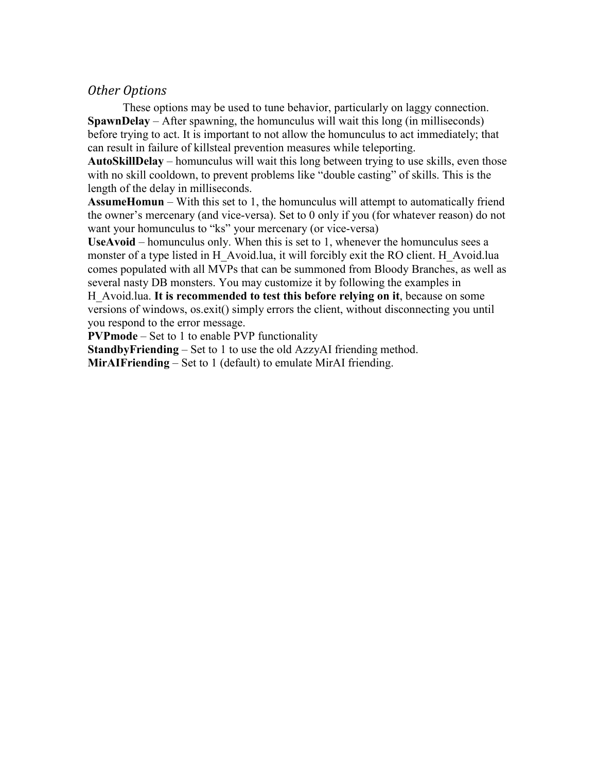### *Other Options*

These options may be used to tune behavior, particularly on laggy connection.

**SpawnDelay** – After spawning, the homunculus will wait this long (in milliseconds) before trying to act. It is important to not allow the homunculus to act immediately; that can result in failure of killsteal prevention measures while teleporting.

**AutoSkillDelay** – homunculus will wait this long between trying to use skills, even those with no skill cooldown, to prevent problems like "double casting" of skills. This is the length of the delay in milliseconds.

**AssumeHomun** – With this set to 1, the homunculus will attempt to automatically friend the owner's mercenary (and vice-versa). Set to 0 only if you (for whatever reason) do not want your homunculus to "ks" your mercenary (or vice-versa)

**UseAvoid** – homunculus only. When this is set to 1, whenever the homunculus sees a monster of a type listed in H_Avoid.lua, it will forcibly exit the RO client. H_Avoid.lua comes populated with all MVPs that can be summoned from Bloody Branches, as well as several nasty DB monsters. You may customize it by following the examples in H_Avoid.lua. **It is recommended to test this before relying on it**, because on some versions of windows, os.exit() simply errors the client, without disconnecting you until you respond to the error message.

**PVPmode** – Set to 1 to enable PVP functionality

**StandbyFriending** – Set to 1 to use the old AzzyAI friending method.

**MirAIFriending** – Set to 1 (default) to emulate MirAI friending.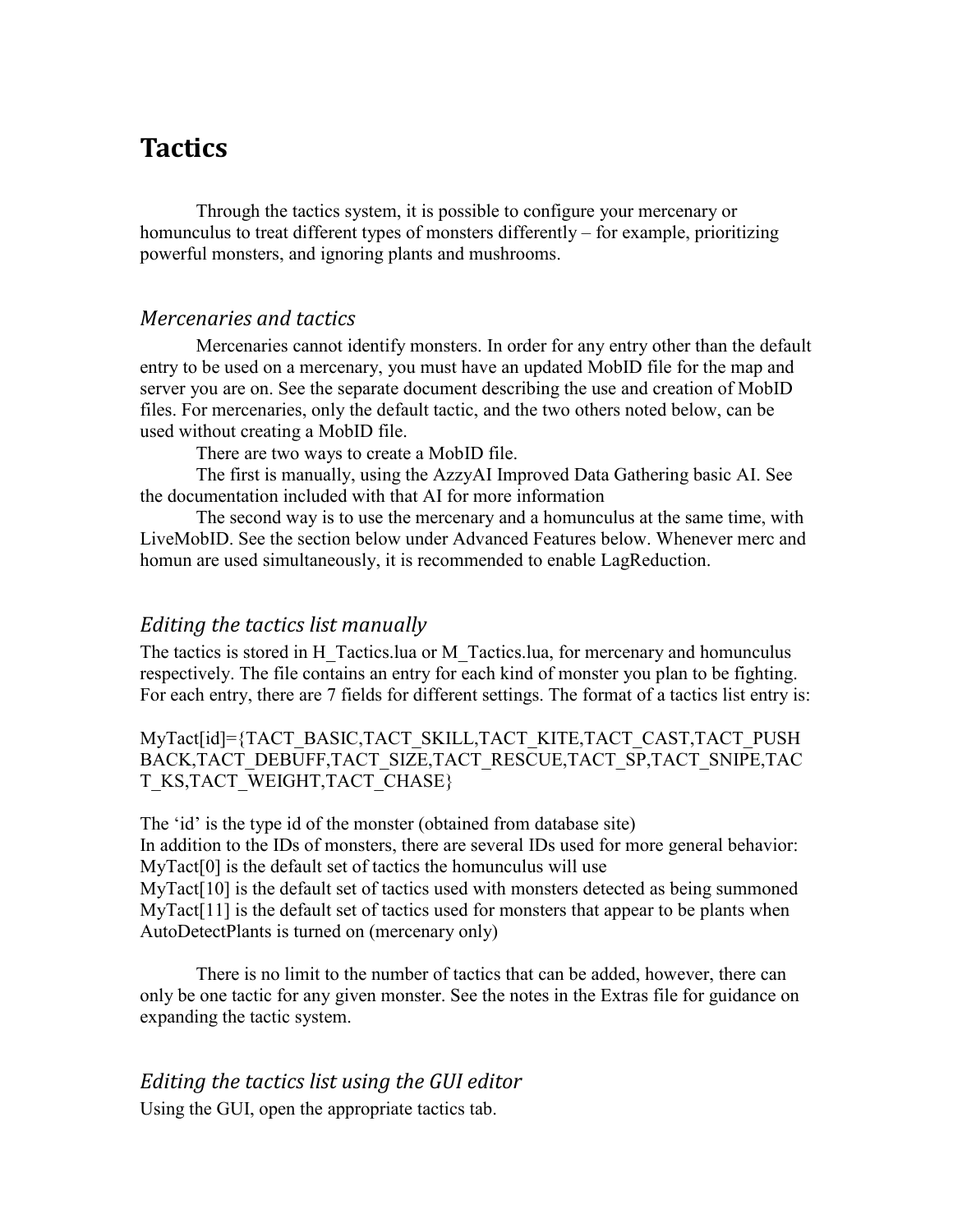# Tactics

Through the tactics system, it is possible to configure your mercenary or homunculus to treat different types of monsters differently – for example, prioritizing powerful monsters, and ignoring plants and mushrooms.

## *Mercenaries and tactics*

Mercenaries cannot identify monsters. In order for any entry other than the default entry to be used on a mercenary, you must have an updated MobID file for the map and server you are on. See the separate document describing the use and creation of MobID files. For mercenaries, only the default tactic, and the two others noted below, can be used without creating a MobID file.

There are two ways to create a MobID file.

The first is manually, using the AzzyAI Improved Data Gathering basic AI. See the documentation included with that AI for more information

The second way is to use the mercenary and a homunculus at the same time, with LiveMobID. See the section below under Advanced Features below. Whenever merc and homun are used simultaneously, it is recommended to enable LagReduction.

## *Editing the tactics list manually*

The tactics is stored in H_Tactics.lua or M_Tactics.lua, for mercenary and homunculus respectively. The file contains an entry for each kind of monster you plan to be fighting. For each entry, there are 7 fields for different settings. The format of a tactics list entry is:

MyTact[id]={TACT_BASIC,TACT_SKILL,TACT_KITE,TACT_CAST,TACT_PUSHBACK,TACT_DEBUFF,TACT_SIZE,TACT_RESCUE,TACT_SP,TACT_SNIPE,TACT_KS,TACT_WEIGHT,TACT_CHASE}

The 'id' is the type id of the monster (obtained from database site)
In addition to the IDs of monsters, there are several IDs used for more general behavior:
MyTact[0] is the default set of tactics the homunculus will use
MyTact[10] is the default set of tactics used with monsters detected as being summoned
MyTact[11] is the default set of tactics used for monsters that appear to be plants when AutoDetectPlants is turned on (mercenary only)

There is no limit to the number of tactics that can be added, however, there can only be one tactic for any given monster. See the notes in the Extras file for guidance on expanding the tactic system.

## *Editing the tactics list using the GUI editor*

Using the GUI, open the appropriate tactics tab.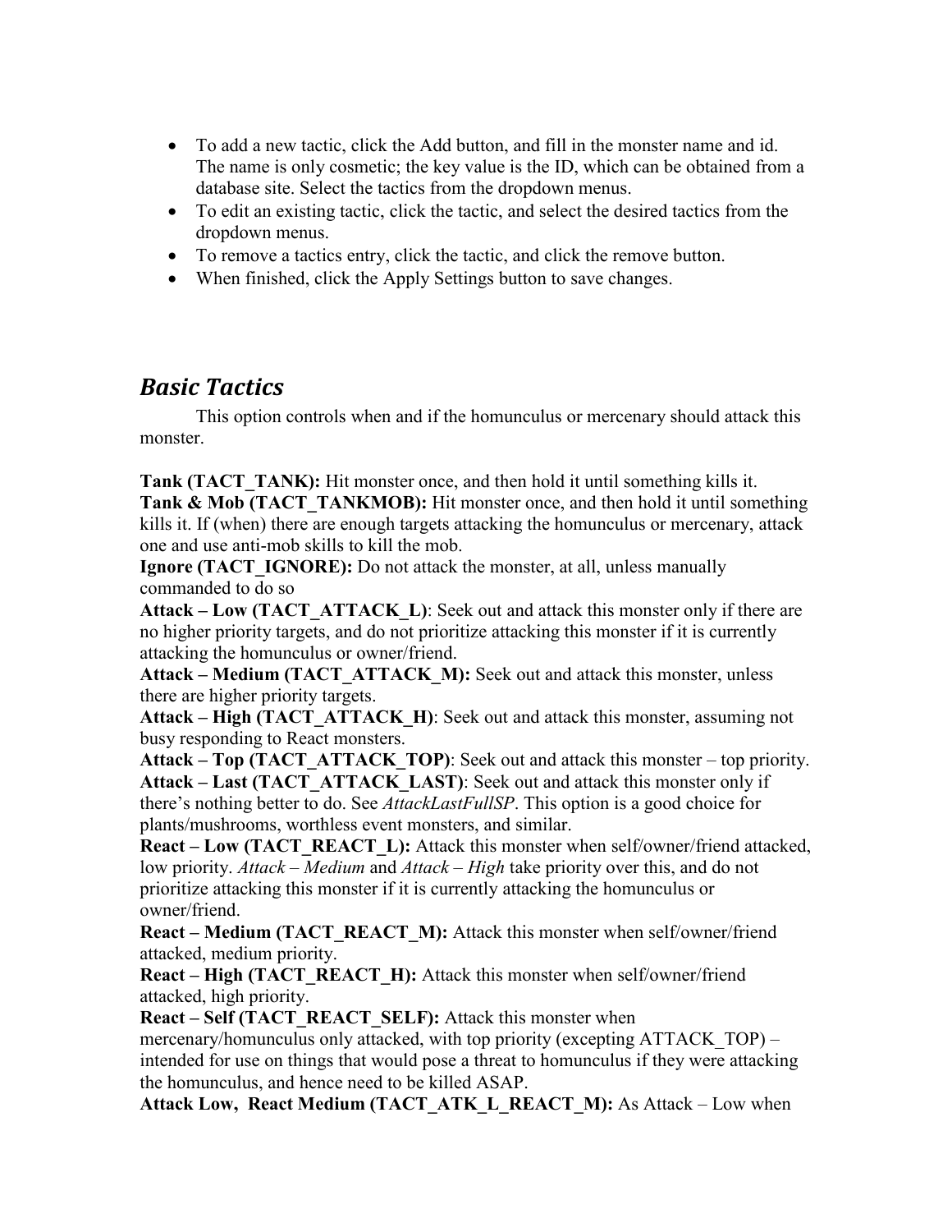- To add a new tactic, click the Add button, and fill in the monster name and id. The name is only cosmetic; the key value is the ID, which can be obtained from a database site. Select the tactics from the dropdown menus.
- To edit an existing tactic, click the tactic, and select the desired tactics from the dropdown menus.
- To remove a tactics entry, click the tactic, and click the remove button.
- When finished, click the Apply Settings button to save changes.

## *Basic Tactics*

This option controls when and if the homunculus or mercenary should attack this monster.

**Tank (TACT_TANK):** Hit monster once, and then hold it until something kills it.
**Tank & Mob (TACT_TANKMOB):** Hit monster once, and then hold it until something kills it. If (when) there are enough targets attacking the homunculus or mercenary, attack one and use anti-mob skills to kill the mob.
**Ignore (TACT_IGNORE):** Do not attack the monster, at all, unless manually commanded to do so
**Attack – Low (TACT_ATTACK_L)**: Seek out and attack this monster only if there are no higher priority targets, and do not prioritize attacking this monster if it is currently attacking the homunculus or owner/friend.
**Attack – Medium (TACT_ATTACK_M):** Seek out and attack this monster, unless there are higher priority targets.
**Attack – High (TACT_ATTACK_H)**: Seek out and attack this monster, assuming not busy responding to React monsters.
**Attack – Top (TACT_ATTACK_TOP)**: Seek out and attack this monster – top priority.
**Attack – Last (TACT_ATTACK_LAST)**: Seek out and attack this monster only if there's nothing better to do. See *AttackLastFullSP*. This option is a good choice for plants/mushrooms, worthless event monsters, and similar.
**React – Low (TACT_REACT_L):** Attack this monster when self/owner/friend attacked, low priority. *Attack – Medium* and *Attack – High* take priority over this, and do not prioritize attacking this monster if it is currently attacking the homunculus or owner/friend.
**React – Medium (TACT_REACT_M):** Attack this monster when self/owner/friend attacked, medium priority.
**React – High (TACT_REACT_H):** Attack this monster when self/owner/friend attacked, high priority.
**React – Self (TACT_REACT_SELF):** Attack this monster when mercenary/homunculus only attacked, with top priority (excepting ATTACK_TOP) – intended for use on things that would pose a threat to homunculus if they were attacking the homunculus, and hence need to be killed ASAP.
**Attack Low, React Medium (TACT_ATK_L_REACT_M):** As Attack – Low when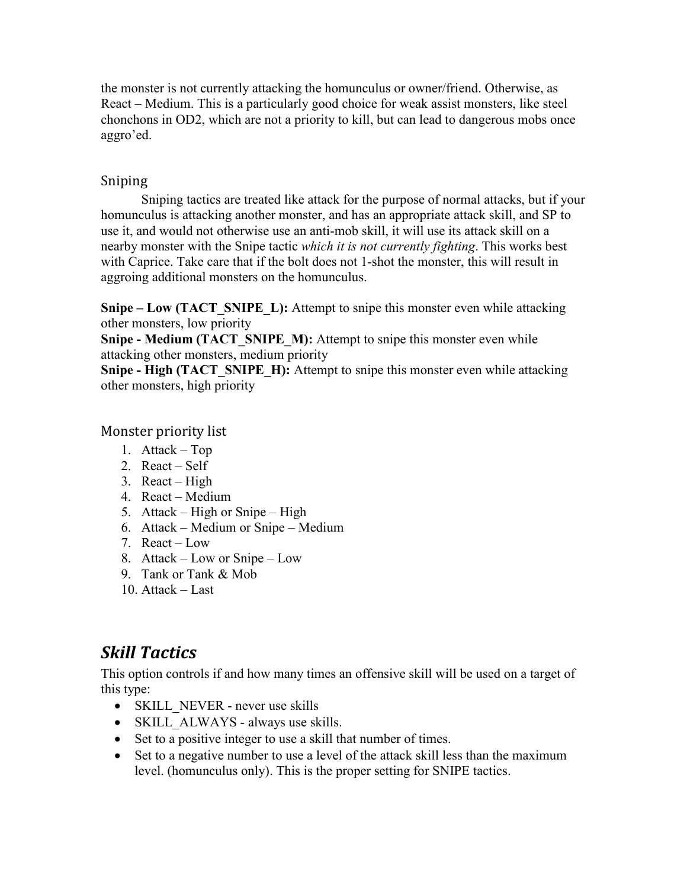the monster is not currently attacking the homunculus or owner/friend. Otherwise, as React – Medium. This is a particularly good choice for weak assist monsters, like steel chonchons in OD2, which are not a priority to kill, but can lead to dangerous mobs once aggro'ed.

### Sniping

Sniping tactics are treated like attack for the purpose of normal attacks, but if your homunculus is attacking another monster, and has an appropriate attack skill, and SP to use it, and would not otherwise use an anti-mob skill, it will use its attack skill on a nearby monster with the Snipe tactic *which it is not currently fighting*. This works best with Caprice. Take care that if the bolt does not 1-shot the monster, this will result in aggroing additional monsters on the homunculus.

**Snipe – Low (TACT_SNIPE_L):** Attempt to snipe this monster even while attacking other monsters, low priority
**Snipe - Medium (TACT_SNIPE_M):** Attempt to snipe this monster even while attacking other monsters, medium priority
**Snipe - High (TACT_SNIPE_H):** Attempt to snipe this monster even while attacking other monsters, high priority

### Monster priority list

1. Attack – Top
2. React – Self
3. React – High
4. React – Medium
5. Attack – High or Snipe – High
6. Attack – Medium or Snipe – Medium
7. React – Low
8. Attack – Low or Snipe – Low
9. Tank or Tank & Mob
10. Attack – Last

## *Skill Tactics*

This option controls if and how many times an offensive skill will be used on a target of this type:

- SKILL_NEVER - never use skills
- SKILL_ALWAYS - always use skills.
- Set to a positive integer to use a skill that number of times.
- Set to a negative number to use a level of the attack skill less than the maximum level. (homunculus only). This is the proper setting for SNIPE tactics.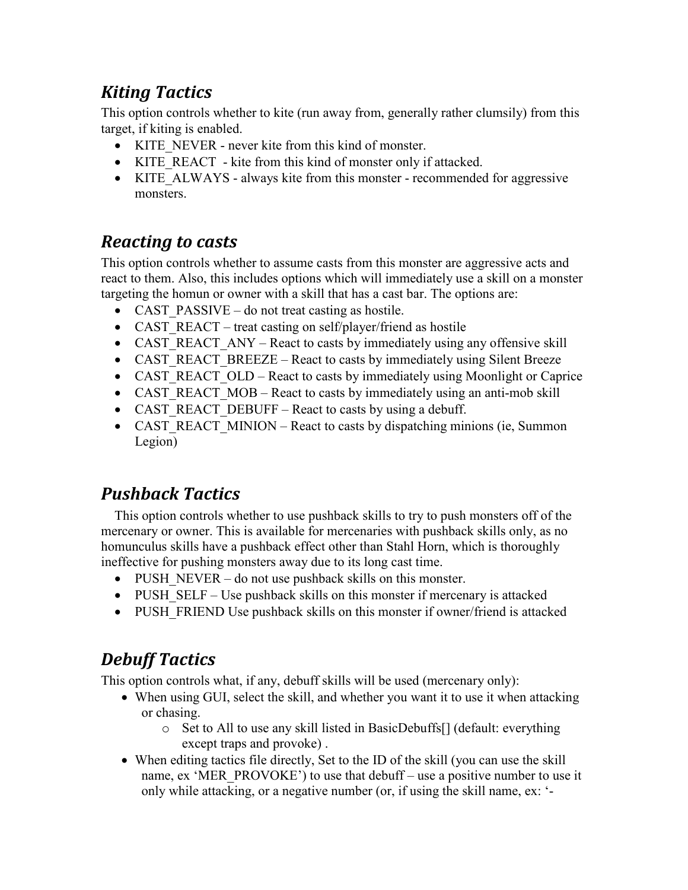## *Kiting Tactics*

This option controls whether to kite (run away from, generally rather clumsily) from this target, if kiting is enabled.

- KITE_NEVER - never kite from this kind of monster.
- KITE_REACT - kite from this kind of monster only if attacked.
- KITE_ALWAYS - always kite from this monster - recommended for aggressive monsters.

## *Reacting to casts*

This option controls whether to assume casts from this monster are aggressive acts and react to them. Also, this includes options which will immediately use a skill on a monster targeting the homun or owner with a skill that has a cast bar. The options are:

- CAST_PASSIVE – do not treat casting as hostile.
- CAST_REACT – treat casting on self/player/friend as hostile
- CAST_REACT_ANY – React to casts by immediately using any offensive skill
- CAST_REACT_BREEZE – React to casts by immediately using Silent Breeze
- CAST_REACT_OLD – React to casts by immediately using Moonlight or Caprice
- CAST_REACT_MOB – React to casts by immediately using an anti-mob skill
- CAST_REACT_DEBUFF – React to casts by using a debuff.
- CAST_REACT_MINION – React to casts by dispatching minions (ie, Summon Legion)

## *Pushback Tactics*

This option controls whether to use pushback skills to try to push monsters off of the mercenary or owner. This is available for mercenaries with pushback skills only, as no homunculus skills have a pushback effect other than Stahl Horn, which is thoroughly ineffective for pushing monsters away due to its long cast time.

- PUSH_NEVER – do not use pushback skills on this monster.
- PUSH_SELF – Use pushback skills on this monster if mercenary is attacked
- PUSH_FRIEND Use pushback skills on this monster if owner/friend is attacked

## *Debuff Tactics*

This option controls what, if any, debuff skills will be used (mercenary only):

- When using GUI, select the skill, and whether you want it to use it when attacking or chasing.
  - Set to All to use any skill listed in BasicDebuffs[] (default: everything except traps and provoke) .
- When editing tactics file directly, Set to the ID of the skill (you can use the skill name, ex 'MER_PROVOKE') to use that debuff – use a positive number to use it only while attacking, or a negative number (or, if using the skill name, ex: '-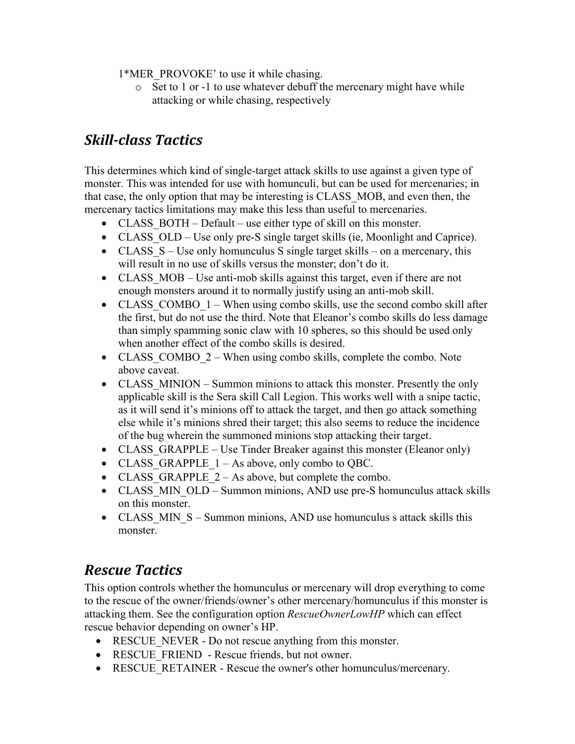1*MER_PROVOKE' to use it while chasing.

- Set to 1 or -1 to use whatever debuff the mercenary might have while attacking or while chasing, respectively

## *Skill-class Tactics*

This determines which kind of single-target attack skills to use against a given type of monster. This was intended for use with homunculi, but can be used for mercenaries; in that case, the only option that may be interesting is CLASS_MOB, and even then, the mercenary tactics limitations may make this less than useful to mercenaries.

- CLASS_BOTH – Default – use either type of skill on this monster.
- CLASS_OLD – Use only pre-S single target skills (ie, Moonlight and Caprice).
- CLASS_S – Use only homunculus S single target skills – on a mercenary, this will result in no use of skills versus the monster; don't do it.
- CLASS_MOB – Use anti-mob skills against this target, even if there are not enough monsters around it to normally justify using an anti-mob skill.
- CLASS_COMBO_1 – When using combo skills, use the second combo skill after the first, but do not use the third. Note that Eleanor's combo skills do less damage than simply spamming sonic claw with 10 spheres, so this should be used only when another effect of the combo skills is desired.
- CLASS_COMBO_2 – When using combo skills, complete the combo. Note above caveat.
- CLASS_MINION – Summon minions to attack this monster. Presently the only applicable skill is the Sera skill Call Legion. This works well with a snipe tactic, as it will send it's minions off to attack the target, and then go attack something else while it's minions shred their target; this also seems to reduce the incidence of the bug wherein the summoned minions stop attacking their target.
- CLASS_GRAPPLE – Use Tinder Breaker against this monster (Eleanor only)
- CLASS_GRAPPLE_1 – As above, only combo to QBC.
- CLASS_GRAPPLE_2 – As above, but complete the combo.
- CLASS_MIN_OLD – Summon minions, AND use pre-S homunculus attack skills on this monster.
- CLASS_MIN_S – Summon minions, AND use homunculus s attack skills this monster.

## *Rescue Tactics*

This option controls whether the homunculus or mercenary will drop everything to come to the rescue of the owner/friends/owner's other mercenary/homunculus if this monster is attacking them. See the configuration option *RescueOwnerLowHP* which can effect rescue behavior depending on owner's HP.

- RESCUE_NEVER - Do not rescue anything from this monster.
- RESCUE_FRIEND - Rescue friends, but not owner.
- RESCUE_RETAINER - Rescue the owner's other homunculus/mercenary.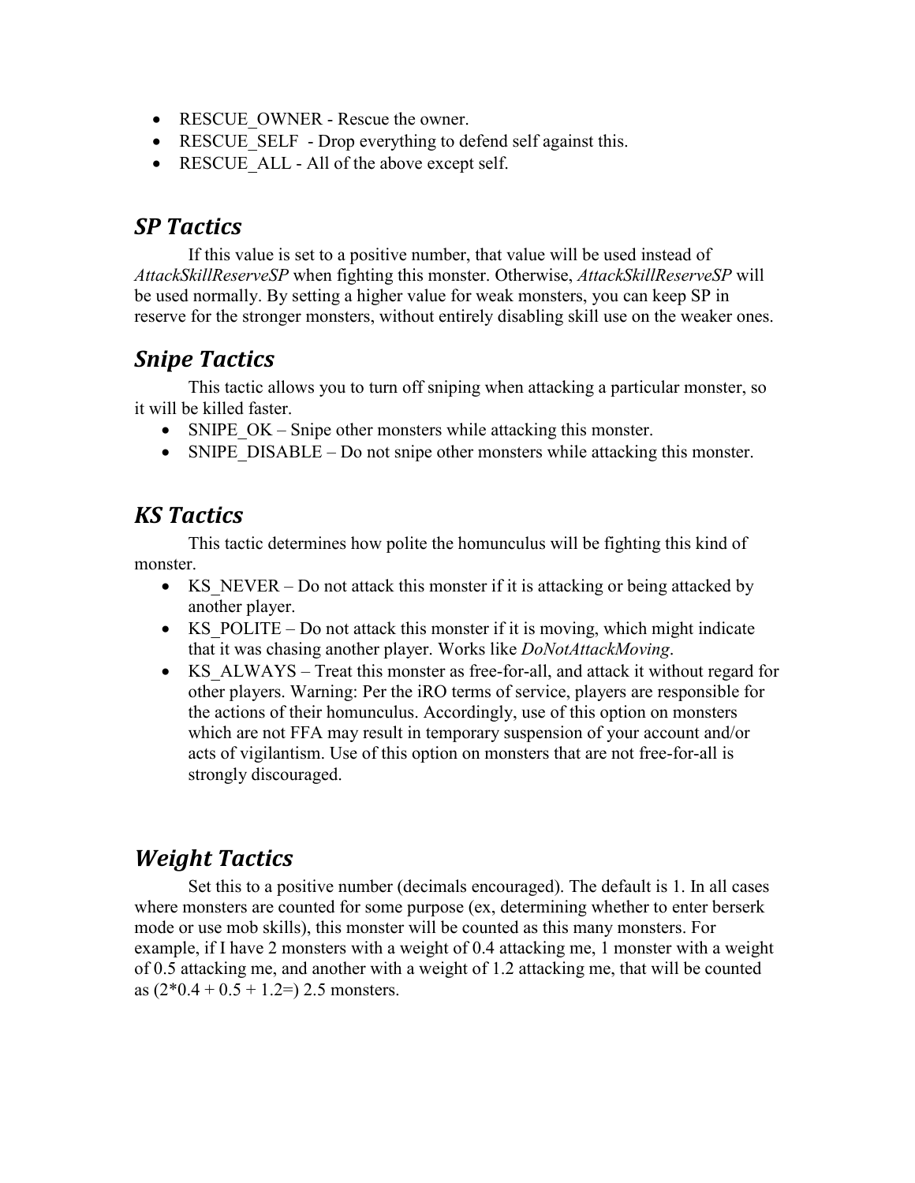- RESCUE_OWNER - Rescue the owner.
- RESCUE_SELF - Drop everything to defend self against this.
- RESCUE_ALL - All of the above except self.

## SP Tactics

If this value is set to a positive number, that value will be used instead of *AttackSkillReserveSP* when fighting this monster. Otherwise, *AttackSkillReserveSP* will be used normally. By setting a higher value for weak monsters, you can keep SP in reserve for the stronger monsters, without entirely disabling skill use on the weaker ones.

## Snipe Tactics

This tactic allows you to turn off sniping when attacking a particular monster, so it will be killed faster.

- SNIPE_OK – Snipe other monsters while attacking this monster.
- SNIPE_DISABLE – Do not snipe other monsters while attacking this monster.

## KS Tactics

This tactic determines how polite the homunculus will be fighting this kind of monster.

- KS_NEVER – Do not attack this monster if it is attacking or being attacked by another player.
- KS_POLITE – Do not attack this monster if it is moving, which might indicate that it was chasing another player. Works like *DoNotAttackMoving*.
- KS_ALWAYS – Treat this monster as free-for-all, and attack it without regard for other players. Warning: Per the iRO terms of service, players are responsible for the actions of their homunculus. Accordingly, use of this option on monsters which are not FFA may result in temporary suspension of your account and/or acts of vigilantism. Use of this option on monsters that are not free-for-all is strongly discouraged.

## Weight Tactics

Set this to a positive number (decimals encouraged). The default is 1. In all cases where monsters are counted for some purpose (ex, determining whether to enter berserk mode or use mob skills), this monster will be counted as this many monsters. For example, if I have 2 monsters with a weight of 0.4 attacking me, 1 monster with a weight of 0.5 attacking me, and another with a weight of 1.2 attacking me, that will be counted as (2*0.4 + 0.5 + 1.2=) 2.5 monsters.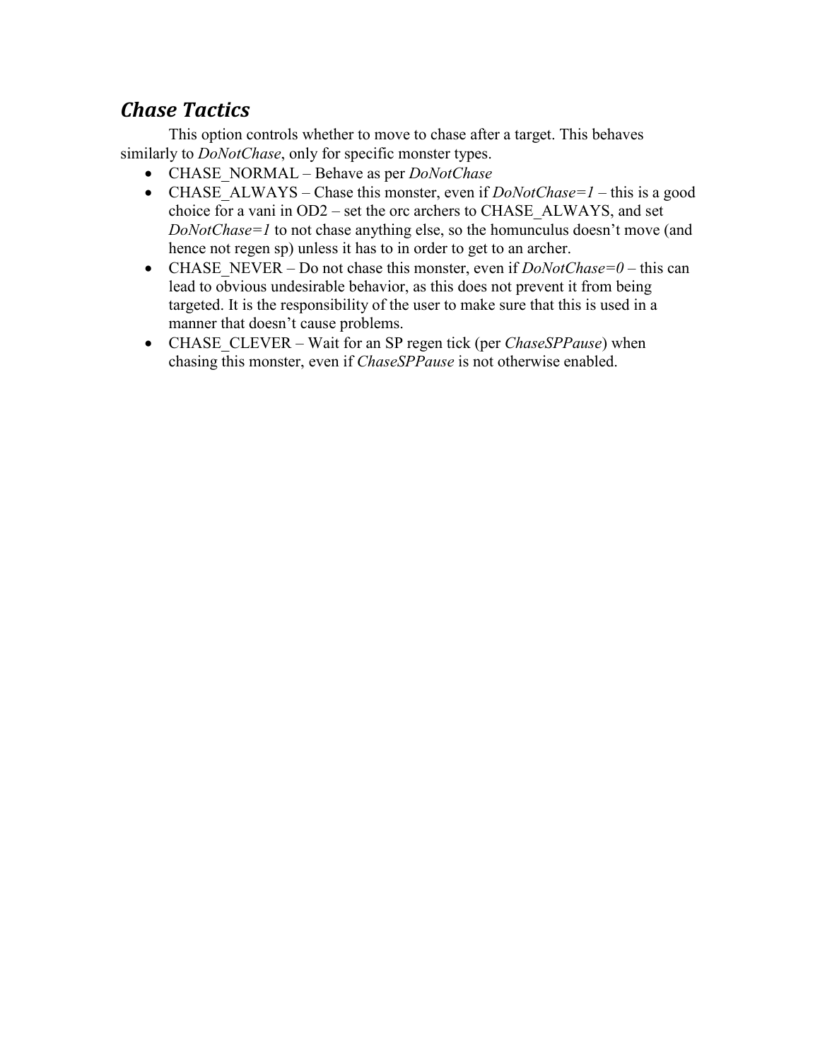## *Chase Tactics*

This option controls whether to move to chase after a target. This behaves similarly to *DoNotChase*, only for specific monster types.

- CHASE_NORMAL – Behave as per *DoNotChase*
- CHASE_ALWAYS – Chase this monster, even if *DoNotChase=1* – this is a good choice for a vani in OD2 – set the orc archers to CHASE_ALWAYS, and set *DoNotChase=1* to not chase anything else, so the homunculus doesn't move (and hence not regen sp) unless it has to in order to get to an archer.
- CHASE_NEVER – Do not chase this monster, even if *DoNotChase=0* – this can lead to obvious undesirable behavior, as this does not prevent it from being targeted. It is the responsibility of the user to make sure that this is used in a manner that doesn't cause problems.
- CHASE_CLEVER – Wait for an SP regen tick (per *ChaseSPPause*) when chasing this monster, even if *ChaseSPPause* is not otherwise enabled.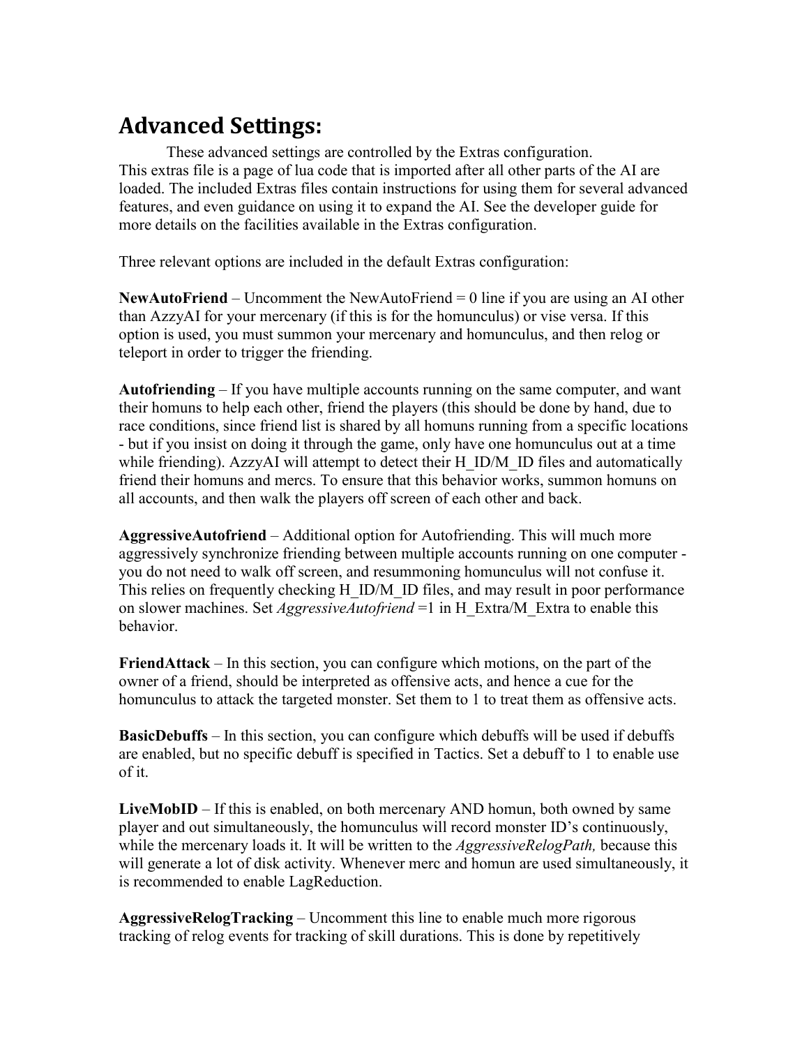# Advanced Settings:

These advanced settings are controlled by the Extras configuration.
This extras file is a page of lua code that is imported after all other parts of the AI are loaded. The included Extras files contain instructions for using them for several advanced features, and even guidance on using it to expand the AI. See the developer guide for more details on the facilities available in the Extras configuration.

Three relevant options are included in the default Extras configuration:

**NewAutoFriend** – Uncomment the NewAutoFriend = 0 line if you are using an AI other than AzzyAI for your mercenary (if this is for the homunculus) or vise versa. If this option is used, you must summon your mercenary and homunculus, and then relog or teleport in order to trigger the friending.

**Autofriending** – If you have multiple accounts running on the same computer, and want their homuns to help each other, friend the players (this should be done by hand, due to race conditions, since friend list is shared by all homuns running from a specific locations - but if you insist on doing it through the game, only have one homunculus out at a time while friending). AzzyAI will attempt to detect their H_ID/M_ID files and automatically friend their homuns and mercs. To ensure that this behavior works, summon homuns on all accounts, and then walk the players off screen of each other and back.

**AggressiveAutofriend** – Additional option for Autofriending. This will much more aggressively synchronize friending between multiple accounts running on one computer - you do not need to walk off screen, and resummoning homunculus will not confuse it. This relies on frequently checking H_ID/M_ID files, and may result in poor performance on slower machines. Set *AggressiveAutofriend* =1 in H_Extra/M_Extra to enable this behavior.

**FriendAttack** – In this section, you can configure which motions, on the part of the owner of a friend, should be interpreted as offensive acts, and hence a cue for the homunculus to attack the targeted monster. Set them to 1 to treat them as offensive acts.

**BasicDebuffs** – In this section, you can configure which debuffs will be used if debuffs are enabled, but no specific debuff is specified in Tactics. Set a debuff to 1 to enable use of it.

**LiveMobID** – If this is enabled, on both mercenary AND homun, both owned by same player and out simultaneously, the homunculus will record monster ID's continuously, while the mercenary loads it. It will be written to the *AggressiveRelogPath,* because this will generate a lot of disk activity. Whenever merc and homun are used simultaneously, it is recommended to enable LagReduction.

**AggressiveRelogTracking** – Uncomment this line to enable much more rigorous tracking of relog events for tracking of skill durations. This is done by repetitively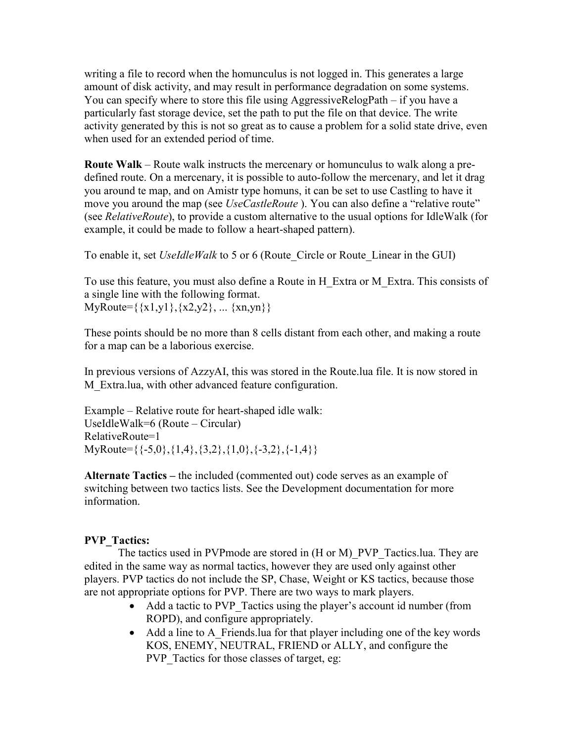writing a file to record when the homunculus is not logged in. This generates a large amount of disk activity, and may result in performance degradation on some systems. You can specify where to store this file using AggressiveRelogPath – if you have a particularly fast storage device, set the path to put the file on that device. The write activity generated by this is not so great as to cause a problem for a solid state drive, even when used for an extended period of time.

**Route Walk** – Route walk instructs the mercenary or homunculus to walk along a pre-defined route. On a mercenary, it is possible to auto-follow the mercenary, and let it drag you around te map, and on Amistr type homuns, it can be set to use Castling to have it move you around the map (see *UseCastleRoute* ). You can also define a "relative route" (see *RelativeRoute*), to provide a custom alternative to the usual options for IdleWalk (for example, it could be made to follow a heart-shaped pattern).

To enable it, set *UseIdleWalk* to 5 or 6 (Route_Circle or Route_Linear in the GUI)

To use this feature, you must also define a Route in H_Extra or M_Extra. This consists of a single line with the following format.
MyRoute={{x1,y1},{x2,y2}, ... {xn,yn}}

These points should be no more than 8 cells distant from each other, and making a route for a map can be a laborious exercise.

In previous versions of AzzyAI, this was stored in the Route.lua file. It is now stored in M_Extra.lua, with other advanced feature configuration.

Example – Relative route for heart-shaped idle walk:
UseIdleWalk=6 (Route – Circular)
RelativeRoute=1
MyRoute={{-5,0},{1,4},{3,2},{1,0},{-3,2},{-1,4}}

**Alternate Tactics –** the included (commented out) code serves as an example of switching between two tactics lists. See the Development documentation for more information.

**PVP_Tactics:**

The tactics used in PVPmode are stored in (H or M)_PVP_Tactics.lua. They are edited in the same way as normal tactics, however they are used only against other players. PVP tactics do not include the SP, Chase, Weight or KS tactics, because those are not appropriate options for PVP. There are two ways to mark players.

- Add a tactic to PVP_Tactics using the player's account id number (from ROPD), and configure appropriately.
- Add a line to A_Friends.lua for that player including one of the key words KOS, ENEMY, NEUTRAL, FRIEND or ALLY, and configure the PVP_Tactics for those classes of target, eg: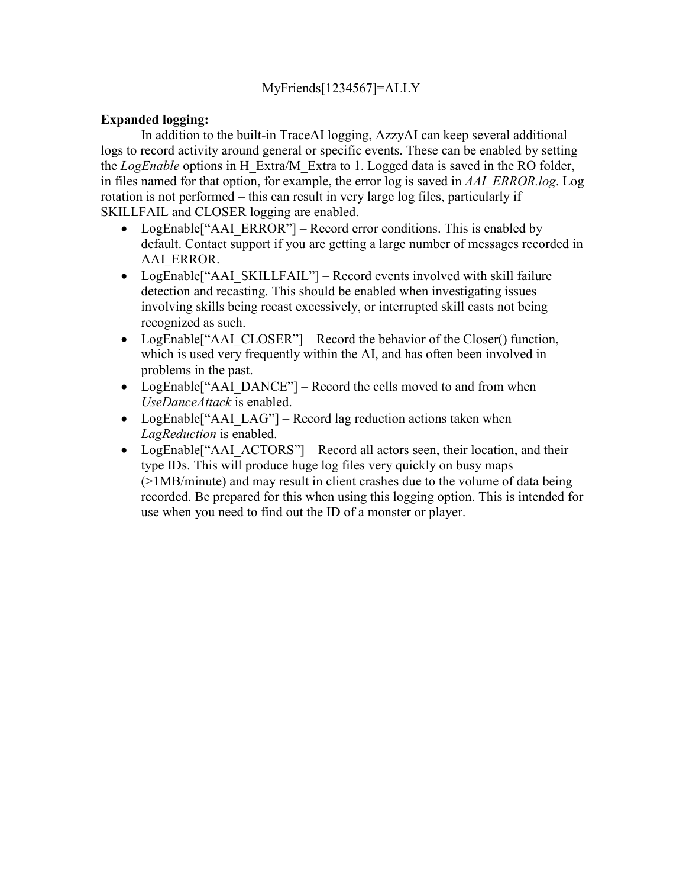MyFriends[1234567]=ALLY

**Expanded logging:**

In addition to the built-in TraceAI logging, AzzyAI can keep several additional logs to record activity around general or specific events. These can be enabled by setting the *LogEnable* options in H_Extra/M_Extra to 1. Logged data is saved in the RO folder, in files named for that option, for example, the error log is saved in *AAI_ERROR.log*. Log rotation is not performed – this can result in very large log files, particularly if SKILLFAIL and CLOSER logging are enabled.

- LogEnable["AAI_ERROR"] – Record error conditions. This is enabled by default. Contact support if you are getting a large number of messages recorded in AAI_ERROR.
- LogEnable["AAI_SKILLFAIL"] – Record events involved with skill failure detection and recasting. This should be enabled when investigating issues involving skills being recast excessively, or interrupted skill casts not being recognized as such.
- LogEnable["AAI_CLOSER"] – Record the behavior of the Closer() function, which is used very frequently within the AI, and has often been involved in problems in the past.
- LogEnable["AAI_DANCE"] – Record the cells moved to and from when *UseDanceAttack* is enabled.
- LogEnable["AAI_LAG"] – Record lag reduction actions taken when *LagReduction* is enabled.
- LogEnable["AAI_ACTORS"] – Record all actors seen, their location, and their type IDs. This will produce huge log files very quickly on busy maps (>1MB/minute) and may result in client crashes due to the volume of data being recorded. Be prepared for this when using this logging option. This is intended for use when you need to find out the ID of a monster or player.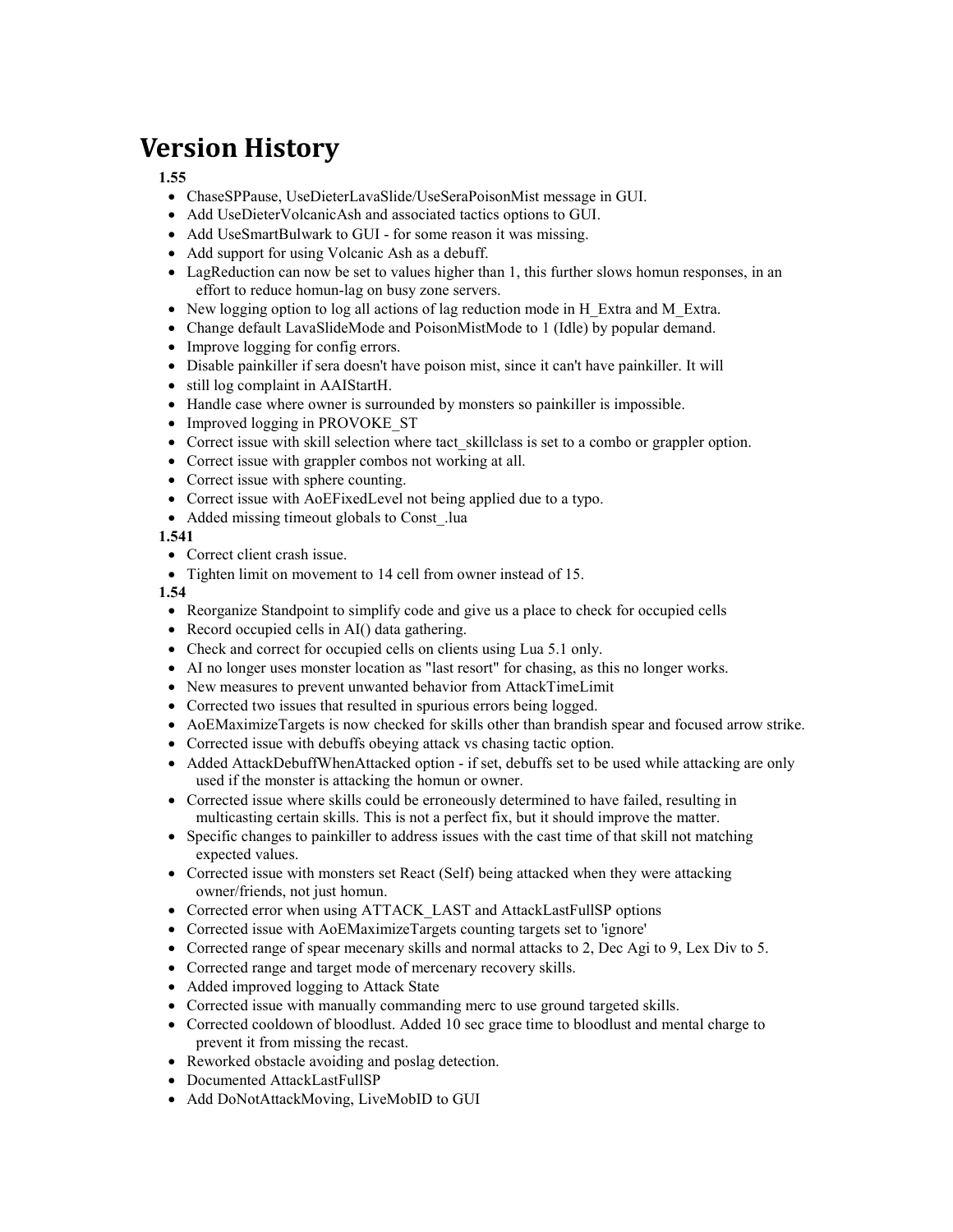# Version History

**1.55**

- ChaseSPPause, UseDieterLavaSlide/UseSeraPoisonMist message in GUI.
- Add UseDieterVolcanicAsh and associated tactics options to GUI.
- Add UseSmartBulwark to GUI - for some reason it was missing.
- Add support for using Volcanic Ash as a debuff.
- LagReduction can now be set to values higher than 1, this further slows homun responses, in an effort to reduce homun-lag on busy zone servers.
- New logging option to log all actions of lag reduction mode in H_Extra and M_Extra.
- Change default LavaSlideMode and PoisonMistMode to 1 (Idle) by popular demand.
- Improve logging for config errors.
- Disable painkiller if sera doesn't have poison mist, since it can't have painkiller. It will
- still log complaint in AAIStartH.
- Handle case where owner is surrounded by monsters so painkiller is impossible.
- Improved logging in PROVOKE_ST
- Correct issue with skill selection where tact_skillclass is set to a combo or grappler option.
- Correct issue with grappler combos not working at all.
- Correct issue with sphere counting.
- Correct issue with AoEFixedLevel not being applied due to a typo.
- Added missing timeout globals to Const_.lua

**1.541**

- Correct client crash issue.
- Tighten limit on movement to 14 cell from owner instead of 15.

**1.54**

- Reorganize Standpoint to simplify code and give us a place to check for occupied cells
- Record occupied cells in AI() data gathering.
- Check and correct for occupied cells on clients using Lua 5.1 only.
- AI no longer uses monster location as "last resort" for chasing, as this no longer works.
- New measures to prevent unwanted behavior from AttackTimeLimit
- Corrected two issues that resulted in spurious errors being logged.
- AoEMaximizeTargets is now checked for skills other than brandish spear and focused arrow strike.
- Corrected issue with debuffs obeying attack vs chasing tactic option.
- Added AttackDebuffWhenAttacked option - if set, debuffs set to be used while attacking are only used if the monster is attacking the homun or owner.
- Corrected issue where skills could be erroneously determined to have failed, resulting in multicasting certain skills. This is not a perfect fix, but it should improve the matter.
- Specific changes to painkiller to address issues with the cast time of that skill not matching expected values.
- Corrected issue with monsters set React (Self) being attacked when they were attacking owner/friends, not just homun.
- Corrected error when using ATTACK_LAST and AttackLastFullSP options
- Corrected issue with AoEMaximizeTargets counting targets set to 'ignore'
- Corrected range of spear mecenary skills and normal attacks to 2, Dec Agi to 9, Lex Div to 5.
- Corrected range and target mode of mercenary recovery skills.
- Added improved logging to Attack State
- Corrected issue with manually commanding merc to use ground targeted skills.
- Corrected cooldown of bloodlust. Added 10 sec grace time to bloodlust and mental charge to prevent it from missing the recast.
- Reworked obstacle avoiding and poslag detection.
- Documented AttackLastFullSP
- Add DoNotAttackMoving, LiveMobID to GUI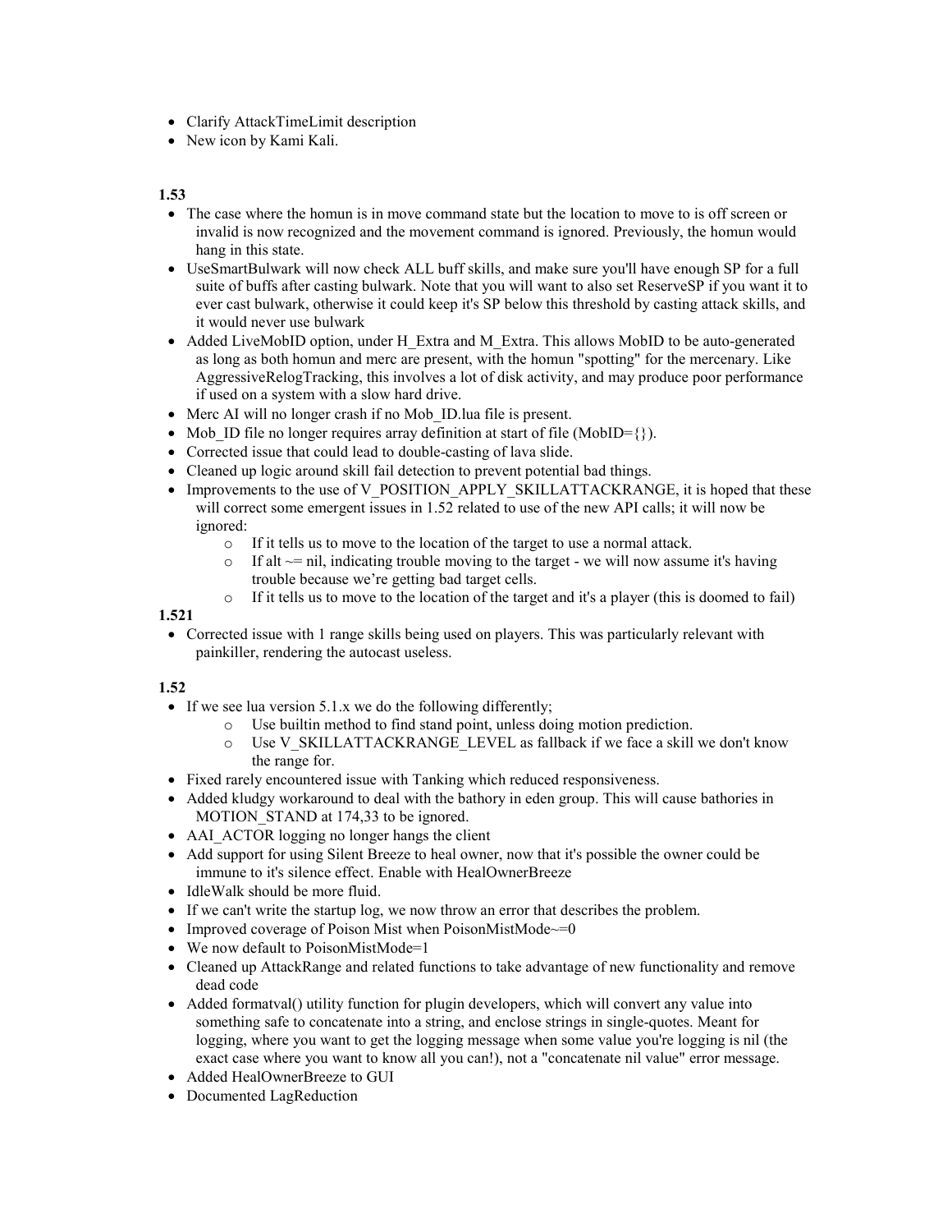- Clarify AttackTimeLimit description
- New icon by Kami Kali.

**1.53**

- The case where the homun is in move command state but the location to move to is off screen or invalid is now recognized and the movement command is ignored. Previously, the homun would hang in this state.
- UseSmartBulwark will now check ALL buff skills, and make sure you'll have enough SP for a full suite of buffs after casting bulwark. Note that you will want to also set ReserveSP if you want it to ever cast bulwark, otherwise it could keep it's SP below this threshold by casting attack skills, and it would never use bulwark
- Added LiveMobID option, under H_Extra and M_Extra. This allows MobID to be auto-generated as long as both homun and merc are present, with the homun "spotting" for the mercenary. Like AggressiveRelogTracking, this involves a lot of disk activity, and may produce poor performance if used on a system with a slow hard drive.
- Merc AI will no longer crash if no Mob_ID.lua file is present.
- Mob_ID file no longer requires array definition at start of file (MobID={}).
- Corrected issue that could lead to double-casting of lava slide.
- Cleaned up logic around skill fail detection to prevent potential bad things.
- Improvements to the use of V_POSITION_APPLY_SKILLATTACKRANGE, it is hoped that these will correct some emergent issues in 1.52 related to use of the new API calls; it will now be ignored:
  - If it tells us to move to the location of the target to use a normal attack.
  - If alt ~= nil, indicating trouble moving to the target - we will now assume it's having trouble because we're getting bad target cells.
  - If it tells us to move to the location of the target and it's a player (this is doomed to fail)

**1.521**

- Corrected issue with 1 range skills being used on players. This was particularly relevant with painkiller, rendering the autocast useless.

**1.52**

- If we see lua version 5.1.x we do the following differently;
  - Use builtin method to find stand point, unless doing motion prediction.
  - Use V_SKILLATTACKRANGE_LEVEL as fallback if we face a skill we don't know the range for.
- Fixed rarely encountered issue with Tanking which reduced responsiveness.
- Added kludgy workaround to deal with the bathory in eden group. This will cause bathories in MOTION_STAND at 174,33 to be ignored.
- AAI_ACTOR logging no longer hangs the client
- Add support for using Silent Breeze to heal owner, now that it's possible the owner could be immune to it's silence effect. Enable with HealOwnerBreeze
- IdleWalk should be more fluid.
- If we can't write the startup log, we now throw an error that describes the problem.
- Improved coverage of Poison Mist when PoisonMistMode~=0
- We now default to PoisonMistMode=1
- Cleaned up AttackRange and related functions to take advantage of new functionality and remove dead code
- Added formatval() utility function for plugin developers, which will convert any value into something safe to concatenate into a string, and enclose strings in single-quotes. Meant for logging, where you want to get the logging message when some value you're logging is nil (the exact case where you want to know all you can!), not a "concatenate nil value" error message.
- Added HealOwnerBreeze to GUI
- Documented LagReduction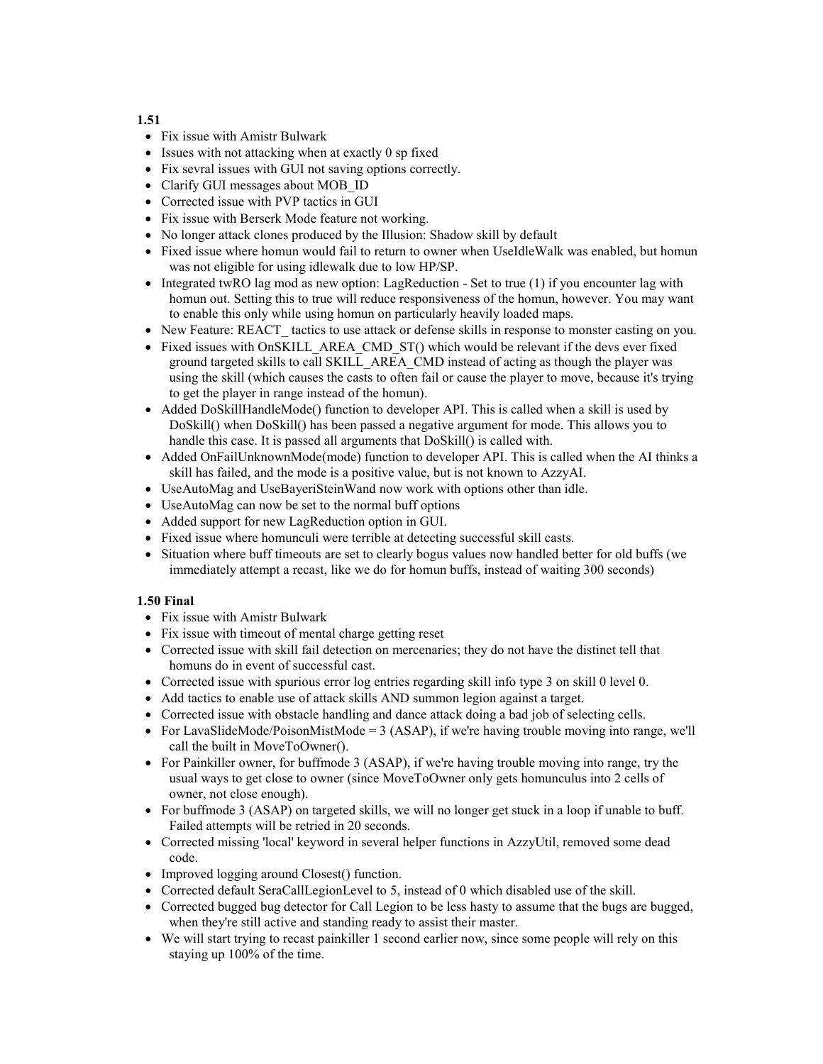**1.51**

- Fix issue with Amistr Bulwark
- Issues with not attacking when at exactly 0 sp fixed
- Fix sevral issues with GUI not saving options correctly.
- Clarify GUI messages about MOB_ID
- Corrected issue with PVP tactics in GUI
- Fix issue with Berserk Mode feature not working.
- No longer attack clones produced by the Illusion: Shadow skill by default
- Fixed issue where homun would fail to return to owner when UseIdleWalk was enabled, but homun was not eligible for using idlewalk due to low HP/SP.
- Integrated twRO lag mod as new option: LagReduction - Set to true (1) if you encounter lag with homun out. Setting this to true will reduce responsiveness of the homun, however. You may want to enable this only while using homun on particularly heavily loaded maps.
- New Feature: REACT_ tactics to use attack or defense skills in response to monster casting on you.
- Fixed issues with OnSKILL_AREA_CMD_ST() which would be relevant if the devs ever fixed ground targeted skills to call SKILL_AREA_CMD instead of acting as though the player was using the skill (which causes the casts to often fail or cause the player to move, because it's trying to get the player in range instead of the homun).
- Added DoSkillHandleMode() function to developer API. This is called when a skill is used by DoSkill() when DoSkill() has been passed a negative argument for mode. This allows you to handle this case. It is passed all arguments that DoSkill() is called with.
- Added OnFailUnknownMode(mode) function to developer API. This is called when the AI thinks a skill has failed, and the mode is a positive value, but is not known to AzzyAI.
- UseAutoMag and UseBayeriSteinWand now work with options other than idle.
- UseAutoMag can now be set to the normal buff options
- Added support for new LagReduction option in GUI.
- Fixed issue where homunculi were terrible at detecting successful skill casts.
- Situation where buff timeouts are set to clearly bogus values now handled better for old buffs (we immediately attempt a recast, like we do for homun buffs, instead of waiting 300 seconds)

**1.50 Final**

- Fix issue with Amistr Bulwark
- Fix issue with timeout of mental charge getting reset
- Corrected issue with skill fail detection on mercenaries; they do not have the distinct tell that homuns do in event of successful cast.
- Corrected issue with spurious error log entries regarding skill info type 3 on skill 0 level 0.
- Add tactics to enable use of attack skills AND summon legion against a target.
- Corrected issue with obstacle handling and dance attack doing a bad job of selecting cells.
- For LavaSlideMode/PoisonMistMode = 3 (ASAP), if we're having trouble moving into range, we'll call the built in MoveToOwner().
- For Painkiller owner, for buffmode 3 (ASAP), if we're having trouble moving into range, try the usual ways to get close to owner (since MoveToOwner only gets homunculus into 2 cells of owner, not close enough).
- For buffmode 3 (ASAP) on targeted skills, we will no longer get stuck in a loop if unable to buff. Failed attempts will be retried in 20 seconds.
- Corrected missing 'local' keyword in several helper functions in AzzyUtil, removed some dead code.
- Improved logging around Closest() function.
- Corrected default SeraCallLegionLevel to 5, instead of 0 which disabled use of the skill.
- Corrected bugged bug detector for Call Legion to be less hasty to assume that the bugs are bugged, when they're still active and standing ready to assist their master.
- We will start trying to recast painkiller 1 second earlier now, since some people will rely on this staying up 100% of the time.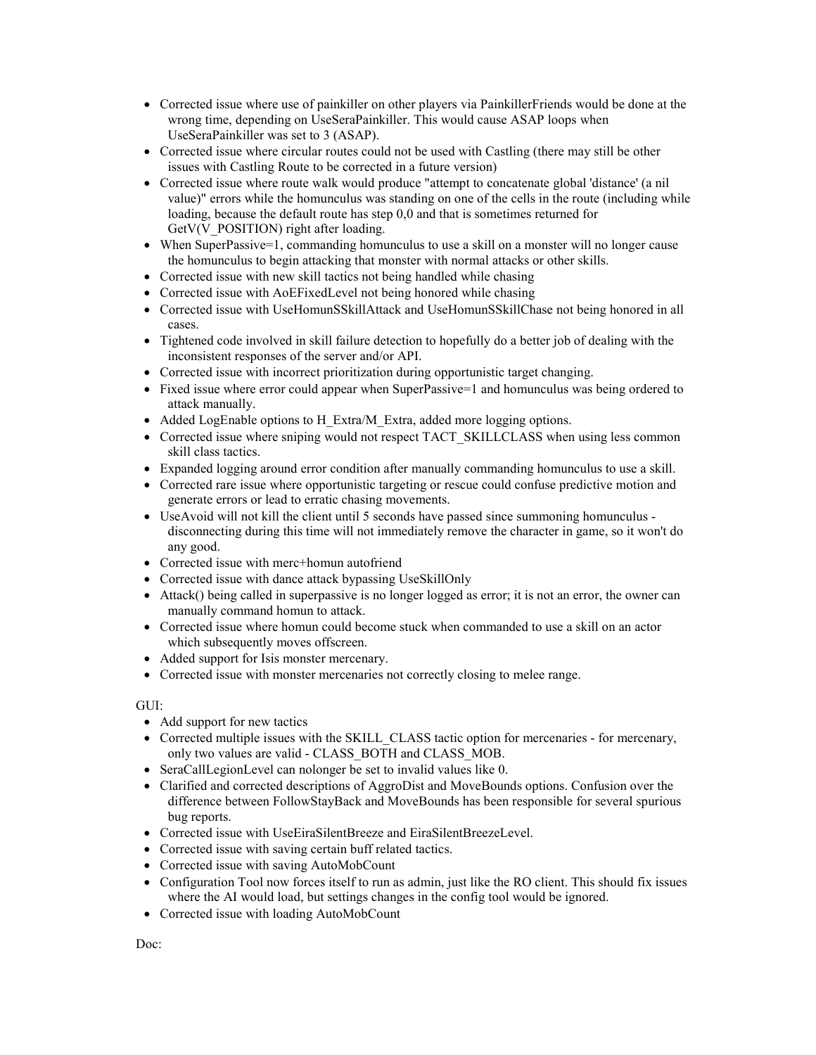- Corrected issue where use of painkiller on other players via PainkillerFriends would be done at the wrong time, depending on UseSeraPainkiller. This would cause ASAP loops when UseSeraPainkiller was set to 3 (ASAP).
- Corrected issue where circular routes could not be used with Castling (there may still be other issues with Castling Route to be corrected in a future version)
- Corrected issue where route walk would produce "attempt to concatenate global 'distance' (a nil value)" errors while the homunculus was standing on one of the cells in the route (including while loading, because the default route has step 0,0 and that is sometimes returned for GetV(V_POSITION) right after loading.
- When SuperPassive=1, commanding homunculus to use a skill on a monster will no longer cause the homunculus to begin attacking that monster with normal attacks or other skills.
- Corrected issue with new skill tactics not being handled while chasing
- Corrected issue with AoEFixedLevel not being honored while chasing
- Corrected issue with UseHomunSSkillAttack and UseHomunSSkillChase not being honored in all cases.
- Tightened code involved in skill failure detection to hopefully do a better job of dealing with the inconsistent responses of the server and/or API.
- Corrected issue with incorrect prioritization during opportunistic target changing.
- Fixed issue where error could appear when SuperPassive=1 and homunculus was being ordered to attack manually.
- Added LogEnable options to H_Extra/M_Extra, added more logging options.
- Corrected issue where sniping would not respect TACT_SKILLCLASS when using less common skill class tactics.
- Expanded logging around error condition after manually commanding homunculus to use a skill.
- Corrected rare issue where opportunistic targeting or rescue could confuse predictive motion and generate errors or lead to erratic chasing movements.
- UseAvoid will not kill the client until 5 seconds have passed since summoning homunculus - disconnecting during this time will not immediately remove the character in game, so it won't do any good.
- Corrected issue with merc+homun autofriend
- Corrected issue with dance attack bypassing UseSkillOnly
- Attack() being called in superpassive is no longer logged as error; it is not an error, the owner can manually command homun to attack.
- Corrected issue where homun could become stuck when commanded to use a skill on an actor which subsequently moves offscreen.
- Added support for Isis monster mercenary.
- Corrected issue with monster mercenaries not correctly closing to melee range.

GUI:

- Add support for new tactics
- Corrected multiple issues with the SKILL_CLASS tactic option for mercenaries - for mercenary, only two values are valid - CLASS_BOTH and CLASS_MOB.
- SeraCallLegionLevel can nolonger be set to invalid values like 0.
- Clarified and corrected descriptions of AggroDist and MoveBounds options. Confusion over the difference between FollowStayBack and MoveBounds has been responsible for several spurious bug reports.
- Corrected issue with UseEiraSilentBreeze and EiraSilentBreezeLevel.
- Corrected issue with saving certain buff related tactics.
- Corrected issue with saving AutoMobCount
- Configuration Tool now forces itself to run as admin, just like the RO client. This should fix issues where the AI would load, but settings changes in the config tool would be ignored.
- Corrected issue with loading AutoMobCount

Doc: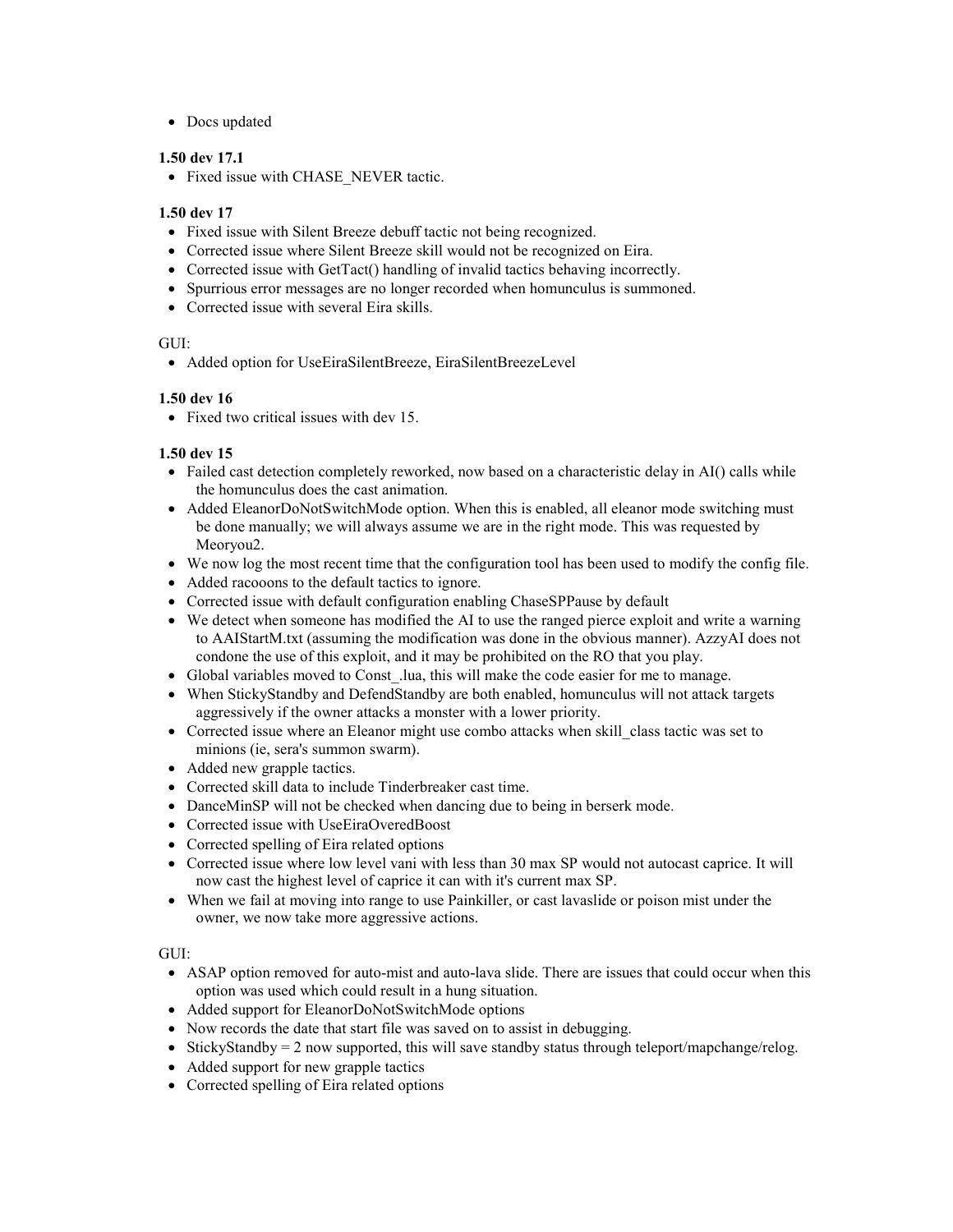- Docs updated

**1.50 dev 17.1**

- Fixed issue with CHASE_NEVER tactic.

**1.50 dev 17**

- Fixed issue with Silent Breeze debuff tactic not being recognized.
- Corrected issue where Silent Breeze skill would not be recognized on Eira.
- Corrected issue with GetTact() handling of invalid tactics behaving incorrectly.
- Spurrious error messages are no longer recorded when homunculus is summoned.
- Corrected issue with several Eira skills.

GUI:

- Added option for UseEiraSilentBreeze, EiraSilentBreezeLevel

**1.50 dev 16**

- Fixed two critical issues with dev 15.

**1.50 dev 15**

- Failed cast detection completely reworked, now based on a characteristic delay in AI() calls while the homunculus does the cast animation.
- Added EleanorDoNotSwitchMode option. When this is enabled, all eleanor mode switching must be done manually; we will always assume we are in the right mode. This was requested by Meoryou2.
- We now log the most recent time that the configuration tool has been used to modify the config file.
- Added racooons to the default tactics to ignore.
- Corrected issue with default configuration enabling ChaseSPPause by default
- We detect when someone has modified the AI to use the ranged pierce exploit and write a warning to AAIStartM.txt (assuming the modification was done in the obvious manner). AzzyAI does not condone the use of this exploit, and it may be prohibited on the RO that you play.
- Global variables moved to Const_.lua, this will make the code easier for me to manage.
- When StickyStandby and DefendStandby are both enabled, homunculus will not attack targets aggressively if the owner attacks a monster with a lower priority.
- Corrected issue where an Eleanor might use combo attacks when skill_class tactic was set to minions (ie, sera's summon swarm).
- Added new grapple tactics.
- Corrected skill data to include Tinderbreaker cast time.
- DanceMinSP will not be checked when dancing due to being in berserk mode.
- Corrected issue with UseEiraOveredBoost
- Corrected spelling of Eira related options
- Corrected issue where low level vani with less than 30 max SP would not autocast caprice. It will now cast the highest level of caprice it can with it's current max SP.
- When we fail at moving into range to use Painkiller, or cast lavaslide or poison mist under the owner, we now take more aggressive actions.

GUI:

- ASAP option removed for auto-mist and auto-lava slide. There are issues that could occur when this option was used which could result in a hung situation.
- Added support for EleanorDoNotSwitchMode options
- Now records the date that start file was saved on to assist in debugging.
- StickyStandby = 2 now supported, this will save standby status through teleport/mapchange/relog.
- Added support for new grapple tactics
- Corrected spelling of Eira related options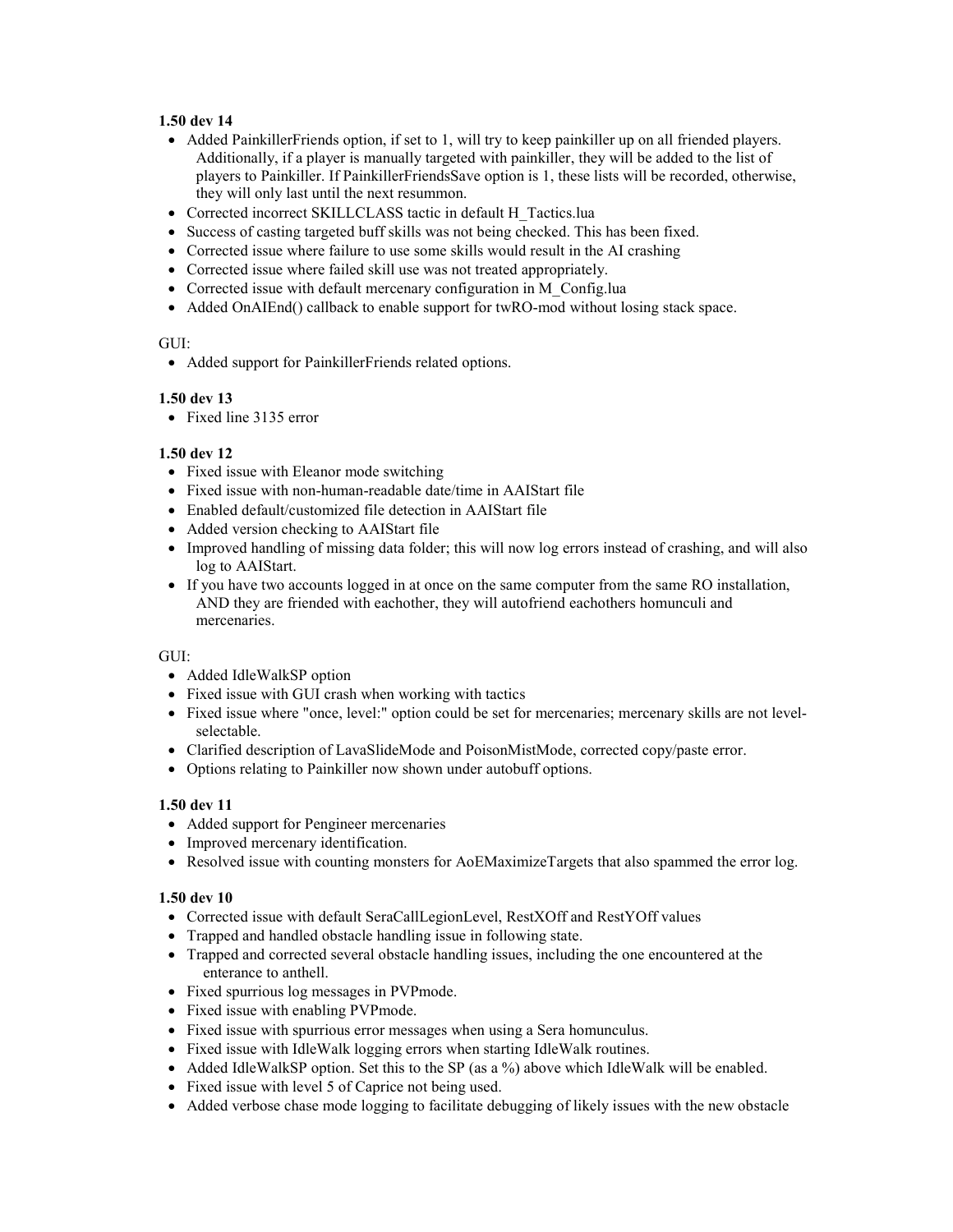**1.50 dev 14**

- Added PainkillerFriends option, if set to 1, will try to keep painkiller up on all friended players. Additionally, if a player is manually targeted with painkiller, they will be added to the list of players to Painkiller. If PainkillerFriendsSave option is 1, these lists will be recorded, otherwise, they will only last until the next resummon.
- Corrected incorrect SKILLCLASS tactic in default H_Tactics.lua
- Success of casting targeted buff skills was not being checked. This has been fixed.
- Corrected issue where failure to use some skills would result in the AI crashing
- Corrected issue where failed skill use was not treated appropriately.
- Corrected issue with default mercenary configuration in M_Config.lua
- Added OnAIEnd() callback to enable support for twRO-mod without losing stack space.

GUI:

- Added support for PainkillerFriends related options.

**1.50 dev 13**

- Fixed line 3135 error

**1.50 dev 12**

- Fixed issue with Eleanor mode switching
- Fixed issue with non-human-readable date/time in AAIStart file
- Enabled default/customized file detection in AAIStart file
- Added version checking to AAIStart file
- Improved handling of missing data folder; this will now log errors instead of crashing, and will also log to AAIStart.
- If you have two accounts logged in at once on the same computer from the same RO installation, AND they are friended with eachother, they will autofriend eachothers homunculi and mercenaries.

GUI:

- Added IdleWalkSP option
- Fixed issue with GUI crash when working with tactics
- Fixed issue where "once, level:" option could be set for mercenaries; mercenary skills are not level-selectable.
- Clarified description of LavaSlideMode and PoisonMistMode, corrected copy/paste error.
- Options relating to Painkiller now shown under autobuff options.

**1.50 dev 11**

- Added support for Pengineer mercenaries
- Improved mercenary identification.
- Resolved issue with counting monsters for AoEMaximizeTargets that also spammed the error log.

**1.50 dev 10**

- Corrected issue with default SeraCallLegionLevel, RestXOff and RestYOff values
- Trapped and handled obstacle handling issue in following state.
- Trapped and corrected several obstacle handling issues, including the one encountered at the enterance to anthell.
- Fixed spurrious log messages in PVPmode.
- Fixed issue with enabling PVPmode.
- Fixed issue with spurrious error messages when using a Sera homunculus.
- Fixed issue with IdleWalk logging errors when starting IdleWalk routines.
- Added IdleWalkSP option. Set this to the SP (as a %) above which IdleWalk will be enabled.
- Fixed issue with level 5 of Caprice not being used.
- Added verbose chase mode logging to facilitate debugging of likely issues with the new obstacle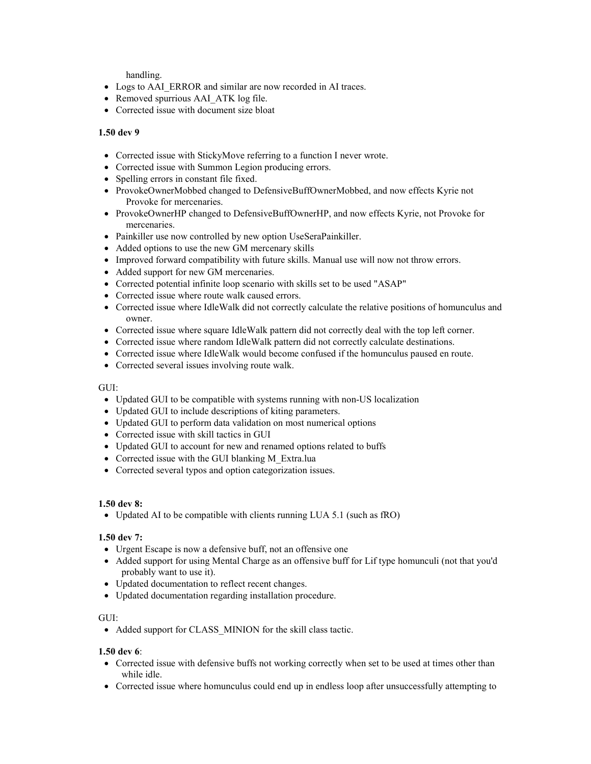handling.

- Logs to AAI_ERROR and similar are now recorded in AI traces.
- Removed spurrious AAI_ATK log file.
- Corrected issue with document size bloat

**1.50 dev 9**

- Corrected issue with StickyMove referring to a function I never wrote.
- Corrected issue with Summon Legion producing errors.
- Spelling errors in constant file fixed.
- ProvokeOwnerMobbed changed to DefensiveBuffOwnerMobbed, and now effects Kyrie not Provoke for mercenaries.
- ProvokeOwnerHP changed to DefensiveBuffOwnerHP, and now effects Kyrie, not Provoke for mercenaries.
- Painkiller use now controlled by new option UseSeraPainkiller.
- Added options to use the new GM mercenary skills
- Improved forward compatibility with future skills. Manual use will now not throw errors.
- Added support for new GM mercenaries.
- Corrected potential infinite loop scenario with skills set to be used "ASAP"
- Corrected issue where route walk caused errors.
- Corrected issue where IdleWalk did not correctly calculate the relative positions of homunculus and owner.
- Corrected issue where square IdleWalk pattern did not correctly deal with the top left corner.
- Corrected issue where random IdleWalk pattern did not correctly calculate destinations.
- Corrected issue where IdleWalk would become confused if the homunculus paused en route.
- Corrected several issues involving route walk.

GUI:

- Updated GUI to be compatible with systems running with non-US localization
- Updated GUI to include descriptions of kiting parameters.
- Updated GUI to perform data validation on most numerical options
- Corrected issue with skill tactics in GUI
- Updated GUI to account for new and renamed options related to buffs
- Corrected issue with the GUI blanking M_Extra.lua
- Corrected several typos and option categorization issues.

**1.50 dev 8:**

- Updated AI to be compatible with clients running LUA 5.1 (such as fRO)

**1.50 dev 7:**

- Urgent Escape is now a defensive buff, not an offensive one
- Added support for using Mental Charge as an offensive buff for Lif type homunculi (not that you'd probably want to use it).
- Updated documentation to reflect recent changes.
- Updated documentation regarding installation procedure.

GUI:

- Added support for CLASS_MINION for the skill class tactic.

**1.50 dev 6**:

- Corrected issue with defensive buffs not working correctly when set to be used at times other than while idle.
- Corrected issue where homunculus could end up in endless loop after unsuccessfully attempting to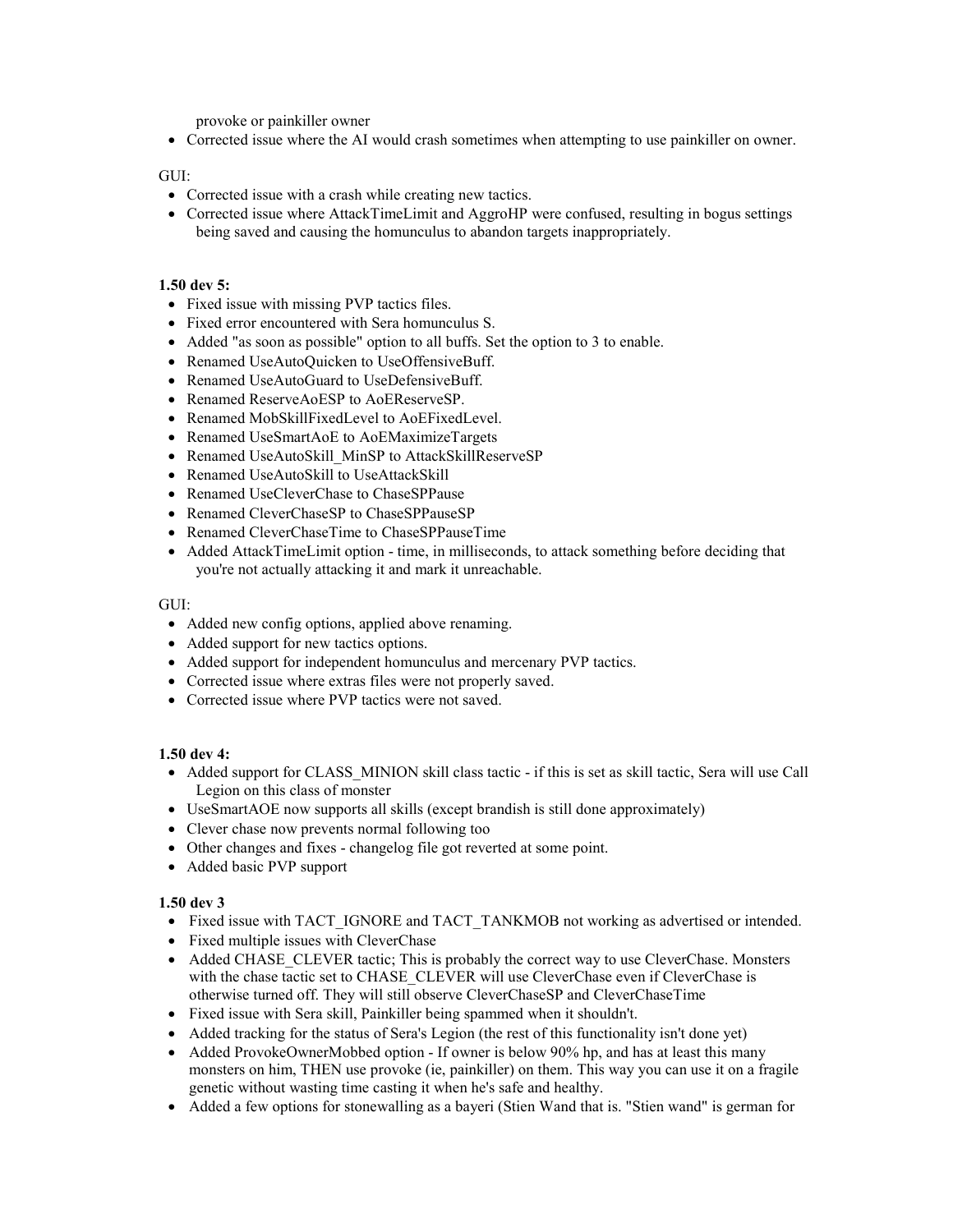provoke or painkiller owner

- Corrected issue where the AI would crash sometimes when attempting to use painkiller on owner.

GUI:

- Corrected issue with a crash while creating new tactics.
- Corrected issue where AttackTimeLimit and AggroHP were confused, resulting in bogus settings being saved and causing the homunculus to abandon targets inappropriately.

**1.50 dev 5:**

- Fixed issue with missing PVP tactics files.
- Fixed error encountered with Sera homunculus S.
- Added "as soon as possible" option to all buffs. Set the option to 3 to enable.
- Renamed UseAutoQuicken to UseOffensiveBuff.
- Renamed UseAutoGuard to UseDefensiveBuff.
- Renamed ReserveAoESP to AoEReserveSP.
- Renamed MobSkillFixedLevel to AoEFixedLevel.
- Renamed UseSmartAoE to AoEMaximizeTargets
- Renamed UseAutoSkill_MinSP to AttackSkillReserveSP
- Renamed UseAutoSkill to UseAttackSkill
- Renamed UseCleverChase to ChaseSPPause
- Renamed CleverChaseSP to ChaseSPPauseSP
- Renamed CleverChaseTime to ChaseSPPauseTime
- Added AttackTimeLimit option - time, in milliseconds, to attack something before deciding that you're not actually attacking it and mark it unreachable.

GUI:

- Added new config options, applied above renaming.
- Added support for new tactics options.
- Added support for independent homunculus and mercenary PVP tactics.
- Corrected issue where extras files were not properly saved.
- Corrected issue where PVP tactics were not saved.

**1.50 dev 4:**

- Added support for CLASS_MINION skill class tactic - if this is set as skill tactic, Sera will use Call Legion on this class of monster
- UseSmartAOE now supports all skills (except brandish is still done approximately)
- Clever chase now prevents normal following too
- Other changes and fixes - changelog file got reverted at some point.
- Added basic PVP support

**1.50 dev 3**

- Fixed issue with TACT_IGNORE and TACT_TANKMOB not working as advertised or intended.
- Fixed multiple issues with CleverChase
- Added CHASE_CLEVER tactic; This is probably the correct way to use CleverChase. Monsters with the chase tactic set to CHASE_CLEVER will use CleverChase even if CleverChase is otherwise turned off. They will still observe CleverChaseSP and CleverChaseTime
- Fixed issue with Sera skill, Painkiller being spammed when it shouldn't.
- Added tracking for the status of Sera's Legion (the rest of this functionality isn't done yet)
- Added ProvokeOwnerMobbed option - If owner is below 90% hp, and has at least this many monsters on him, THEN use provoke (ie, painkiller) on them. This way you can use it on a fragile genetic without wasting time casting it when he's safe and healthy.
- Added a few options for stonewalling as a bayeri (Stien Wand that is. "Stien wand" is german for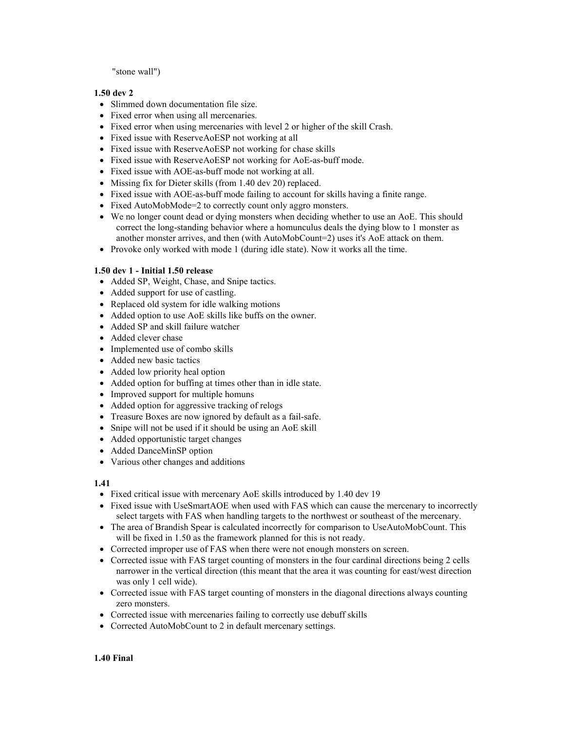"stone wall")

**1.50 dev 2**

- Slimmed down documentation file size.
- Fixed error when using all mercenaries.
- Fixed error when using mercenaries with level 2 or higher of the skill Crash.
- Fixed issue with ReserveAoESP not working at all
- Fixed issue with ReserveAoESP not working for chase skills
- Fixed issue with ReserveAoESP not working for AoE-as-buff mode.
- Fixed issue with AOE-as-buff mode not working at all.
- Missing fix for Dieter skills (from 1.40 dev 20) replaced.
- Fixed issue with AOE-as-buff mode failing to account for skills having a finite range.
- Fixed AutoMobMode=2 to correctly count only aggro monsters.
- We no longer count dead or dying monsters when deciding whether to use an AoE. This should correct the long-standing behavior where a homunculus deals the dying blow to 1 monster as another monster arrives, and then (with AutoMobCount=2) uses it's AoE attack on them.
- Provoke only worked with mode 1 (during idle state). Now it works all the time.

**1.50 dev 1 - Initial 1.50 release**

- Added SP, Weight, Chase, and Snipe tactics.
- Added support for use of castling.
- Replaced old system for idle walking motions
- Added option to use AoE skills like buffs on the owner.
- Added SP and skill failure watcher
- Added clever chase
- Implemented use of combo skills
- Added new basic tactics
- Added low priority heal option
- Added option for buffing at times other than in idle state.
- Improved support for multiple homuns
- Added option for aggressive tracking of relogs
- Treasure Boxes are now ignored by default as a fail-safe.
- Snipe will not be used if it should be using an AoE skill
- Added opportunistic target changes
- Added DanceMinSP option
- Various other changes and additions

**1.41**

- Fixed critical issue with mercenary AoE skills introduced by 1.40 dev 19
- Fixed issue with UseSmartAOE when used with FAS which can cause the mercenary to incorrectly select targets with FAS when handling targets to the northwest or southeast of the mercenary.
- The area of Brandish Spear is calculated incorrectly for comparison to UseAutoMobCount. This will be fixed in 1.50 as the framework planned for this is not ready.
- Corrected improper use of FAS when there were not enough monsters on screen.
- Corrected issue with FAS target counting of monsters in the four cardinal directions being 2 cells narrower in the vertical direction (this meant that the area it was counting for east/west direction was only 1 cell wide).
- Corrected issue with FAS target counting of monsters in the diagonal directions always counting zero monsters.
- Corrected issue with mercenaries failing to correctly use debuff skills
- Corrected AutoMobCount to 2 in default mercenary settings.

**1.40 Final**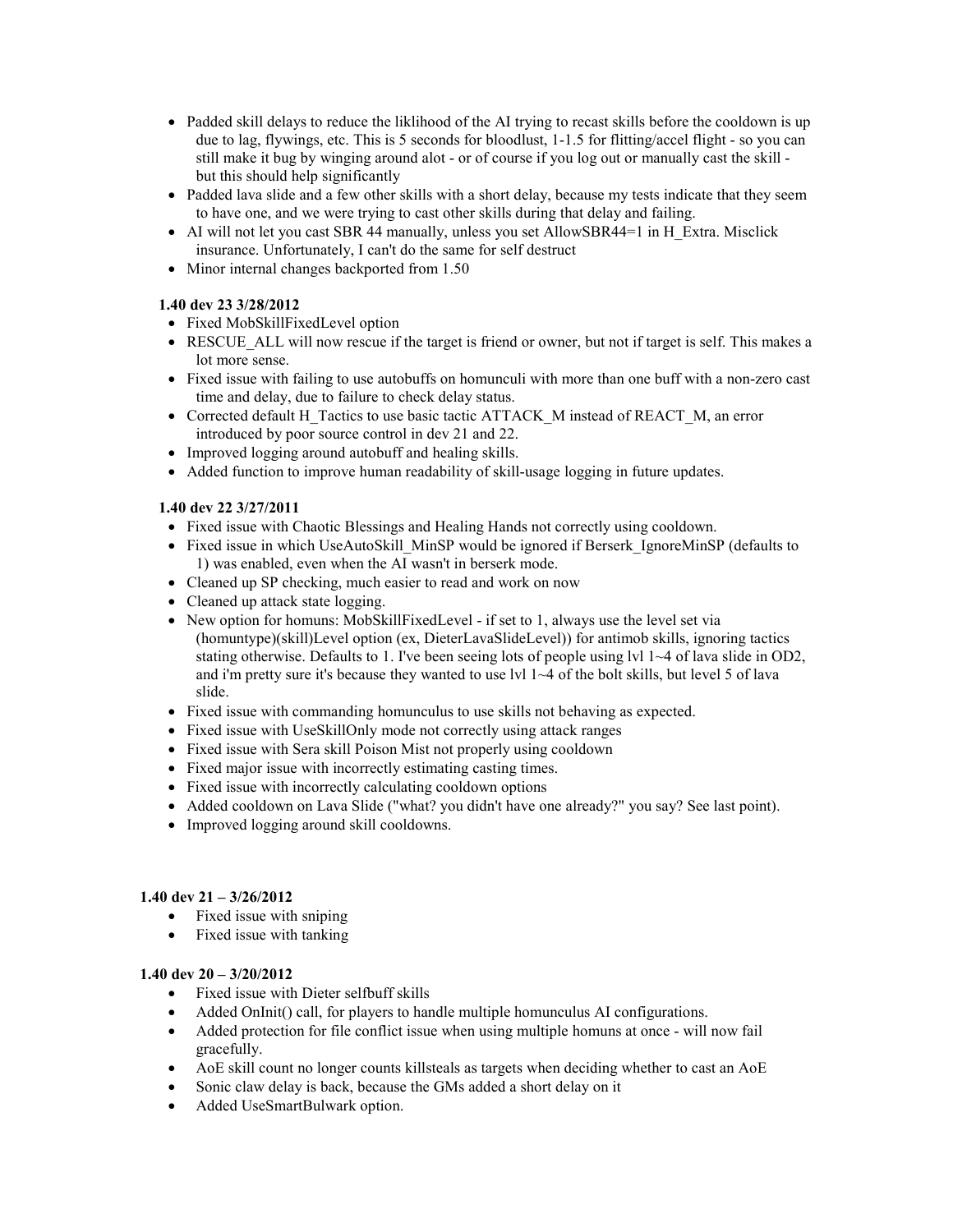- Padded skill delays to reduce the liklihood of the AI trying to recast skills before the cooldown is up due to lag, flywings, etc. This is 5 seconds for bloodlust, 1-1.5 for flitting/accel flight - so you can still make it bug by winging around alot - or of course if you log out or manually cast the skill - but this should help significantly
- Padded lava slide and a few other skills with a short delay, because my tests indicate that they seem to have one, and we were trying to cast other skills during that delay and failing.
- AI will not let you cast SBR 44 manually, unless you set AllowSBR44=1 in H_Extra. Misclick insurance. Unfortunately, I can't do the same for self destruct
- Minor internal changes backported from 1.50

**1.40 dev 23 3/28/2012**

- Fixed MobSkillFixedLevel option
- RESCUE_ALL will now rescue if the target is friend or owner, but not if target is self. This makes a lot more sense.
- Fixed issue with failing to use autobuffs on homunculi with more than one buff with a non-zero cast time and delay, due to failure to check delay status.
- Corrected default H_Tactics to use basic tactic ATTACK_M instead of REACT_M, an error introduced by poor source control in dev 21 and 22.
- Improved logging around autobuff and healing skills.
- Added function to improve human readability of skill-usage logging in future updates.

**1.40 dev 22 3/27/2011**

- Fixed issue with Chaotic Blessings and Healing Hands not correctly using cooldown.
- Fixed issue in which UseAutoSkill_MinSP would be ignored if Berserk_IgnoreMinSP (defaults to 1) was enabled, even when the AI wasn't in berserk mode.
- Cleaned up SP checking, much easier to read and work on now
- Cleaned up attack state logging.
- New option for homuns: MobSkillFixedLevel - if set to 1, always use the level set via (homuntype)(skill)Level option (ex, DieterLavaSlideLevel)) for antimob skills, ignoring tactics stating otherwise. Defaults to 1. I've been seeing lots of people using lvl 1~4 of lava slide in OD2, and i'm pretty sure it's because they wanted to use lvl 1~4 of the bolt skills, but level 5 of lava slide.
- Fixed issue with commanding homunculus to use skills not behaving as expected.
- Fixed issue with UseSkillOnly mode not correctly using attack ranges
- Fixed issue with Sera skill Poison Mist not properly using cooldown
- Fixed major issue with incorrectly estimating casting times.
- Fixed issue with incorrectly calculating cooldown options
- Added cooldown on Lava Slide ("what? you didn't have one already?" you say? See last point).
- Improved logging around skill cooldowns.

**1.40 dev 21 – 3/26/2012**

- Fixed issue with sniping
- Fixed issue with tanking

**1.40 dev 20 – 3/20/2012**

- Fixed issue with Dieter selfbuff skills
- Added OnInit() call, for players to handle multiple homunculus AI configurations.
- Added protection for file conflict issue when using multiple homuns at once - will now fail gracefully.
- AoE skill count no longer counts killsteals as targets when deciding whether to cast an AoE
- Sonic claw delay is back, because the GMs added a short delay on it
- Added UseSmartBulwark option.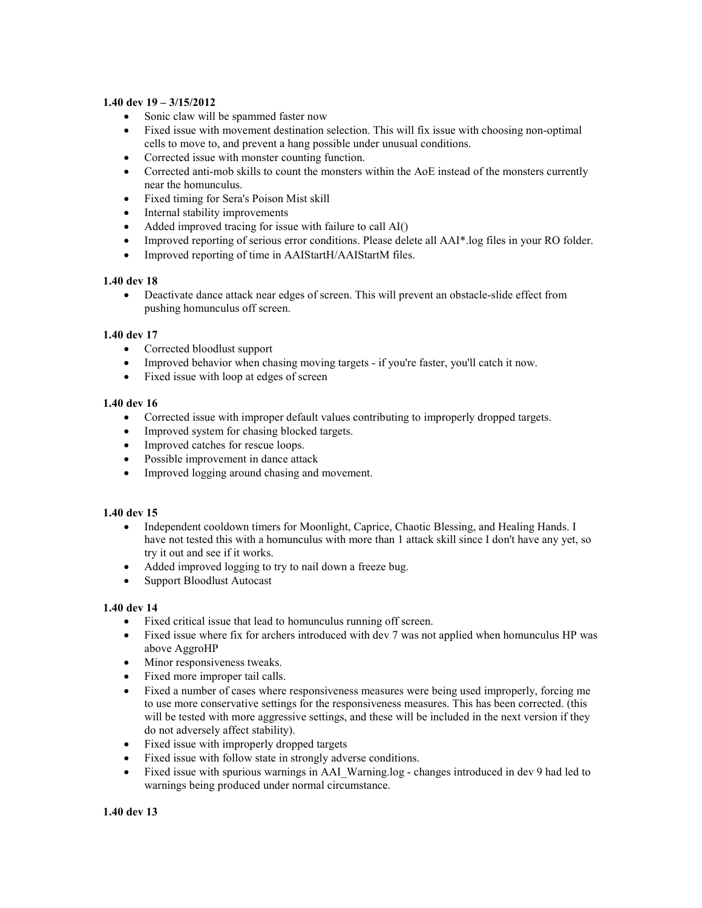**1.40 dev 19 – 3/15/2012**

- Sonic claw will be spammed faster now
- Fixed issue with movement destination selection. This will fix issue with choosing non-optimal cells to move to, and prevent a hang possible under unusual conditions.
- Corrected issue with monster counting function.
- Corrected anti-mob skills to count the monsters within the AoE instead of the monsters currently near the homunculus.
- Fixed timing for Sera's Poison Mist skill
- Internal stability improvements
- Added improved tracing for issue with failure to call AI()
- Improved reporting of serious error conditions. Please delete all AAI*.log files in your RO folder.
- Improved reporting of time in AAIStartH/AAIStartM files.

**1.40 dev 18**

- Deactivate dance attack near edges of screen. This will prevent an obstacle-slide effect from pushing homunculus off screen.

**1.40 dev 17**

- Corrected bloodlust support
- Improved behavior when chasing moving targets - if you're faster, you'll catch it now.
- Fixed issue with loop at edges of screen

**1.40 dev 16**

- Corrected issue with improper default values contributing to improperly dropped targets.
- Improved system for chasing blocked targets.
- Improved catches for rescue loops.
- Possible improvement in dance attack
- Improved logging around chasing and movement.

**1.40 dev 15**

- Independent cooldown timers for Moonlight, Caprice, Chaotic Blessing, and Healing Hands. I have not tested this with a homunculus with more than 1 attack skill since I don't have any yet, so try it out and see if it works.
- Added improved logging to try to nail down a freeze bug.
- Support Bloodlust Autocast

**1.40 dev 14**

- Fixed critical issue that lead to homunculus running off screen.
- Fixed issue where fix for archers introduced with dev 7 was not applied when homunculus HP was above AggroHP
- Minor responsiveness tweaks.
- Fixed more improper tail calls.
- Fixed a number of cases where responsiveness measures were being used improperly, forcing me to use more conservative settings for the responsiveness measures. This has been corrected. (this will be tested with more aggressive settings, and these will be included in the next version if they do not adversely affect stability).
- Fixed issue with improperly dropped targets
- Fixed issue with follow state in strongly adverse conditions.
- Fixed issue with spurious warnings in AAI_Warning.log - changes introduced in dev 9 had led to warnings being produced under normal circumstance.

**1.40 dev 13**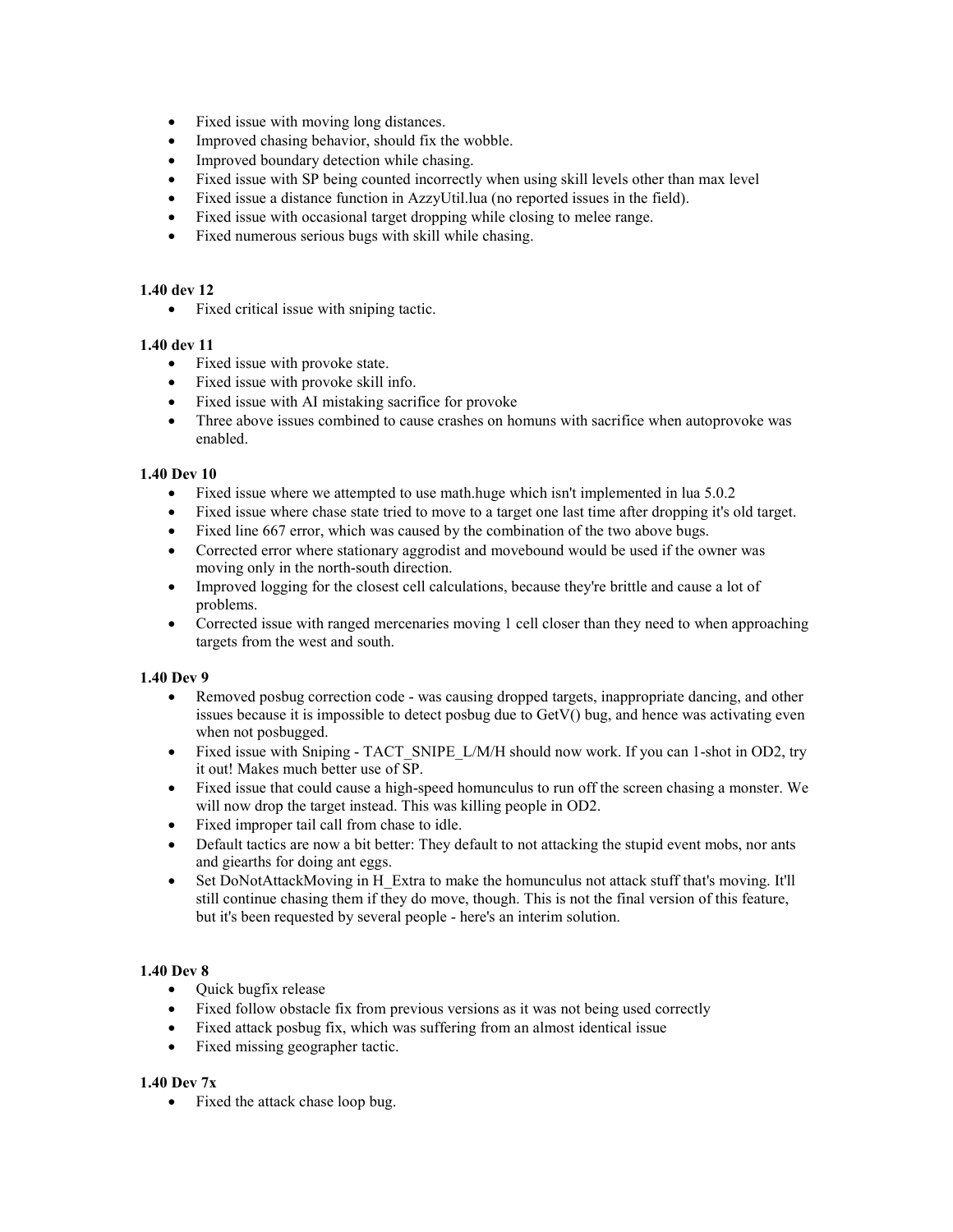- Fixed issue with moving long distances.
- Improved chasing behavior, should fix the wobble.
- Improved boundary detection while chasing.
- Fixed issue with SP being counted incorrectly when using skill levels other than max level
- Fixed issue a distance function in AzzyUtil.lua (no reported issues in the field).
- Fixed issue with occasional target dropping while closing to melee range.
- Fixed numerous serious bugs with skill while chasing.

**1.40 dev 12**

- Fixed critical issue with sniping tactic.

**1.40 dev 11**

- Fixed issue with provoke state.
- Fixed issue with provoke skill info.
- Fixed issue with AI mistaking sacrifice for provoke
- Three above issues combined to cause crashes on homuns with sacrifice when autoprovoke was enabled.

**1.40 Dev 10**

- Fixed issue where we attempted to use math.huge which isn't implemented in lua 5.0.2
- Fixed issue where chase state tried to move to a target one last time after dropping it's old target.
- Fixed line 667 error, which was caused by the combination of the two above bugs.
- Corrected error where stationary aggrodist and movebound would be used if the owner was moving only in the north-south direction.
- Improved logging for the closest cell calculations, because they're brittle and cause a lot of problems.
- Corrected issue with ranged mercenaries moving 1 cell closer than they need to when approaching targets from the west and south.

**1.40 Dev 9**

- Removed posbug correction code - was causing dropped targets, inappropriate dancing, and other issues because it is impossible to detect posbug due to GetV() bug, and hence was activating even when not posbugged.
- Fixed issue with Sniping - TACT_SNIPE_L/M/H should now work. If you can 1-shot in OD2, try it out! Makes much better use of SP.
- Fixed issue that could cause a high-speed homunculus to run off the screen chasing a monster. We will now drop the target instead. This was killing people in OD2.
- Fixed improper tail call from chase to idle.
- Default tactics are now a bit better: They default to not attacking the stupid event mobs, nor ants and giearths for doing ant eggs.
- Set DoNotAttackMoving in H_Extra to make the homunculus not attack stuff that's moving. It'll still continue chasing them if they do move, though. This is not the final version of this feature, but it's been requested by several people - here's an interim solution.

**1.40 Dev 8**

- Quick bugfix release
- Fixed follow obstacle fix from previous versions as it was not being used correctly
- Fixed attack posbug fix, which was suffering from an almost identical issue
- Fixed missing geographer tactic.

**1.40 Dev 7x**

- Fixed the attack chase loop bug.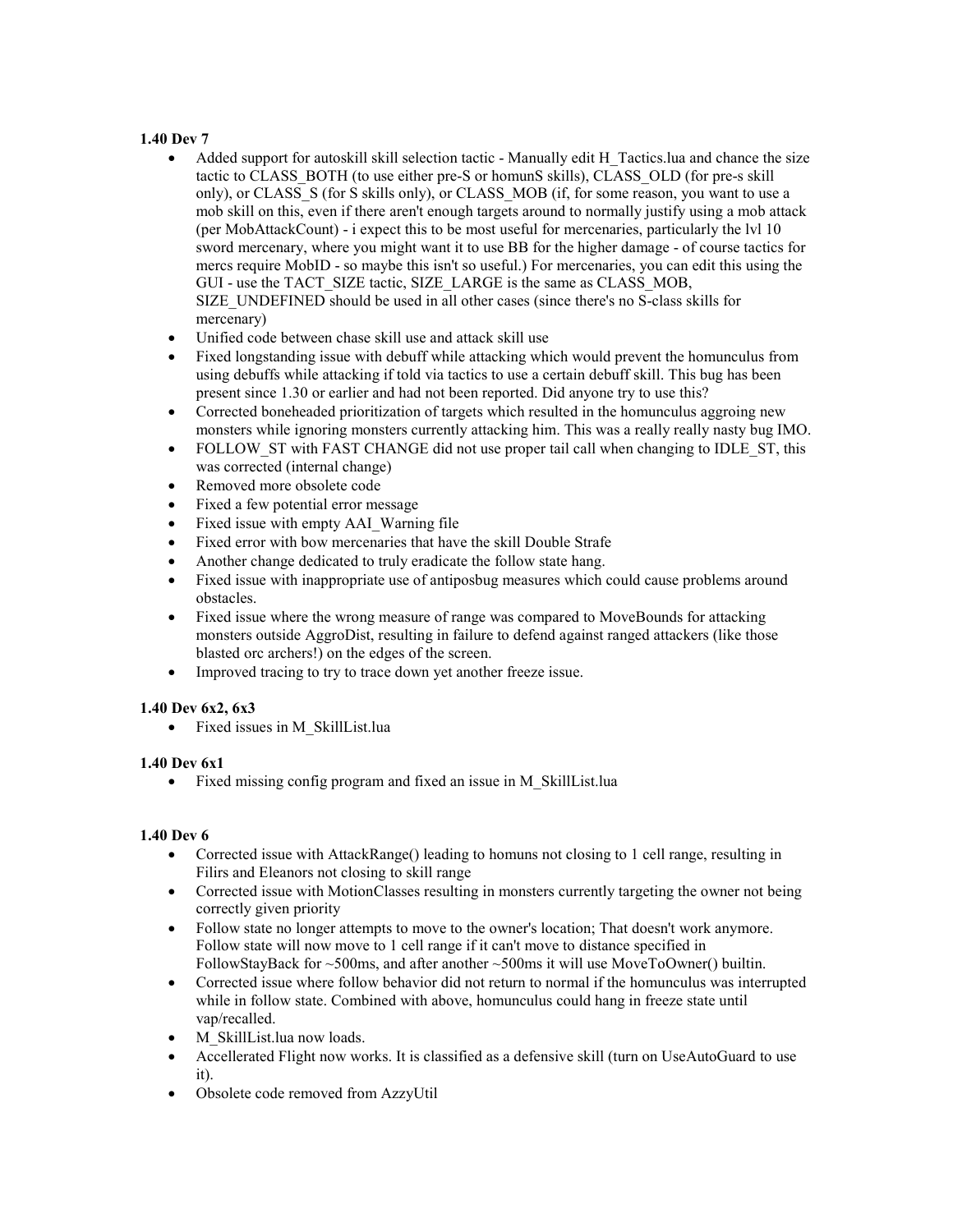**1.40 Dev 7**

- Added support for autoskill skill selection tactic - Manually edit H_Tactics.lua and chance the size tactic to CLASS_BOTH (to use either pre-S or homunS skills), CLASS_OLD (for pre-s skill only), or CLASS_S (for S skills only), or CLASS_MOB (if, for some reason, you want to use a mob skill on this, even if there aren't enough targets around to normally justify using a mob attack (per MobAttackCount) - i expect this to be most useful for mercenaries, particularly the lvl 10 sword mercenary, where you might want it to use BB for the higher damage - of course tactics for mercs require MobID - so maybe this isn't so useful.) For mercenaries, you can edit this using the GUI - use the TACT_SIZE tactic, SIZE_LARGE is the same as CLASS_MOB, SIZE_UNDEFINED should be used in all other cases (since there's no S-class skills for mercenary)
- Unified code between chase skill use and attack skill use
- Fixed longstanding issue with debuff while attacking which would prevent the homunculus from using debuffs while attacking if told via tactics to use a certain debuff skill. This bug has been present since 1.30 or earlier and had not been reported. Did anyone try to use this?
- Corrected boneheaded prioritization of targets which resulted in the homunculus aggroing new monsters while ignoring monsters currently attacking him. This was a really really nasty bug IMO.
- FOLLOW_ST with FAST CHANGE did not use proper tail call when changing to IDLE_ST, this was corrected (internal change)
- Removed more obsolete code
- Fixed a few potential error message
- Fixed issue with empty AAI_Warning file
- Fixed error with bow mercenaries that have the skill Double Strafe
- Another change dedicated to truly eradicate the follow state hang.
- Fixed issue with inappropriate use of antiposbug measures which could cause problems around obstacles.
- Fixed issue where the wrong measure of range was compared to MoveBounds for attacking monsters outside AggroDist, resulting in failure to defend against ranged attackers (like those blasted orc archers!) on the edges of the screen.
- Improved tracing to try to trace down yet another freeze issue.

**1.40 Dev 6x2, 6x3**

- Fixed issues in M_SkillList.lua

**1.40 Dev 6x1**

- Fixed missing config program and fixed an issue in M_SkillList.lua

**1.40 Dev 6**

- Corrected issue with AttackRange() leading to homuns not closing to 1 cell range, resulting in Filirs and Eleanors not closing to skill range
- Corrected issue with MotionClasses resulting in monsters currently targeting the owner not being correctly given priority
- Follow state no longer attempts to move to the owner's location; That doesn't work anymore. Follow state will now move to 1 cell range if it can't move to distance specified in FollowStayBack for ~500ms, and after another ~500ms it will use MoveToOwner() builtin.
- Corrected issue where follow behavior did not return to normal if the homunculus was interrupted while in follow state. Combined with above, homunculus could hang in freeze state until vap/recalled.
- M_SkillList.lua now loads.
- Accellerated Flight now works. It is classified as a defensive skill (turn on UseAutoGuard to use it).
- Obsolete code removed from AzzyUtil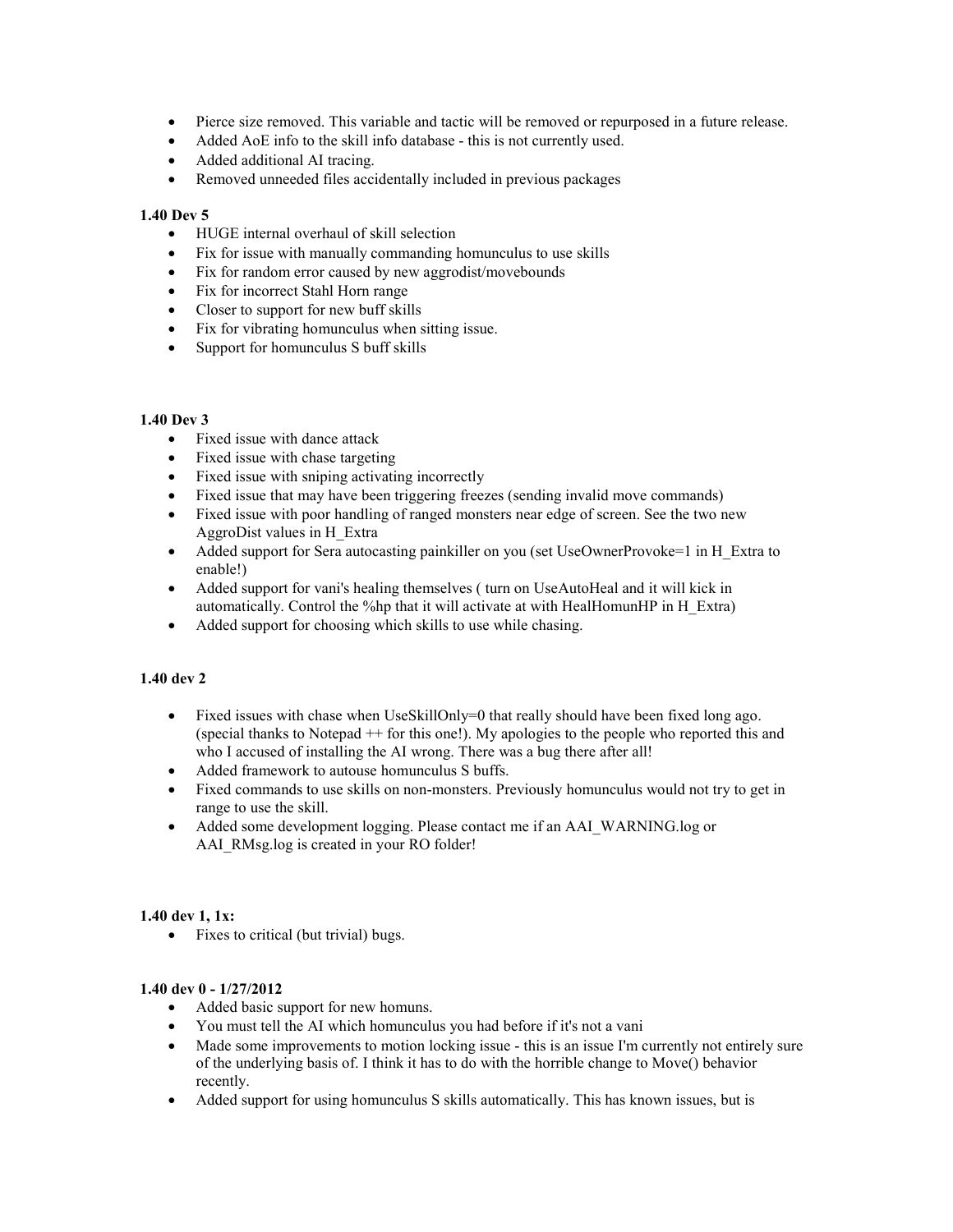- Pierce size removed. This variable and tactic will be removed or repurposed in a future release.
- Added AoE info to the skill info database - this is not currently used.
- Added additional AI tracing.
- Removed unneeded files accidentally included in previous packages

**1.40 Dev 5**

- HUGE internal overhaul of skill selection
- Fix for issue with manually commanding homunculus to use skills
- Fix for random error caused by new aggrodist/movebounds
- Fix for incorrect Stahl Horn range
- Closer to support for new buff skills
- Fix for vibrating homunculus when sitting issue.
- Support for homunculus S buff skills

**1.40 Dev 3**

- Fixed issue with dance attack
- Fixed issue with chase targeting
- Fixed issue with sniping activating incorrectly
- Fixed issue that may have been triggering freezes (sending invalid move commands)
- Fixed issue with poor handling of ranged monsters near edge of screen. See the two new AggroDist values in H_Extra
- Added support for Sera autocasting painkiller on you (set UseOwnerProvoke=1 in H_Extra to enable!)
- Added support for vani's healing themselves ( turn on UseAutoHeal and it will kick in automatically. Control the %hp that it will activate at with HealHomunHP in H_Extra)
- Added support for choosing which skills to use while chasing.

**1.40 dev 2**

- Fixed issues with chase when UseSkillOnly=0 that really should have been fixed long ago. (special thanks to Notepad ++ for this one!). My apologies to the people who reported this and who I accused of installing the AI wrong. There was a bug there after all!
- Added framework to autouse homunculus S buffs.
- Fixed commands to use skills on non-monsters. Previously homunculus would not try to get in range to use the skill.
- Added some development logging. Please contact me if an AAI_WARNING.log or AAI_RMsg.log is created in your RO folder!

**1.40 dev 1, 1x:**

- Fixes to critical (but trivial) bugs.

**1.40 dev 0 - 1/27/2012**

- Added basic support for new homuns.
- You must tell the AI which homunculus you had before if it's not a vani
- Made some improvements to motion locking issue - this is an issue I'm currently not entirely sure of the underlying basis of. I think it has to do with the horrible change to Move() behavior recently.
- Added support for using homunculus S skills automatically. This has known issues, but is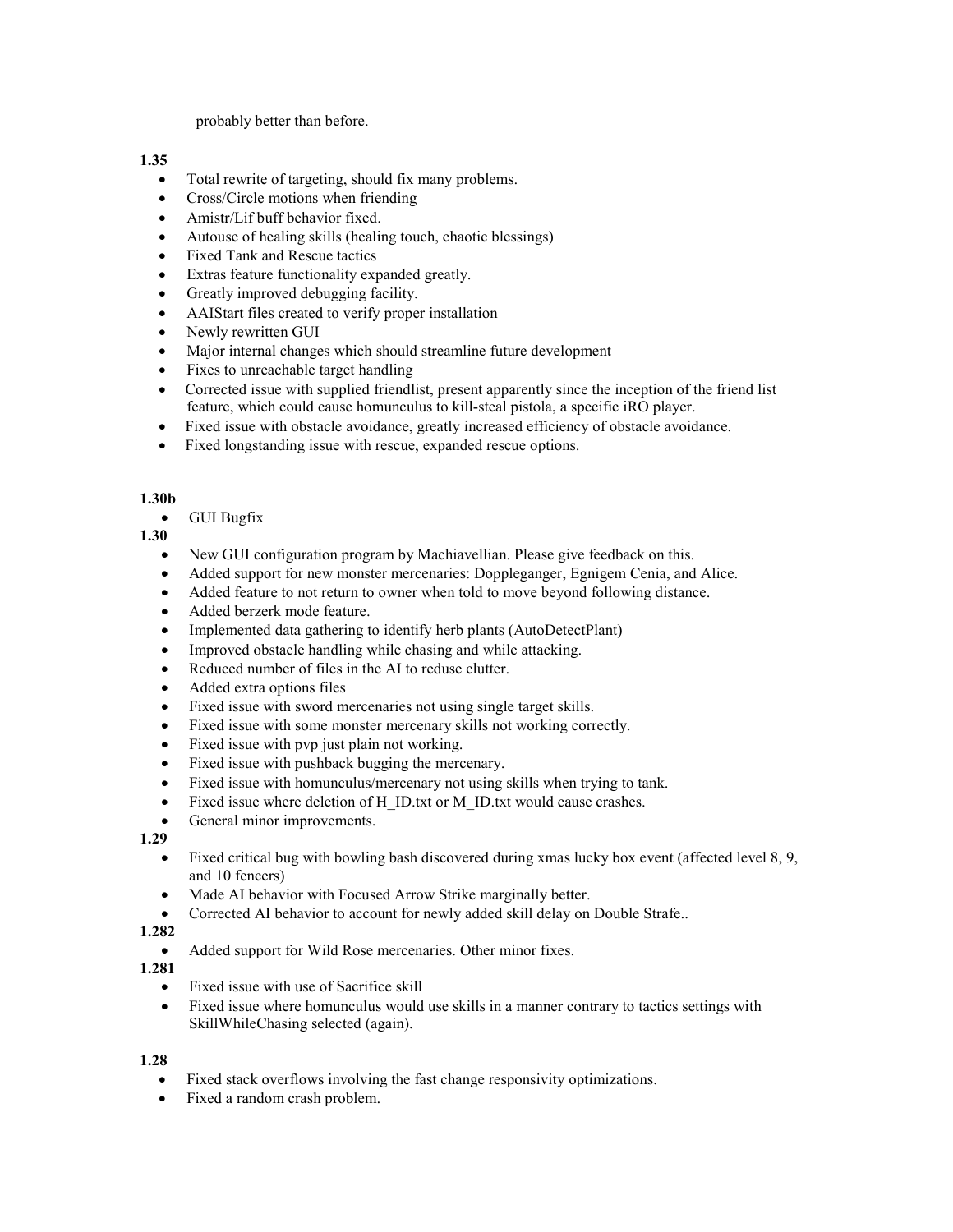probably better than before.

**1.35**

- Total rewrite of targeting, should fix many problems.
- Cross/Circle motions when friending
- Amistr/Lif buff behavior fixed.
- Autouse of healing skills (healing touch, chaotic blessings)
- Fixed Tank and Rescue tactics
- Extras feature functionality expanded greatly.
- Greatly improved debugging facility.
- AAIStart files created to verify proper installation
- Newly rewritten GUI
- Major internal changes which should streamline future development
- Fixes to unreachable target handling
- Corrected issue with supplied friendlist, present apparently since the inception of the friend list feature, which could cause homunculus to kill-steal pistola, a specific iRO player.
- Fixed issue with obstacle avoidance, greatly increased efficiency of obstacle avoidance.
- Fixed longstanding issue with rescue, expanded rescue options.

**1.30b**

- GUI Bugfix

**1.30**

- New GUI configuration program by Machiavellian. Please give feedback on this.
- Added support for new monster mercenaries: Doppleganger, Egnigem Cenia, and Alice.
- Added feature to not return to owner when told to move beyond following distance.
- Added berzerk mode feature.
- Implemented data gathering to identify herb plants (AutoDetectPlant)
- Improved obstacle handling while chasing and while attacking.
- Reduced number of files in the AI to reduse clutter.
- Added extra options files
- Fixed issue with sword mercenaries not using single target skills.
- Fixed issue with some monster mercenary skills not working correctly.
- Fixed issue with pvp just plain not working.
- Fixed issue with pushback bugging the mercenary.
- Fixed issue with homunculus/mercenary not using skills when trying to tank.
- Fixed issue where deletion of H_ID.txt or M_ID.txt would cause crashes.
- General minor improvements.

**1.29**

- Fixed critical bug with bowling bash discovered during xmas lucky box event (affected level 8, 9, and 10 fencers)
- Made AI behavior with Focused Arrow Strike marginally better.
- Corrected AI behavior to account for newly added skill delay on Double Strafe..

**1.282**

- Added support for Wild Rose mercenaries. Other minor fixes.

**1.281**

- Fixed issue with use of Sacrifice skill
- Fixed issue where homunculus would use skills in a manner contrary to tactics settings with SkillWhileChasing selected (again).

**1.28**

- Fixed stack overflows involving the fast change responsivity optimizations.
- Fixed a random crash problem.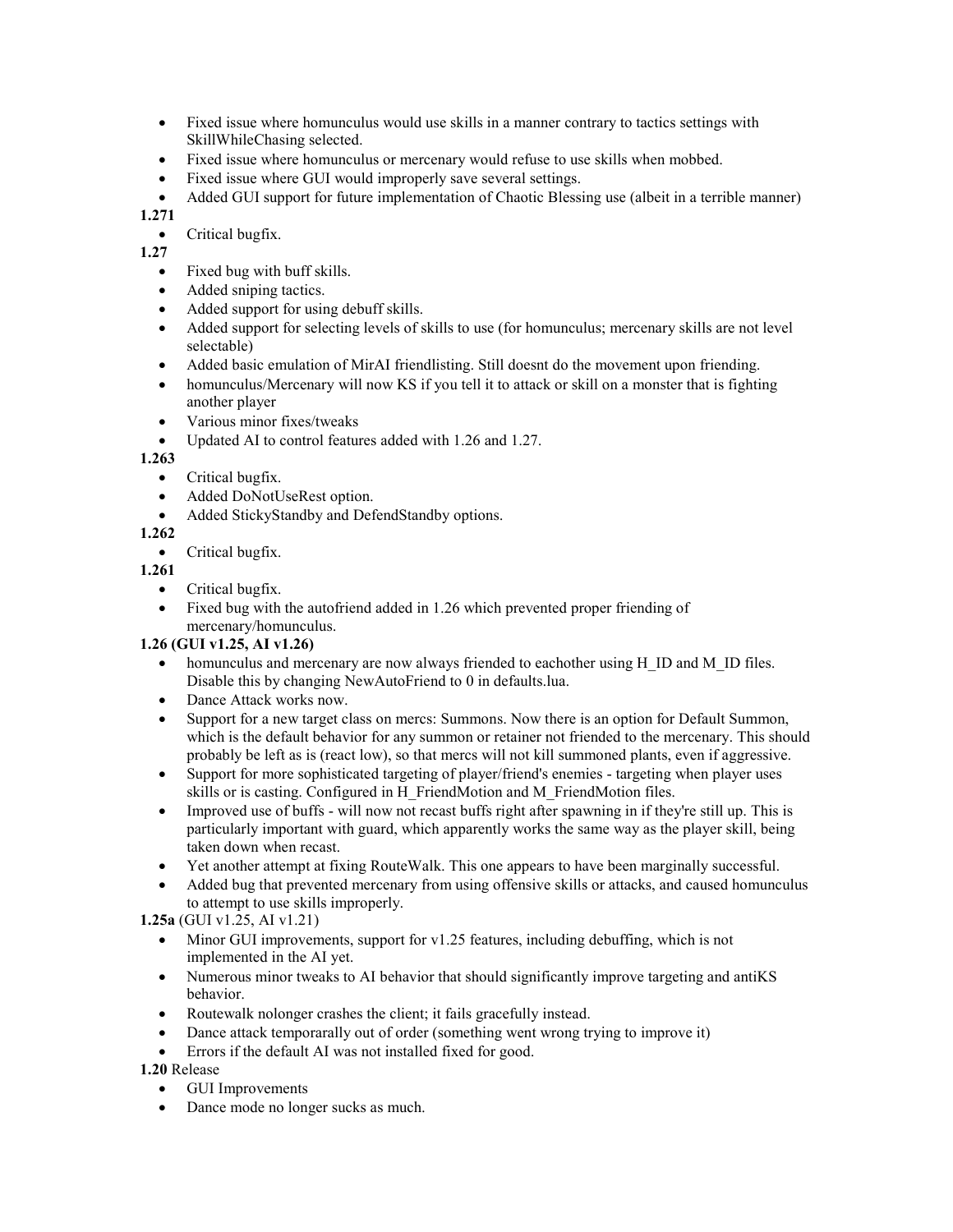- Fixed issue where homunculus would use skills in a manner contrary to tactics settings with SkillWhileChasing selected.
- Fixed issue where homunculus or mercenary would refuse to use skills when mobbed.
- Fixed issue where GUI would improperly save several settings.
- Added GUI support for future implementation of Chaotic Blessing use (albeit in a terrible manner)

**1.271**

- Critical bugfix.

**1.27**

- Fixed bug with buff skills.
- Added sniping tactics.
- Added support for using debuff skills.
- Added support for selecting levels of skills to use (for homunculus; mercenary skills are not level selectable)
- Added basic emulation of MirAI friendlisting. Still doesnt do the movement upon friending.
- homunculus/Mercenary will now KS if you tell it to attack or skill on a monster that is fighting another player
- Various minor fixes/tweaks
- Updated AI to control features added with 1.26 and 1.27.

**1.263**

- Critical bugfix.
- Added DoNotUseRest option.
- Added StickyStandby and DefendStandby options.

**1.262**

- Critical bugfix.

**1.261**

- Critical bugfix.
- Fixed bug with the autofriend added in 1.26 which prevented proper friending of mercenary/homunculus.

**1.26 (GUI v1.25, AI v1.26)**

- homunculus and mercenary are now always friended to eachother using H_ID and M_ID files. Disable this by changing NewAutoFriend to 0 in defaults.lua.
- Dance Attack works now.
- Support for a new target class on mercs: Summons. Now there is an option for Default Summon, which is the default behavior for any summon or retainer not friended to the mercenary. This should probably be left as is (react low), so that mercs will not kill summoned plants, even if aggressive.
- Support for more sophisticated targeting of player/friend's enemies - targeting when player uses skills or is casting. Configured in H_FriendMotion and M_FriendMotion files.
- Improved use of buffs - will now not recast buffs right after spawning in if they're still up. This is particularly important with guard, which apparently works the same way as the player skill, being taken down when recast.
- Yet another attempt at fixing RouteWalk. This one appears to have been marginally successful.
- Added bug that prevented mercenary from using offensive skills or attacks, and caused homunculus to attempt to use skills improperly.

**1.25a** (GUI v1.25, AI v1.21)

- Minor GUI improvements, support for v1.25 features, including debuffing, which is not implemented in the AI yet.
- Numerous minor tweaks to AI behavior that should significantly improve targeting and antiKS behavior.
- Routewalk nolonger crashes the client; it fails gracefully instead.
- Dance attack temporarally out of order (something went wrong trying to improve it)
- Errors if the default AI was not installed fixed for good.

**1.20** Release

- GUI Improvements
- Dance mode no longer sucks as much.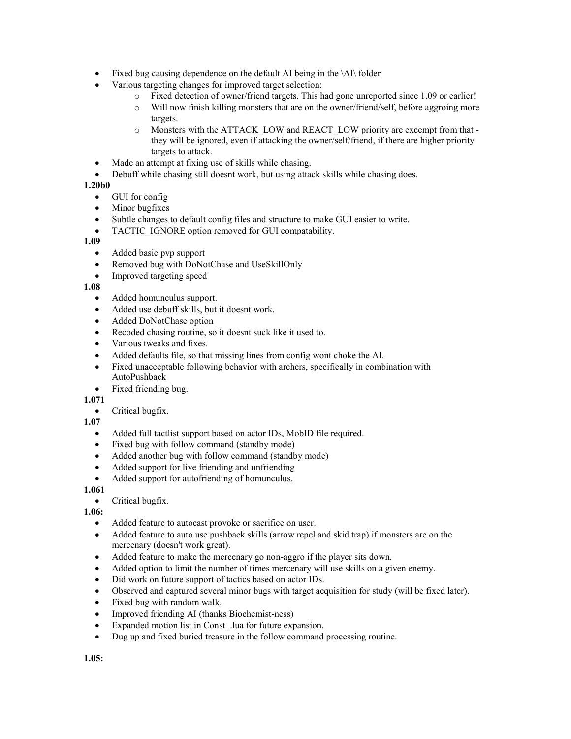- Fixed bug causing dependence on the default AI being in the \AI\ folder
- Various targeting changes for improved target selection:
  - Fixed detection of owner/friend targets. This had gone unreported since 1.09 or earlier!
  - Will now finish killing monsters that are on the owner/friend/self, before aggroing more targets.
  - Monsters with the ATTACK_LOW and REACT_LOW priority are excempt from that - they will be ignored, even if attacking the owner/self/friend, if there are higher priority targets to attack.
- Made an attempt at fixing use of skills while chasing.
- Debuff while chasing still doesnt work, but using attack skills while chasing does.

**1.20b0**

- GUI for config
- Minor bugfixes
- Subtle changes to default config files and structure to make GUI easier to write.
- TACTIC_IGNORE option removed for GUI compatability.

**1.09**

- Added basic pvp support
- Removed bug with DoNotChase and UseSkillOnly
- Improved targeting speed

**1.08**

- Added homunculus support.
- Added use debuff skills, but it doesnt work.
- Added DoNotChase option
- Recoded chasing routine, so it doesnt suck like it used to.
- Various tweaks and fixes.
- Added defaults file, so that missing lines from config wont choke the AI.
- Fixed unacceptable following behavior with archers, specifically in combination with AutoPushback
- Fixed friending bug.

**1.071**

- Critical bugfix.

**1.07**

- Added full tactlist support based on actor IDs, MobID file required.
- Fixed bug with follow command (standby mode)
- Added another bug with follow command (standby mode)
- Added support for live friending and unfriending
- Added support for autofriending of homunculus.

**1.061**

- Critical bugfix.

**1.06:**

- Added feature to autocast provoke or sacrifice on user.
- Added feature to auto use pushback skills (arrow repel and skid trap) if monsters are on the mercenary (doesn't work great).
- Added feature to make the mercenary go non-aggro if the player sits down.
- Added option to limit the number of times mercenary will use skills on a given enemy.
- Did work on future support of tactics based on actor IDs.
- Observed and captured several minor bugs with target acquisition for study (will be fixed later).
- Fixed bug with random walk.
- Improved friending AI (thanks Biochemist-ness)
- Expanded motion list in Const_.lua for future expansion.
- Dug up and fixed buried treasure in the follow command processing routine.

**1.05:**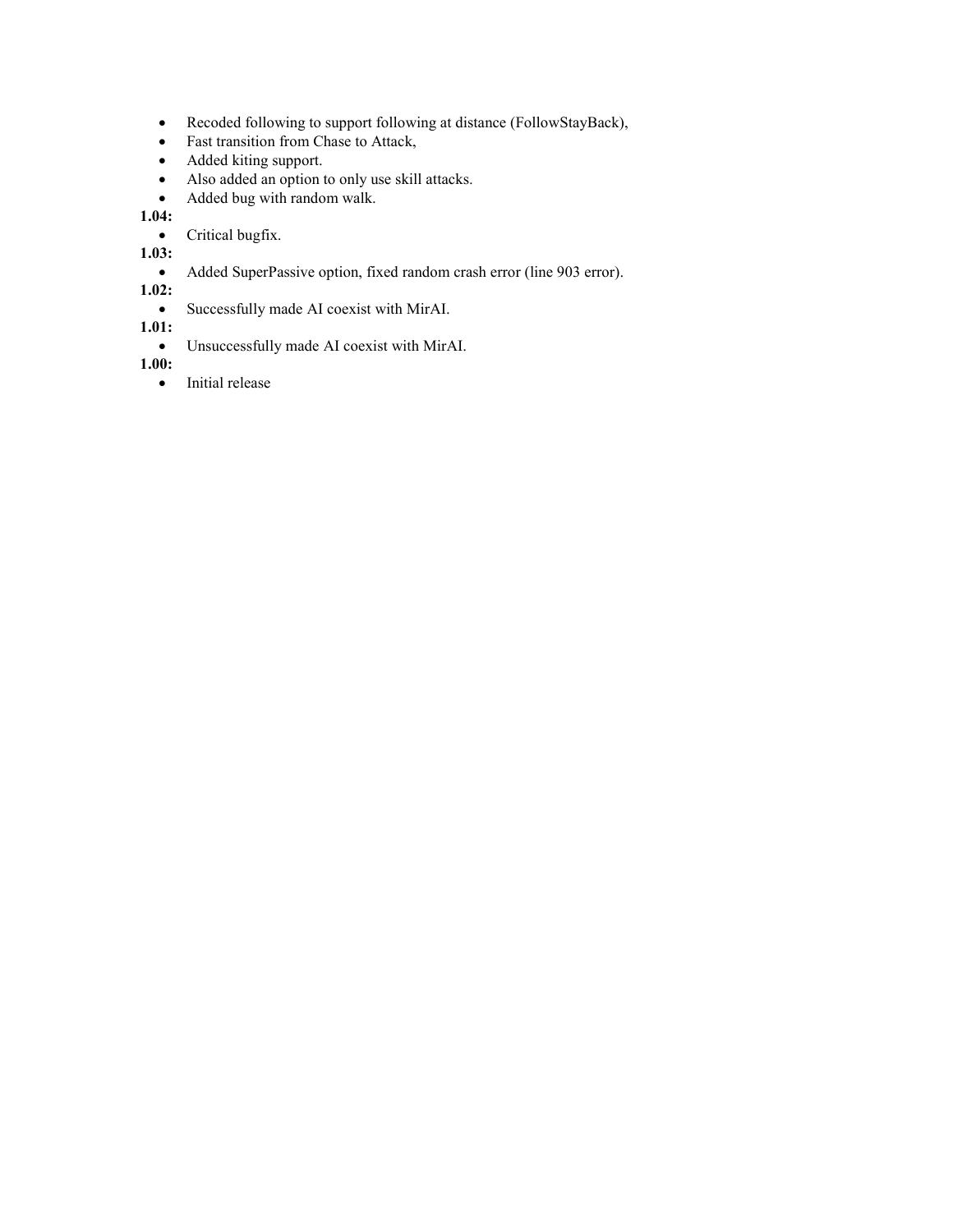- Recoded following to support following at distance (FollowStayBack),
- Fast transition from Chase to Attack,
- Added kiting support.
- Also added an option to only use skill attacks.
- Added bug with random walk.

**1.04:**

- Critical bugfix.

**1.03:**

- Added SuperPassive option, fixed random crash error (line 903 error).

**1.02:**

- Successfully made AI coexist with MirAI.

**1.01:**

- Unsuccessfully made AI coexist with MirAI.

**1.00:**

- Initial release